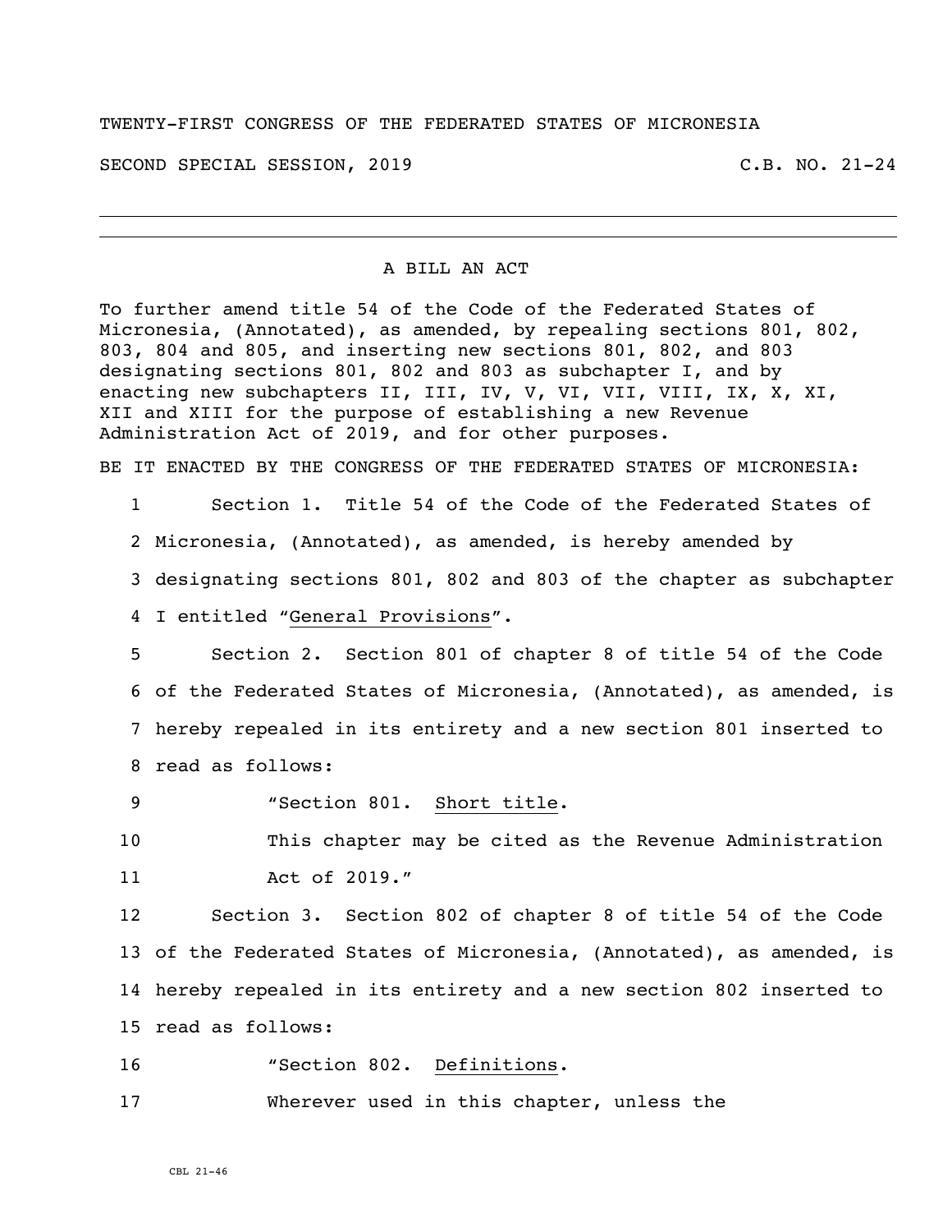TWENTY-FIRST CONGRESS OF THE FEDERATED STATES OF MICRONESIA

SECOND SPECIAL SESSION, 2019 C.B. NO. 21-24

---

A BILL AN ACT

To further amend title 54 of the Code of the Federated States of Micronesia, (Annotated), as amended, by repealing sections 801, 802, 803, 804 and 805, and inserting new sections 801, 802, and 803 designating sections 801, 802 and 803 as subchapter I, and by enacting new subchapters II, III, IV, V, VI, VII, VIII, IX, X, XI, XII and XIII for the purpose of establishing a new Revenue Administration Act of 2019, and for other purposes.

BE IT ENACTED BY THE CONGRESS OF THE FEDERATED STATES OF MICRONESIA:

1 Section 1. Title 54 of the Code of the Federated States of
2 Micronesia, (Annotated), as amended, is hereby amended by
3 designating sections 801, 802 and 803 of the chapter as subchapter
4 I entitled "General Provisions".

5 Section 2. Section 801 of chapter 8 of title 54 of the Code
6 of the Federated States of Micronesia, (Annotated), as amended, is
7 hereby repealed in its entirety and a new section 801 inserted to
8 read as follows:

9 "Section 801. Short title.

10 This chapter may be cited as the Revenue Administration
11 Act of 2019."

12 Section 3. Section 802 of chapter 8 of title 54 of the Code
13 of the Federated States of Micronesia, (Annotated), as amended, is
14 hereby repealed in its entirety and a new section 802 inserted to
15 read as follows:

16 "Section 802. Definitions.

17 Wherever used in this chapter, unless the

CBL 21-46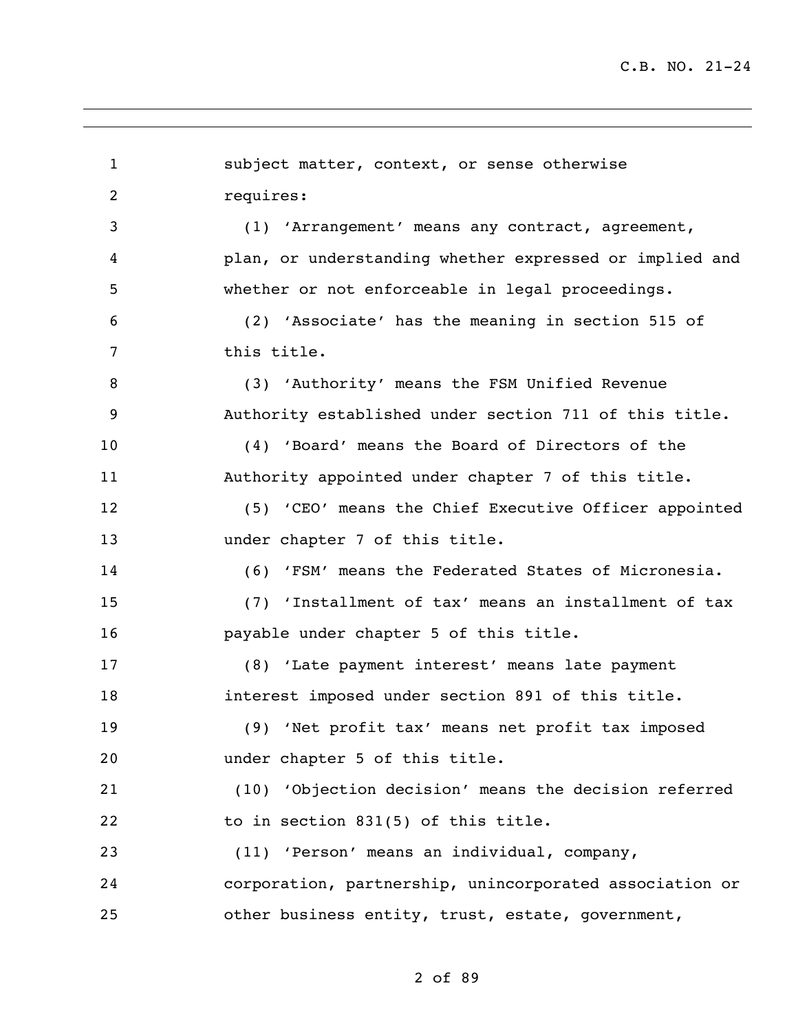subject matter, context, or sense otherwise requires:

(1) 'Arrangement' means any contract, agreement, plan, or understanding whether expressed or implied and whether or not enforceable in legal proceedings.

(2) 'Associate' has the meaning in section 515 of this title.

(3) 'Authority' means the FSM Unified Revenue Authority established under section 711 of this title.

(4) 'Board' means the Board of Directors of the Authority appointed under chapter 7 of this title.

(5) 'CEO' means the Chief Executive Officer appointed under chapter 7 of this title.

(6) 'FSM' means the Federated States of Micronesia.

(7) 'Installment of tax' means an installment of tax payable under chapter 5 of this title.

(8) 'Late payment interest' means late payment interest imposed under section 891 of this title.

(9) 'Net profit tax' means net profit tax imposed under chapter 5 of this title.

(10) 'Objection decision' means the decision referred to in section 831(5) of this title.

(11) 'Person' means an individual, company, corporation, partnership, unincorporated association or other business entity, trust, estate, government,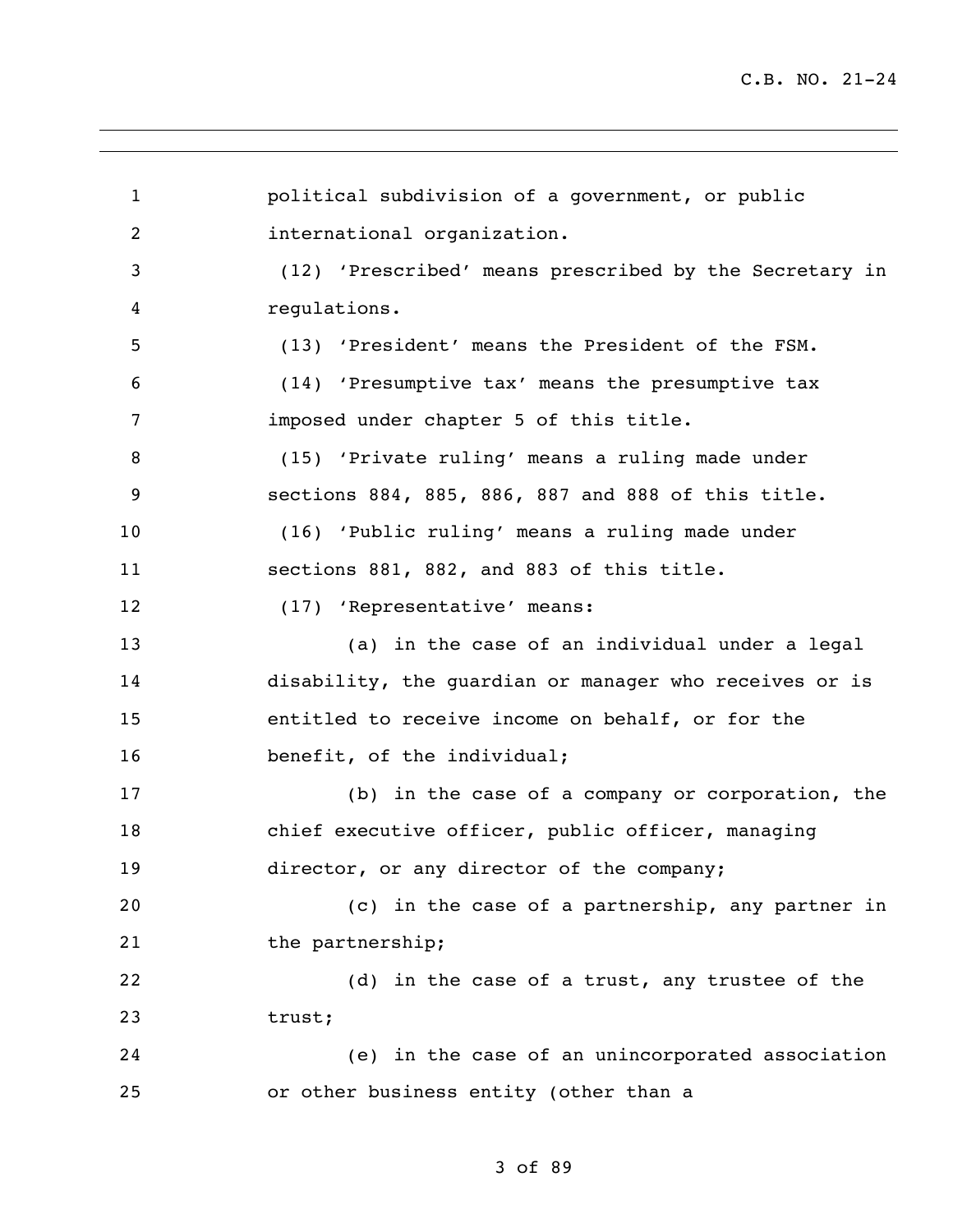political subdivision of a government, or public international organization.

(12) ‘Prescribed’ means prescribed by the Secretary in regulations.

(13) ‘President’ means the President of the FSM.

(14) ‘Presumptive tax’ means the presumptive tax imposed under chapter 5 of this title.

(15) ‘Private ruling’ means a ruling made under sections 884, 885, 886, 887 and 888 of this title.

(16) ‘Public ruling’ means a ruling made under sections 881, 882, and 883 of this title.

(17) ‘Representative’ means:

(a) in the case of an individual under a legal disability, the guardian or manager who receives or is entitled to receive income on behalf, or for the benefit, of the individual;

(b) in the case of a company or corporation, the chief executive officer, public officer, managing director, or any director of the company;

(c) in the case of a partnership, any partner in the partnership;

(d) in the case of a trust, any trustee of the trust;

(e) in the case of an unincorporated association or other business entity (other than a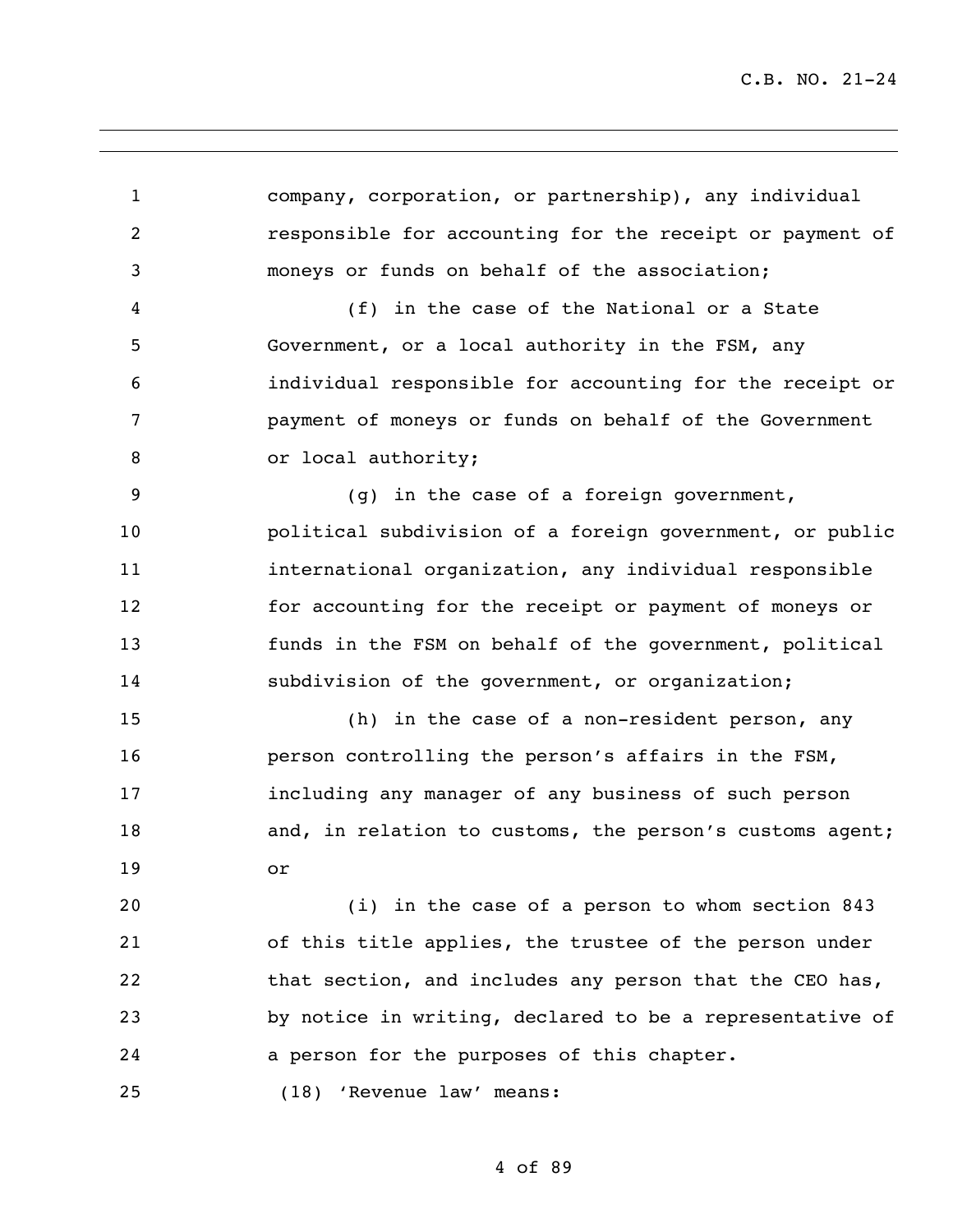company, corporation, or partnership), any individual responsible for accounting for the receipt or payment of moneys or funds on behalf of the association;

(f) in the case of the National or a State Government, or a local authority in the FSM, any individual responsible for accounting for the receipt or payment of moneys or funds on behalf of the Government or local authority;

(g) in the case of a foreign government, political subdivision of a foreign government, or public international organization, any individual responsible for accounting for the receipt or payment of moneys or funds in the FSM on behalf of the government, political subdivision of the government, or organization;

(h) in the case of a non-resident person, any person controlling the person's affairs in the FSM, including any manager of any business of such person and, in relation to customs, the person's customs agent; or

(i) in the case of a person to whom section 843 of this title applies, the trustee of the person under that section, and includes any person that the CEO has, by notice in writing, declared to be a representative of a person for the purposes of this chapter.

(18) 'Revenue law' means: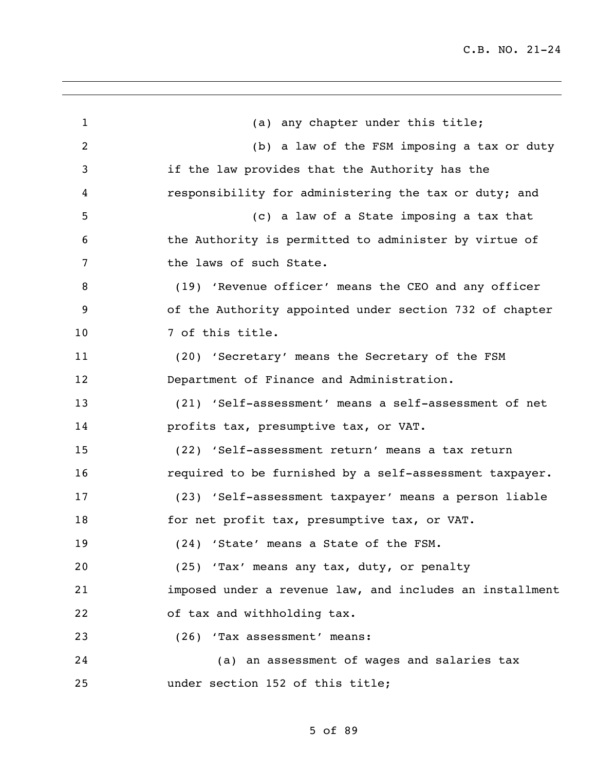(a) any chapter under this title;

(b) a law of the FSM imposing a tax or duty if the law provides that the Authority has the responsibility for administering the tax or duty; and

(c) a law of a State imposing a tax that the Authority is permitted to administer by virtue of the laws of such State.

(19) 'Revenue officer' means the CEO and any officer of the Authority appointed under section 732 of chapter 7 of this title.

(20) 'Secretary' means the Secretary of the FSM Department of Finance and Administration.

(21) 'Self-assessment' means a self-assessment of net profits tax, presumptive tax, or VAT.

(22) 'Self-assessment return' means a tax return required to be furnished by a self-assessment taxpayer.

(23) 'Self-assessment taxpayer' means a person liable for net profit tax, presumptive tax, or VAT.

(24) 'State' means a State of the FSM.

(25) 'Tax' means any tax, duty, or penalty imposed under a revenue law, and includes an installment of tax and withholding tax.

(26) 'Tax assessment' means:

(a) an assessment of wages and salaries tax under section 152 of this title;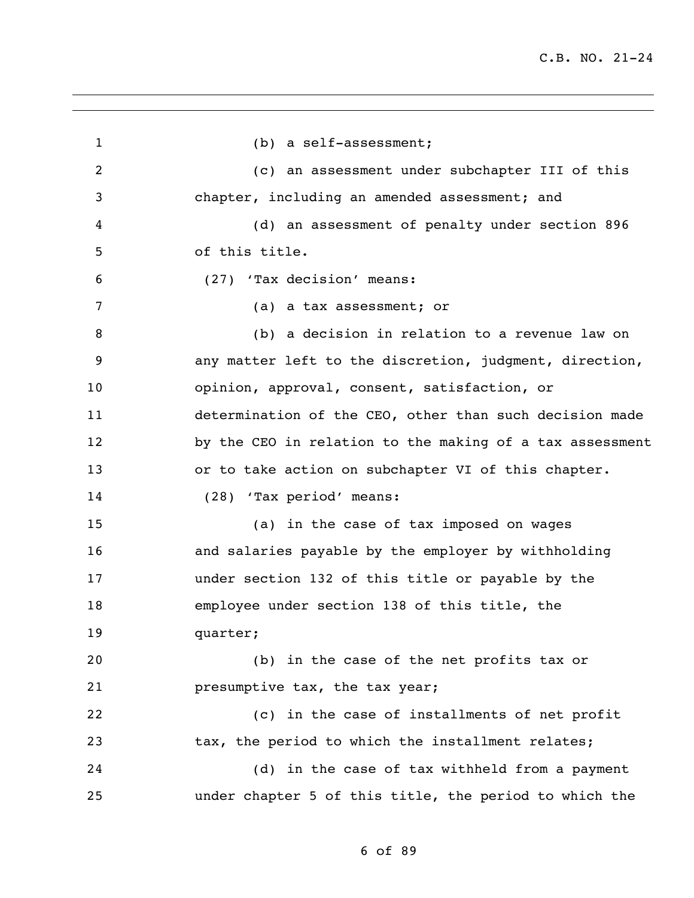(b) a self-assessment;

(c) an assessment under subchapter III of this chapter, including an amended assessment; and

(d) an assessment of penalty under section 896 of this title.

(27) 'Tax decision' means:

(a) a tax assessment; or

(b) a decision in relation to a revenue law on any matter left to the discretion, judgment, direction, opinion, approval, consent, satisfaction, or determination of the CEO, other than such decision made by the CEO in relation to the making of a tax assessment or to take action on subchapter VI of this chapter.

(28) 'Tax period' means:

(a) in the case of tax imposed on wages and salaries payable by the employer by withholding under section 132 of this title or payable by the employee under section 138 of this title, the quarter;

(b) in the case of the net profits tax or presumptive tax, the tax year;

(c) in the case of installments of net profit tax, the period to which the installment relates;

(d) in the case of tax withheld from a payment under chapter 5 of this title, the period to which the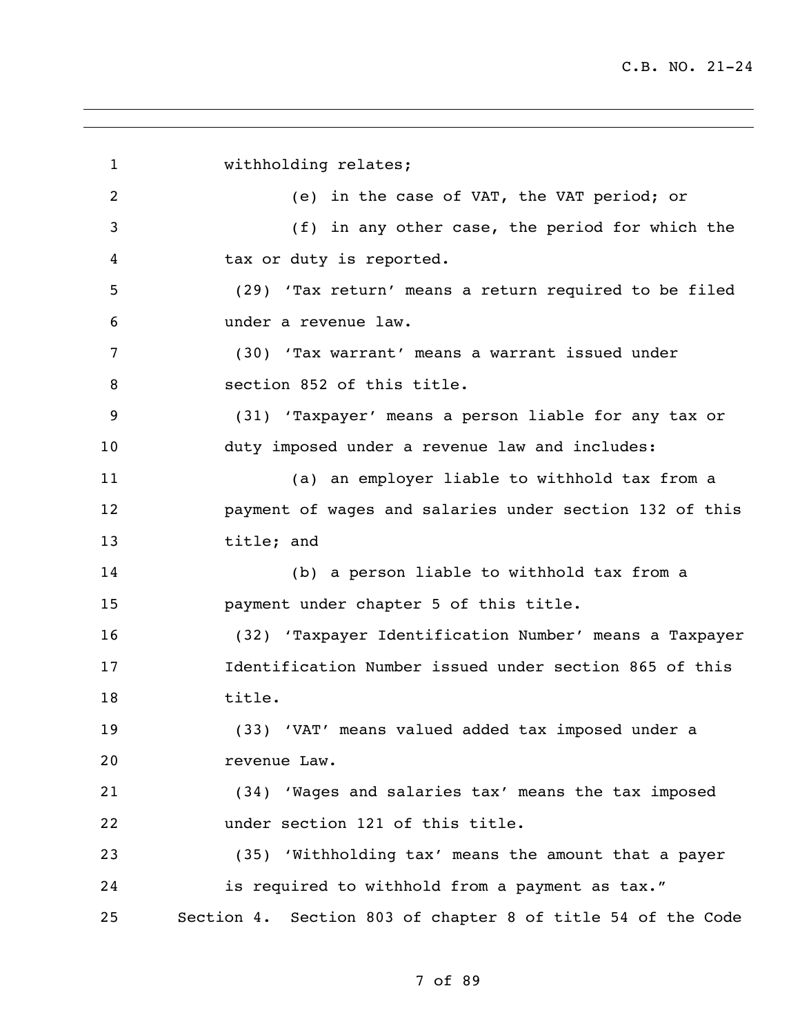withholding relates;

(e) in the case of VAT, the VAT period; or

(f) in any other case, the period for which the tax or duty is reported.

(29) 'Tax return' means a return required to be filed under a revenue law.

(30) 'Tax warrant' means a warrant issued under section 852 of this title.

(31) 'Taxpayer' means a person liable for any tax or duty imposed under a revenue law and includes:

(a) an employer liable to withhold tax from a payment of wages and salaries under section 132 of this title; and

(b) a person liable to withhold tax from a payment under chapter 5 of this title.

(32) 'Taxpayer Identification Number' means a Taxpayer Identification Number issued under section 865 of this title.

(33) 'VAT' means valued added tax imposed under a revenue Law.

(34) 'Wages and salaries tax' means the tax imposed under section 121 of this title.

(35) 'Withholding tax' means the amount that a payer is required to withhold from a payment as tax."

Section 4. Section 803 of chapter 8 of title 54 of the Code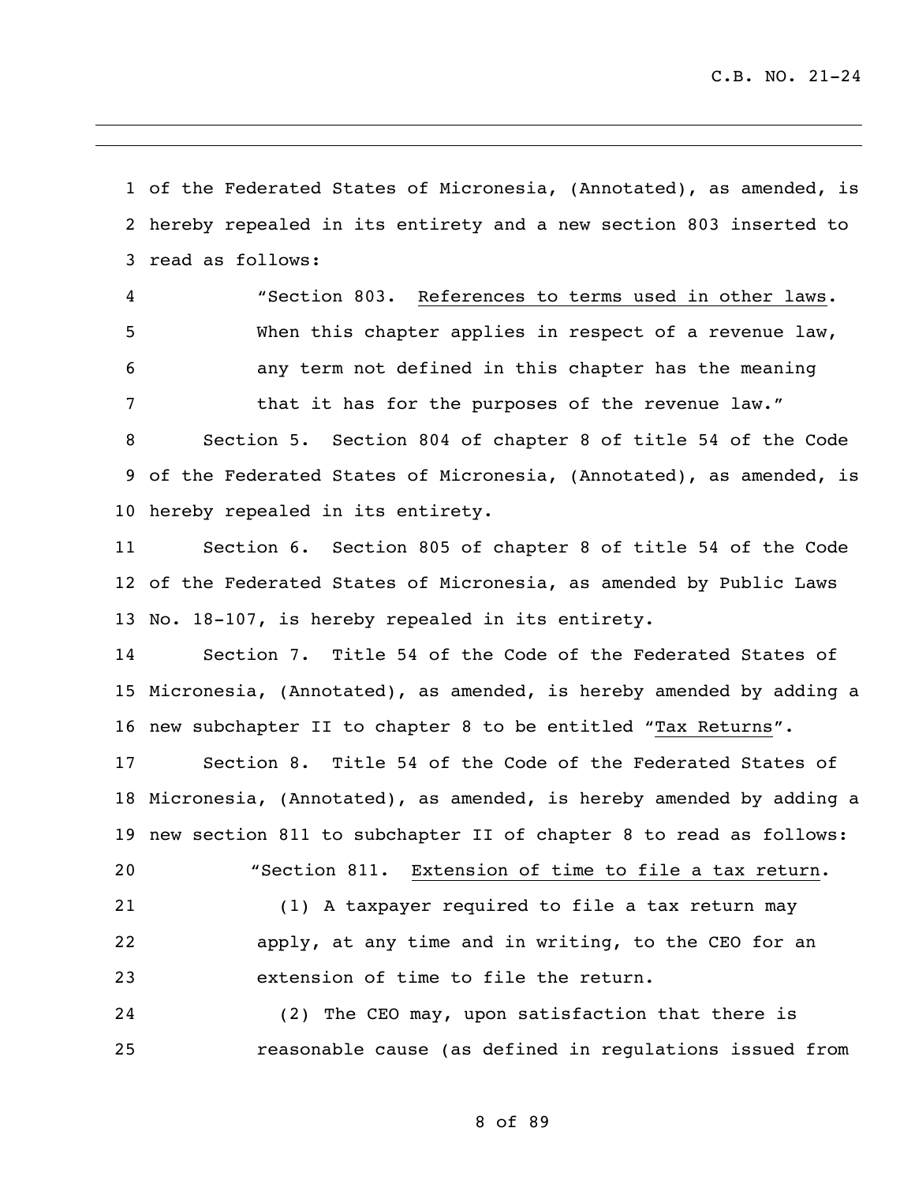of the Federated States of Micronesia, (Annotated), as amended, is hereby repealed in its entirety and a new section 803 inserted to read as follows:

> "Section 803. <u>References to terms used in other laws</u>. When this chapter applies in respect of a revenue law, any term not defined in this chapter has the meaning that it has for the purposes of the revenue law."

Section 5. Section 804 of chapter 8 of title 54 of the Code of the Federated States of Micronesia, (Annotated), as amended, is hereby repealed in its entirety.

Section 6. Section 805 of chapter 8 of title 54 of the Code of the Federated States of Micronesia, as amended by Public Laws No. 18-107, is hereby repealed in its entirety.

Section 7. Title 54 of the Code of the Federated States of Micronesia, (Annotated), as amended, is hereby amended by adding a new subchapter II to chapter 8 to be entitled "<u>Tax Returns</u>".

Section 8. Title 54 of the Code of the Federated States of Micronesia, (Annotated), as amended, is hereby amended by adding a new section 811 to subchapter II of chapter 8 to read as follows:

> "Section 811. <u>Extension of time to file a tax return</u>.
>
> (1) A taxpayer required to file a tax return may apply, at any time and in writing, to the CEO for an extension of time to file the return.
>
> (2) The CEO may, upon satisfaction that there is reasonable cause (as defined in regulations issued from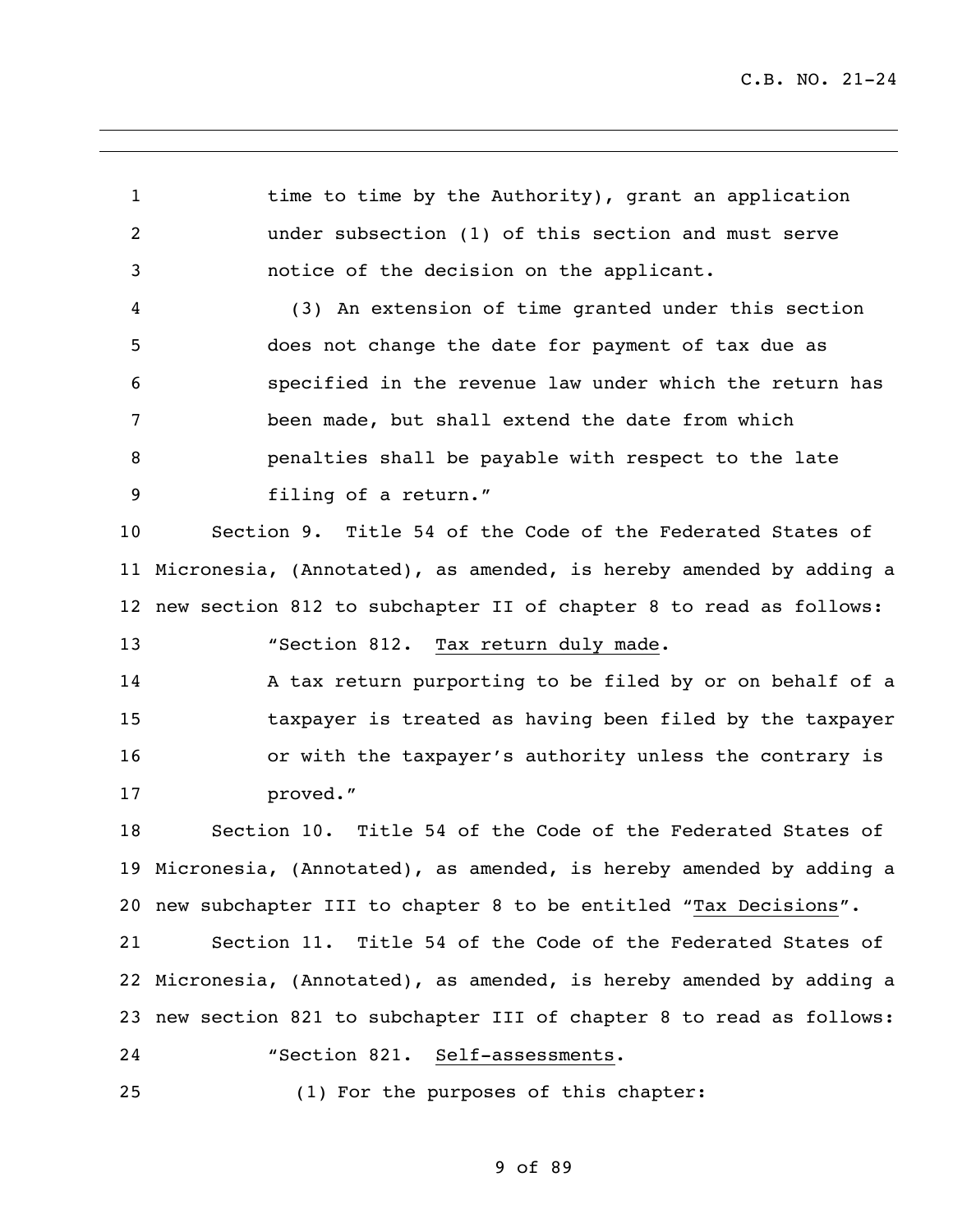time to time by the Authority), grant an application under subsection (1) of this section and must serve notice of the decision on the applicant.

(3) An extension of time granted under this section does not change the date for payment of tax due as specified in the revenue law under which the return has been made, but shall extend the date from which penalties shall be payable with respect to the late filing of a return."

Section 9. Title 54 of the Code of the Federated States of Micronesia, (Annotated), as amended, is hereby amended by adding a new section 812 to subchapter II of chapter 8 to read as follows:

"Section 812. Tax return duly made.

A tax return purporting to be filed by or on behalf of a taxpayer is treated as having been filed by the taxpayer or with the taxpayer's authority unless the contrary is proved."

Section 10. Title 54 of the Code of the Federated States of Micronesia, (Annotated), as amended, is hereby amended by adding a new subchapter III to chapter 8 to be entitled "Tax Decisions".

Section 11. Title 54 of the Code of the Federated States of Micronesia, (Annotated), as amended, is hereby amended by adding a new section 821 to subchapter III of chapter 8 to read as follows:

"Section 821. Self-assessments.

(1) For the purposes of this chapter: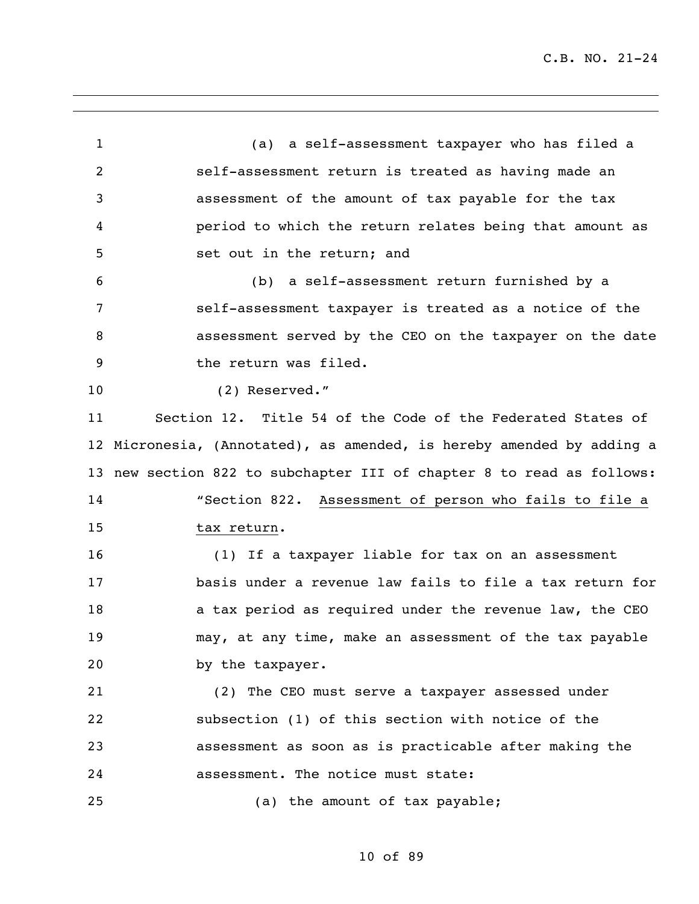(a) a self-assessment taxpayer who has filed a self-assessment return is treated as having made an assessment of the amount of tax payable for the tax period to which the return relates being that amount as set out in the return; and

(b) a self-assessment return furnished by a self-assessment taxpayer is treated as a notice of the assessment served by the CEO on the taxpayer on the date the return was filed.

(2) Reserved."

Section 12. Title 54 of the Code of the Federated States of Micronesia, (Annotated), as amended, is hereby amended by adding a new section 822 to subchapter III of chapter 8 to read as follows:

"Section 822. Assessment of person who fails to file a tax return.

(1) If a taxpayer liable for tax on an assessment basis under a revenue law fails to file a tax return for a tax period as required under the revenue law, the CEO may, at any time, make an assessment of the tax payable by the taxpayer.

(2) The CEO must serve a taxpayer assessed under subsection (1) of this section with notice of the assessment as soon as is practicable after making the assessment. The notice must state:

(a) the amount of tax payable;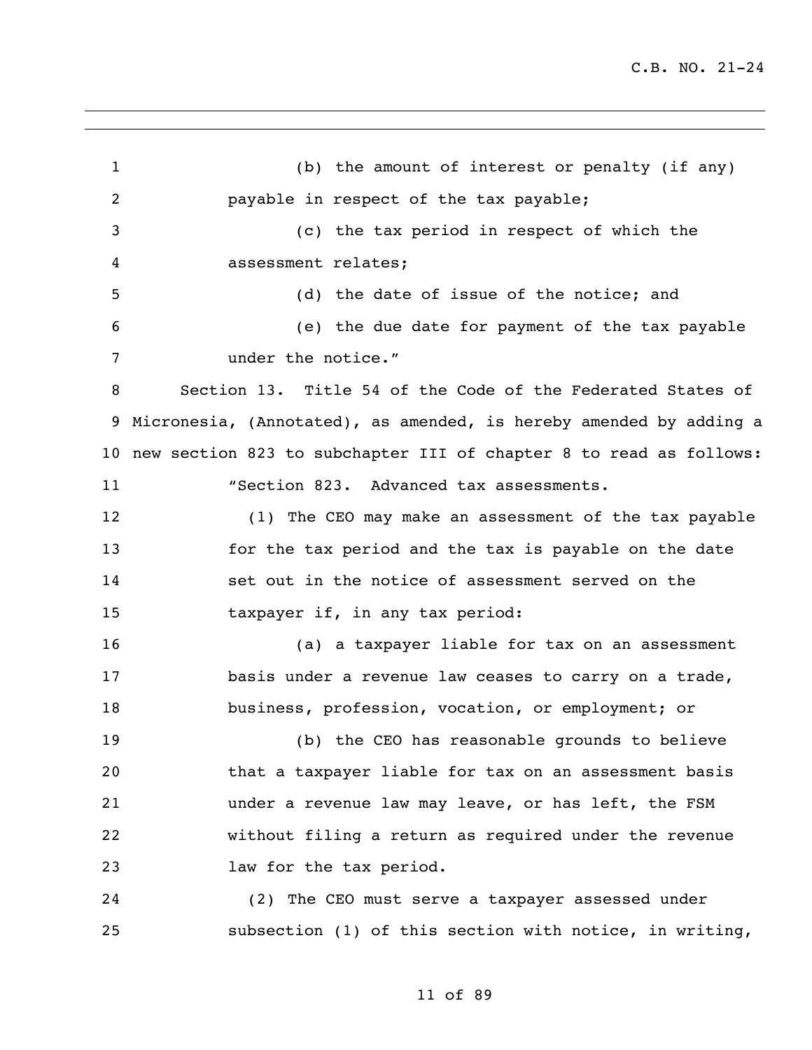(b) the amount of interest or penalty (if any) payable in respect of the tax payable;

(c) the tax period in respect of which the assessment relates;

(d) the date of issue of the notice; and

(e) the due date for payment of the tax payable under the notice."

Section 13. Title 54 of the Code of the Federated States of Micronesia, (Annotated), as amended, is hereby amended by adding a new section 823 to subchapter III of chapter 8 to read as follows:

"Section 823. Advanced tax assessments.

(1) The CEO may make an assessment of the tax payable for the tax period and the tax is payable on the date set out in the notice of assessment served on the taxpayer if, in any tax period:

(a) a taxpayer liable for tax on an assessment basis under a revenue law ceases to carry on a trade, business, profession, vocation, or employment; or

(b) the CEO has reasonable grounds to believe that a taxpayer liable for tax on an assessment basis under a revenue law may leave, or has left, the FSM without filing a return as required under the revenue law for the tax period.

(2) The CEO must serve a taxpayer assessed under subsection (1) of this section with notice, in writing,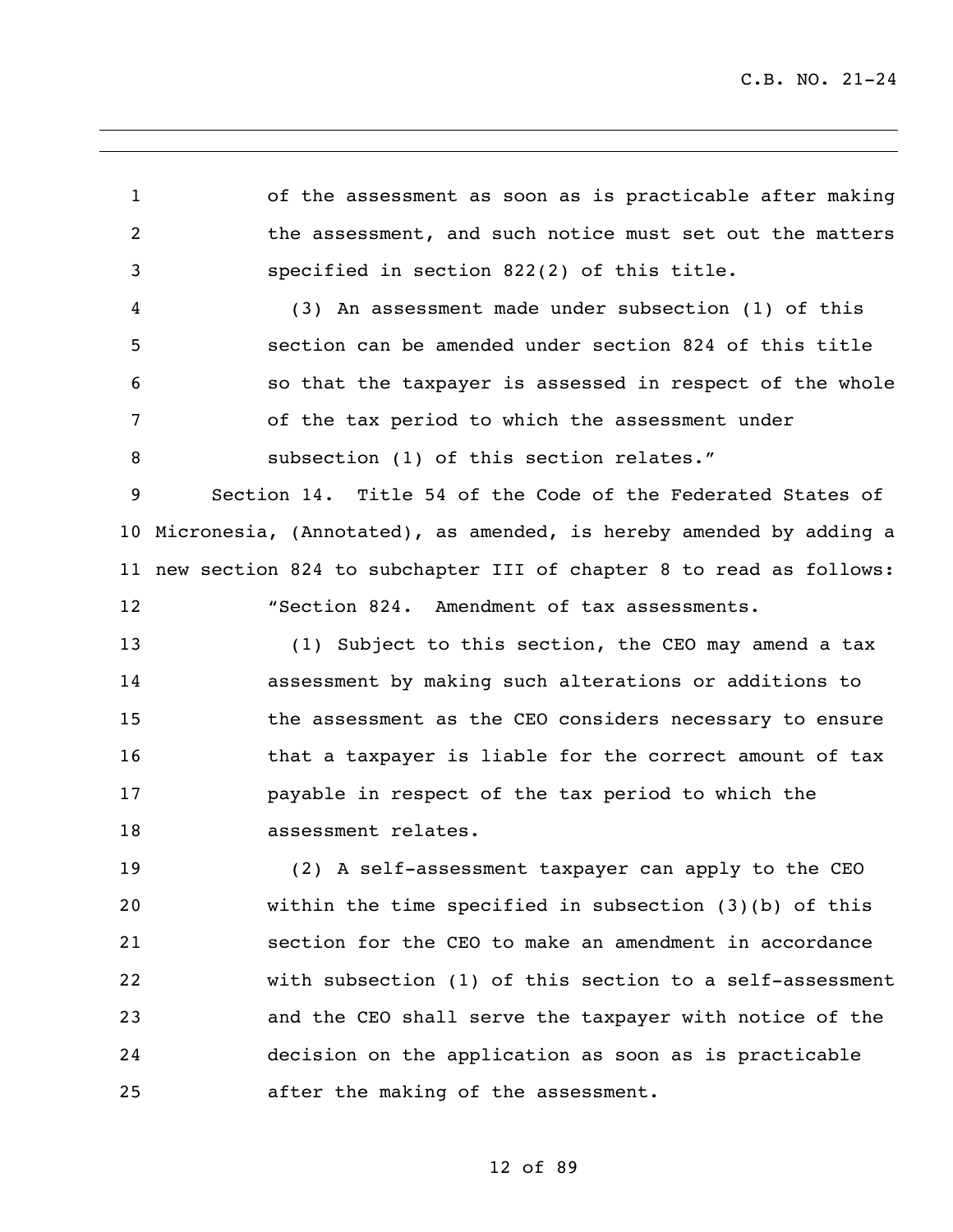of the assessment as soon as is practicable after making the assessment, and such notice must set out the matters specified in section 822(2) of this title.

(3) An assessment made under subsection (1) of this section can be amended under section 824 of this title so that the taxpayer is assessed in respect of the whole of the tax period to which the assessment under subsection (1) of this section relates."

Section 14. Title 54 of the Code of the Federated States of Micronesia, (Annotated), as amended, is hereby amended by adding a new section 824 to subchapter III of chapter 8 to read as follows:

"Section 824. Amendment of tax assessments.

(1) Subject to this section, the CEO may amend a tax assessment by making such alterations or additions to the assessment as the CEO considers necessary to ensure that a taxpayer is liable for the correct amount of tax payable in respect of the tax period to which the assessment relates.

(2) A self-assessment taxpayer can apply to the CEO within the time specified in subsection (3)(b) of this section for the CEO to make an amendment in accordance with subsection (1) of this section to a self-assessment and the CEO shall serve the taxpayer with notice of the decision on the application as soon as is practicable after the making of the assessment.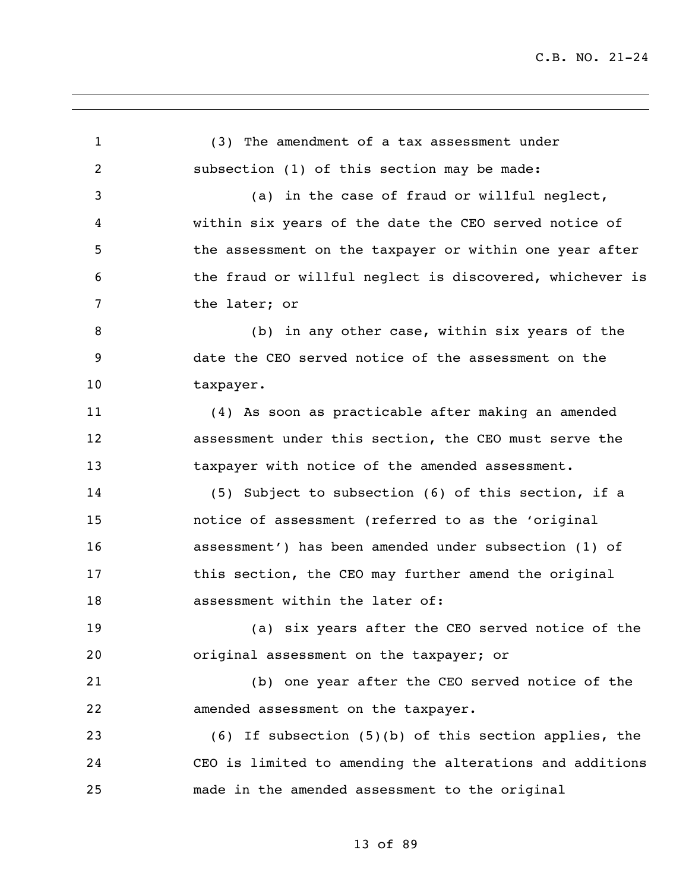(3) The amendment of a tax assessment under subsection (1) of this section may be made:

(a) in the case of fraud or willful neglect, within six years of the date the CEO served notice of the assessment on the taxpayer or within one year after the fraud or willful neglect is discovered, whichever is the later; or

(b) in any other case, within six years of the date the CEO served notice of the assessment on the taxpayer.

(4) As soon as practicable after making an amended assessment under this section, the CEO must serve the taxpayer with notice of the amended assessment.

(5) Subject to subsection (6) of this section, if a notice of assessment (referred to as the 'original assessment') has been amended under subsection (1) of this section, the CEO may further amend the original assessment within the later of:

(a) six years after the CEO served notice of the original assessment on the taxpayer; or

(b) one year after the CEO served notice of the amended assessment on the taxpayer.

(6) If subsection (5)(b) of this section applies, the CEO is limited to amending the alterations and additions made in the amended assessment to the original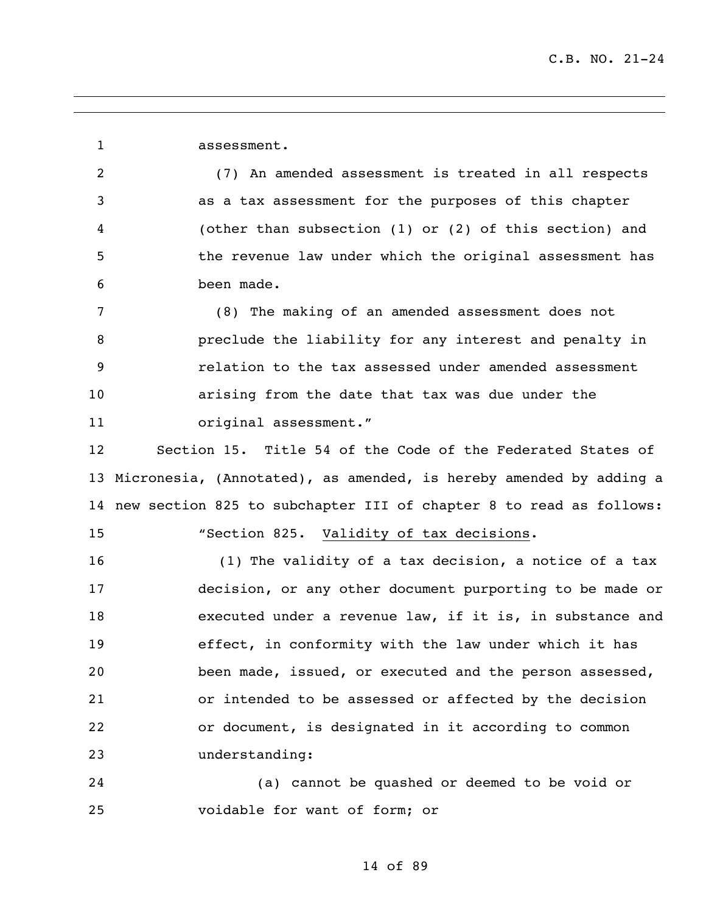assessment.

(7) An amended assessment is treated in all respects as a tax assessment for the purposes of this chapter (other than subsection (1) or (2) of this section) and the revenue law under which the original assessment has been made.

(8) The making of an amended assessment does not preclude the liability for any interest and penalty in relation to the tax assessed under amended assessment arising from the date that tax was due under the original assessment."

Section 15. Title 54 of the Code of the Federated States of Micronesia, (Annotated), as amended, is hereby amended by adding a new section 825 to subchapter III of chapter 8 to read as follows:

"Section 825. Validity of tax decisions.

(1) The validity of a tax decision, a notice of a tax decision, or any other document purporting to be made or executed under a revenue law, if it is, in substance and effect, in conformity with the law under which it has been made, issued, or executed and the person assessed, or intended to be assessed or affected by the decision or document, is designated in it according to common understanding:

(a) cannot be quashed or deemed to be void or voidable for want of form; or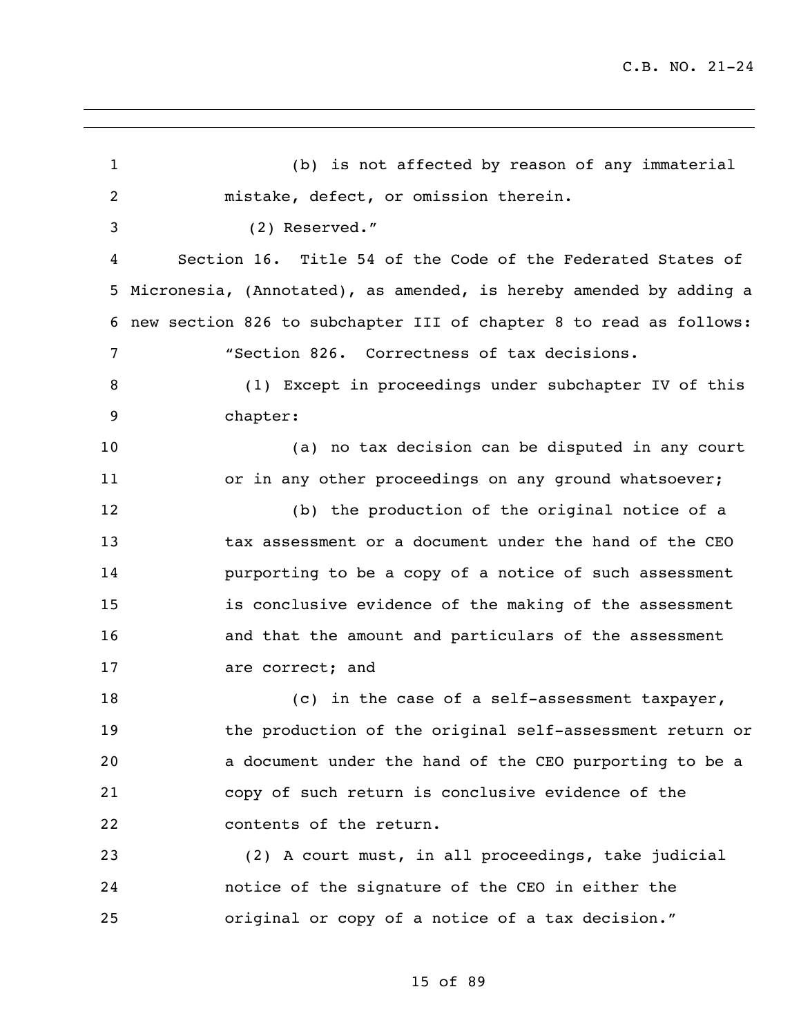(b) is not affected by reason of any immaterial mistake, defect, or omission therein.

(2) Reserved."

Section 16. Title 54 of the Code of the Federated States of Micronesia, (Annotated), as amended, is hereby amended by adding a new section 826 to subchapter III of chapter 8 to read as follows:

"Section 826. Correctness of tax decisions.

(1) Except in proceedings under subchapter IV of this chapter:

(a) no tax decision can be disputed in any court or in any other proceedings on any ground whatsoever;

(b) the production of the original notice of a tax assessment or a document under the hand of the CEO purporting to be a copy of a notice of such assessment is conclusive evidence of the making of the assessment and that the amount and particulars of the assessment are correct; and

(c) in the case of a self-assessment taxpayer, the production of the original self-assessment return or a document under the hand of the CEO purporting to be a copy of such return is conclusive evidence of the contents of the return.

(2) A court must, in all proceedings, take judicial notice of the signature of the CEO in either the original or copy of a notice of a tax decision."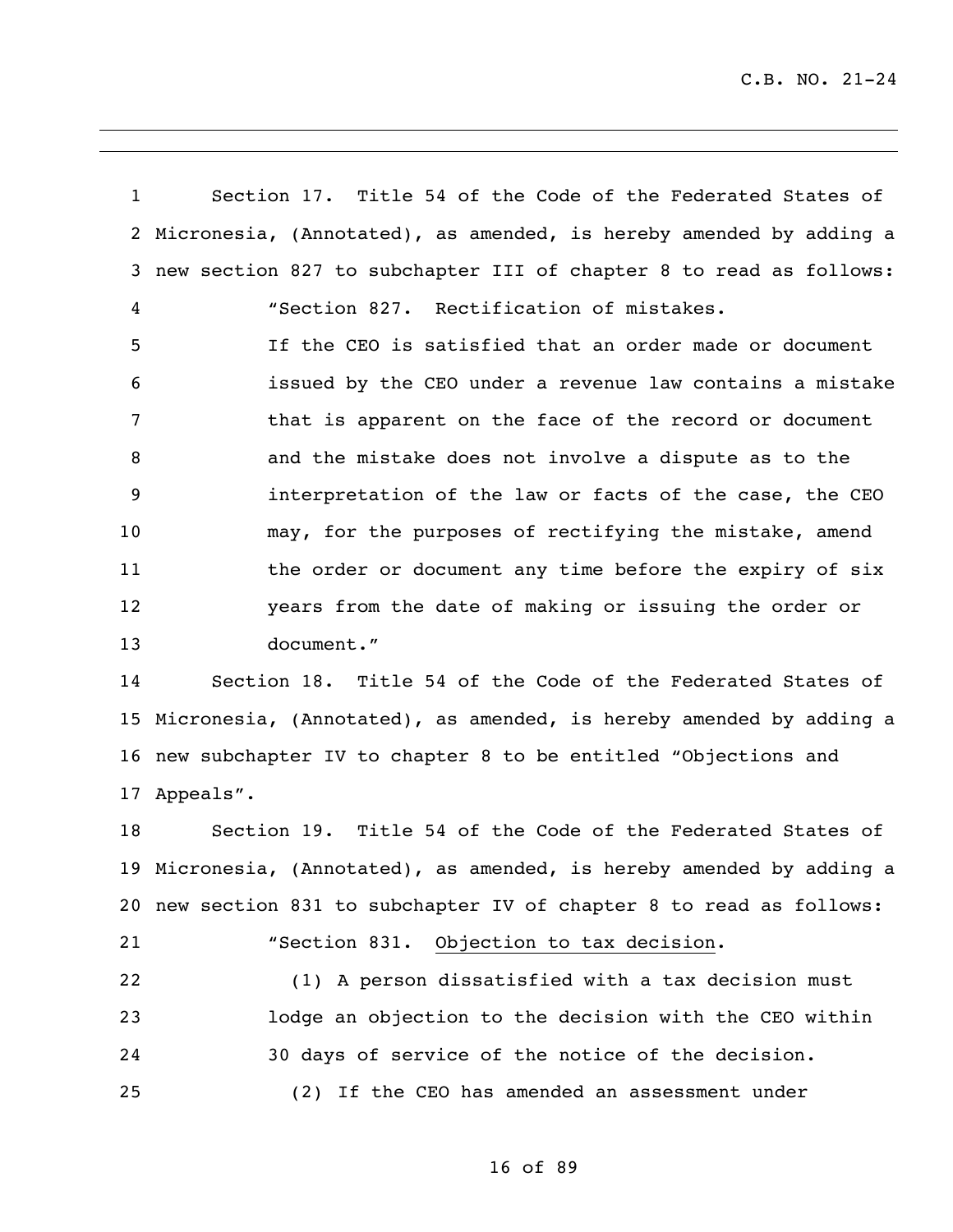Section 17. Title 54 of the Code of the Federated States of Micronesia, (Annotated), as amended, is hereby amended by adding a new section 827 to subchapter III of chapter 8 to read as follows:

"Section 827. Rectification of mistakes.

If the CEO is satisfied that an order made or document issued by the CEO under a revenue law contains a mistake that is apparent on the face of the record or document and the mistake does not involve a dispute as to the interpretation of the law or facts of the case, the CEO may, for the purposes of rectifying the mistake, amend the order or document any time before the expiry of six years from the date of making or issuing the order or document."

Section 18. Title 54 of the Code of the Federated States of Micronesia, (Annotated), as amended, is hereby amended by adding a new subchapter IV to chapter 8 to be entitled "Objections and Appeals".

Section 19. Title 54 of the Code of the Federated States of Micronesia, (Annotated), as amended, is hereby amended by adding a new section 831 to subchapter IV of chapter 8 to read as follows:

"Section 831. Objection to tax decision.

(1) A person dissatisfied with a tax decision must lodge an objection to the decision with the CEO within 30 days of service of the notice of the decision.

(2) If the CEO has amended an assessment under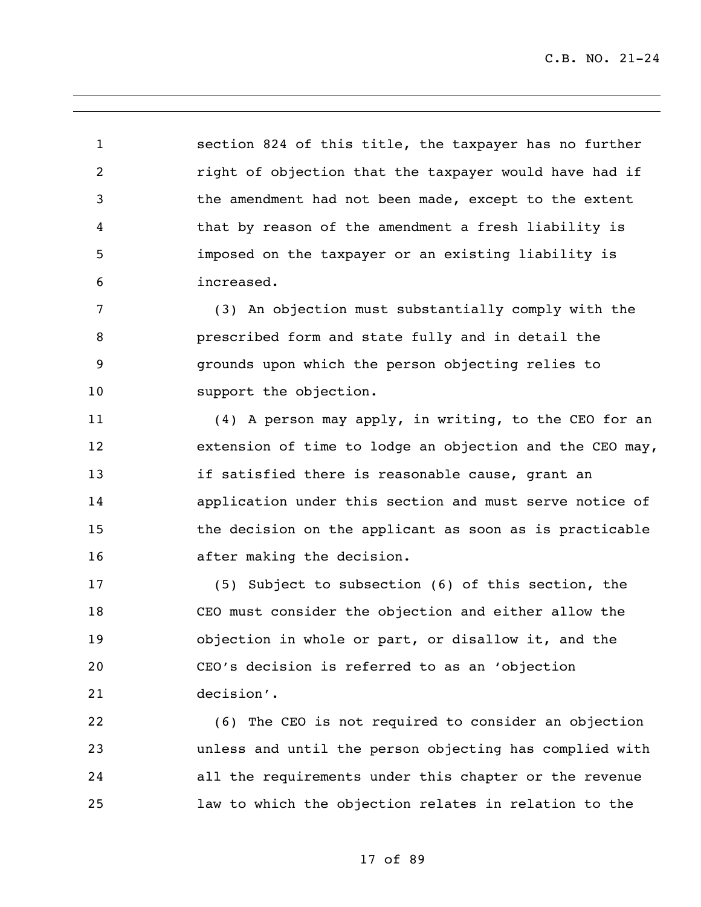section 824 of this title, the taxpayer has no further right of objection that the taxpayer would have had if the amendment had not been made, except to the extent that by reason of the amendment a fresh liability is imposed on the taxpayer or an existing liability is increased.

(3) An objection must substantially comply with the prescribed form and state fully and in detail the grounds upon which the person objecting relies to support the objection.

(4) A person may apply, in writing, to the CEO for an extension of time to lodge an objection and the CEO may, if satisfied there is reasonable cause, grant an application under this section and must serve notice of the decision on the applicant as soon as is practicable after making the decision.

(5) Subject to subsection (6) of this section, the CEO must consider the objection and either allow the objection in whole or part, or disallow it, and the CEO's decision is referred to as an 'objection decision'.

(6) The CEO is not required to consider an objection unless and until the person objecting has complied with all the requirements under this chapter or the revenue law to which the objection relates in relation to the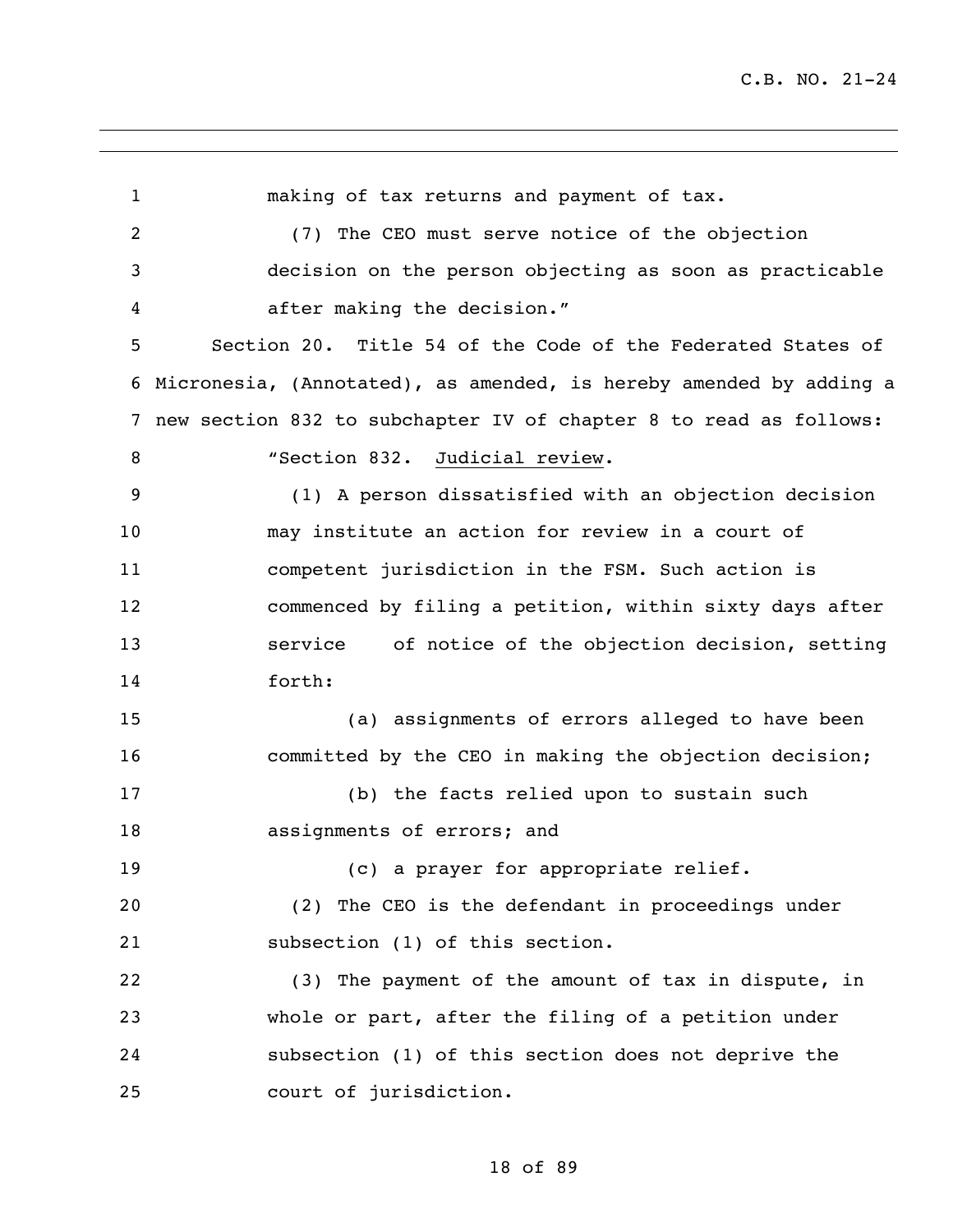making of tax returns and payment of tax.

(7) The CEO must serve notice of the objection decision on the person objecting as soon as practicable after making the decision."

Section 20. Title 54 of the Code of the Federated States of Micronesia, (Annotated), as amended, is hereby amended by adding a new section 832 to subchapter IV of chapter 8 to read as follows:

"Section 832. Judicial review.

(1) A person dissatisfied with an objection decision may institute an action for review in a court of competent jurisdiction in the FSM. Such action is commenced by filing a petition, within sixty days after service of notice of the objection decision, setting forth:

(a) assignments of errors alleged to have been committed by the CEO in making the objection decision;

(b) the facts relied upon to sustain such assignments of errors; and

(c) a prayer for appropriate relief.

(2) The CEO is the defendant in proceedings under subsection (1) of this section.

(3) The payment of the amount of tax in dispute, in whole or part, after the filing of a petition under subsection (1) of this section does not deprive the court of jurisdiction.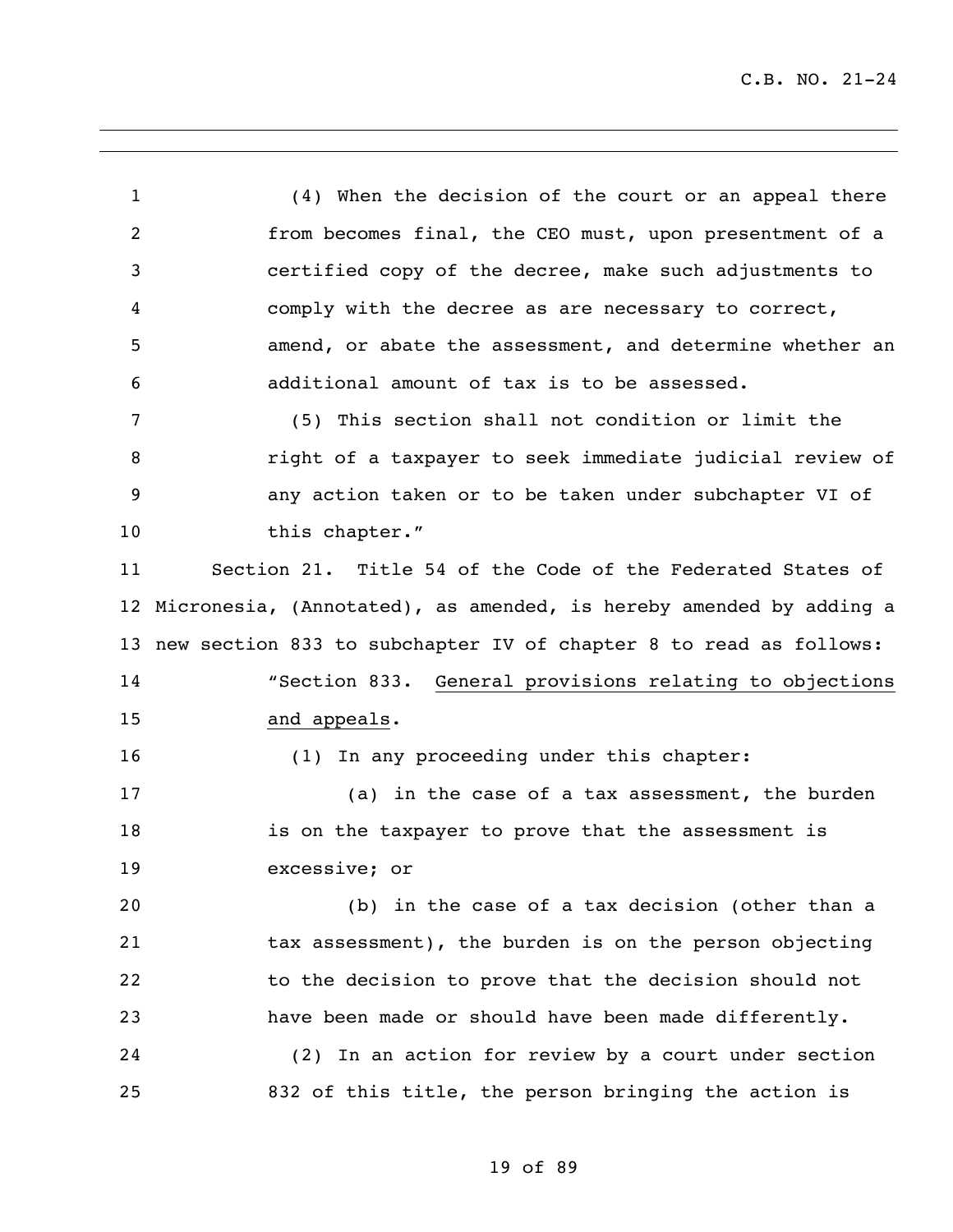(4) When the decision of the court or an appeal there from becomes final, the CEO must, upon presentment of a certified copy of the decree, make such adjustments to comply with the decree as are necessary to correct, amend, or abate the assessment, and determine whether an additional amount of tax is to be assessed.

(5) This section shall not condition or limit the right of a taxpayer to seek immediate judicial review of any action taken or to be taken under subchapter VI of this chapter."

Section 21. Title 54 of the Code of the Federated States of Micronesia, (Annotated), as amended, is hereby amended by adding a new section 833 to subchapter IV of chapter 8 to read as follows:

"Section 833. General provisions relating to objections and appeals.

(1) In any proceeding under this chapter:

(a) in the case of a tax assessment, the burden is on the taxpayer to prove that the assessment is excessive; or

(b) in the case of a tax decision (other than a tax assessment), the burden is on the person objecting to the decision to prove that the decision should not have been made or should have been made differently.

(2) In an action for review by a court under section 832 of this title, the person bringing the action is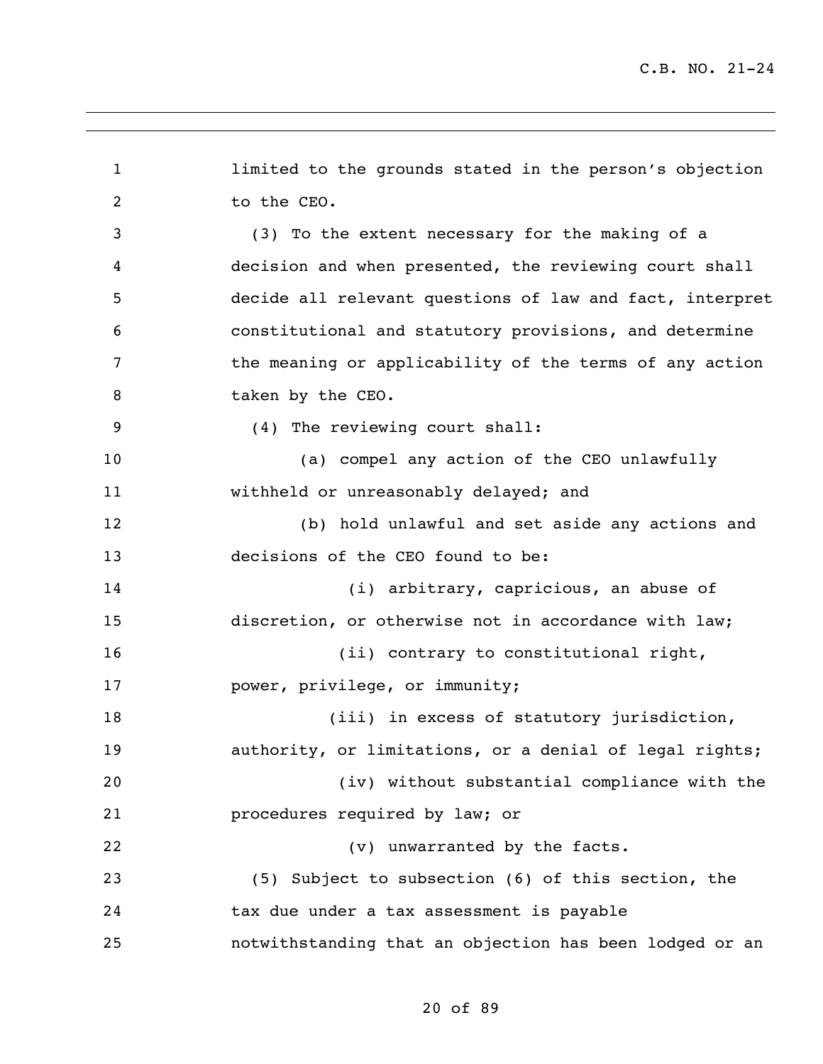limited to the grounds stated in the person's objection to the CEO.

(3) To the extent necessary for the making of a decision and when presented, the reviewing court shall decide all relevant questions of law and fact, interpret constitutional and statutory provisions, and determine the meaning or applicability of the terms of any action taken by the CEO.

(4) The reviewing court shall:

(a) compel any action of the CEO unlawfully withheld or unreasonably delayed; and

(b) hold unlawful and set aside any actions and decisions of the CEO found to be:

(i) arbitrary, capricious, an abuse of discretion, or otherwise not in accordance with law;

(ii) contrary to constitutional right, power, privilege, or immunity;

(iii) in excess of statutory jurisdiction, authority, or limitations, or a denial of legal rights;

(iv) without substantial compliance with the procedures required by law; or

(v) unwarranted by the facts.

(5) Subject to subsection (6) of this section, the tax due under a tax assessment is payable notwithstanding that an objection has been lodged or an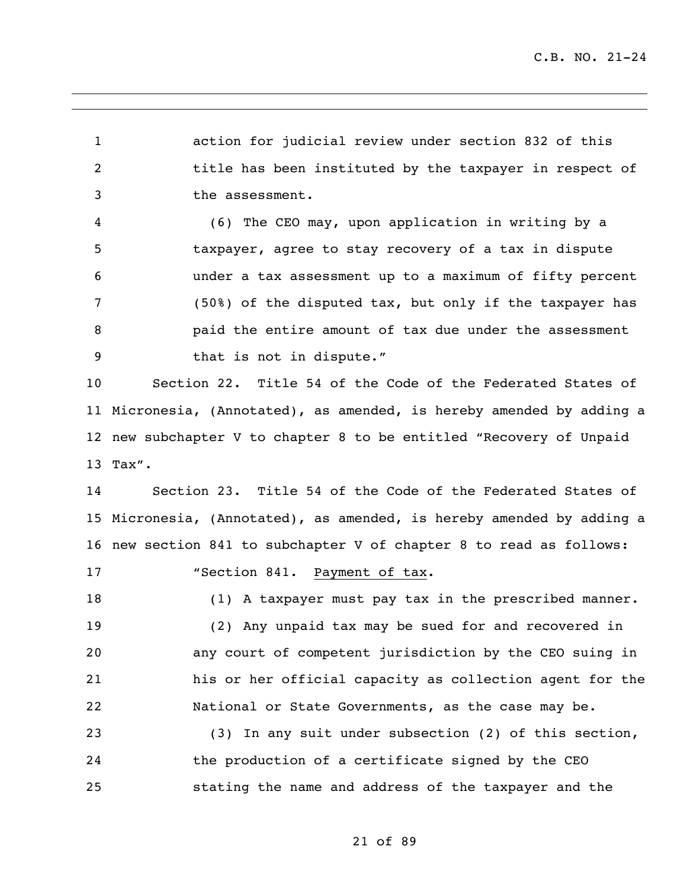action for judicial review under section 832 of this title has been instituted by the taxpayer in respect of the assessment.

(6) The CEO may, upon application in writing by a taxpayer, agree to stay recovery of a tax in dispute under a tax assessment up to a maximum of fifty percent (50%) of the disputed tax, but only if the taxpayer has paid the entire amount of tax due under the assessment that is not in dispute."

Section 22. Title 54 of the Code of the Federated States of Micronesia, (Annotated), as amended, is hereby amended by adding a new subchapter V to chapter 8 to be entitled "Recovery of Unpaid Tax".

Section 23. Title 54 of the Code of the Federated States of Micronesia, (Annotated), as amended, is hereby amended by adding a new section 841 to subchapter V of chapter 8 to read as follows:

"Section 841. Payment of tax.

(1) A taxpayer must pay tax in the prescribed manner.

(2) Any unpaid tax may be sued for and recovered in any court of competent jurisdiction by the CEO suing in his or her official capacity as collection agent for the National or State Governments, as the case may be.

(3) In any suit under subsection (2) of this section, the production of a certificate signed by the CEO stating the name and address of the taxpayer and the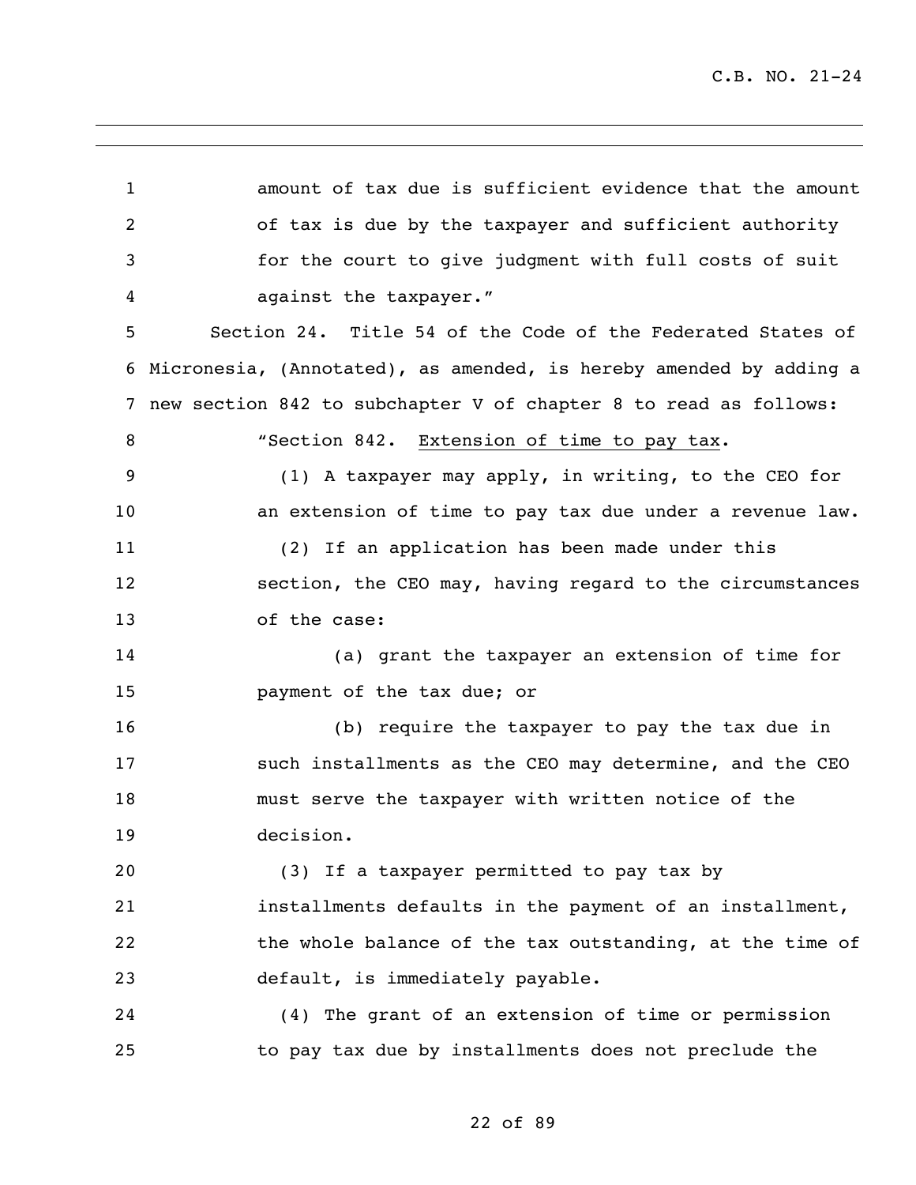amount of tax due is sufficient evidence that the amount of tax is due by the taxpayer and sufficient authority for the court to give judgment with full costs of suit against the taxpayer."

Section 24. Title 54 of the Code of the Federated States of Micronesia, (Annotated), as amended, is hereby amended by adding a new section 842 to subchapter V of chapter 8 to read as follows:

"Section 842. Extension of time to pay tax.

(1) A taxpayer may apply, in writing, to the CEO for an extension of time to pay tax due under a revenue law.

(2) If an application has been made under this section, the CEO may, having regard to the circumstances of the case:

(a) grant the taxpayer an extension of time for payment of the tax due; or

(b) require the taxpayer to pay the tax due in such installments as the CEO may determine, and the CEO must serve the taxpayer with written notice of the decision.

(3) If a taxpayer permitted to pay tax by installments defaults in the payment of an installment, the whole balance of the tax outstanding, at the time of default, is immediately payable.

(4) The grant of an extension of time or permission to pay tax due by installments does not preclude the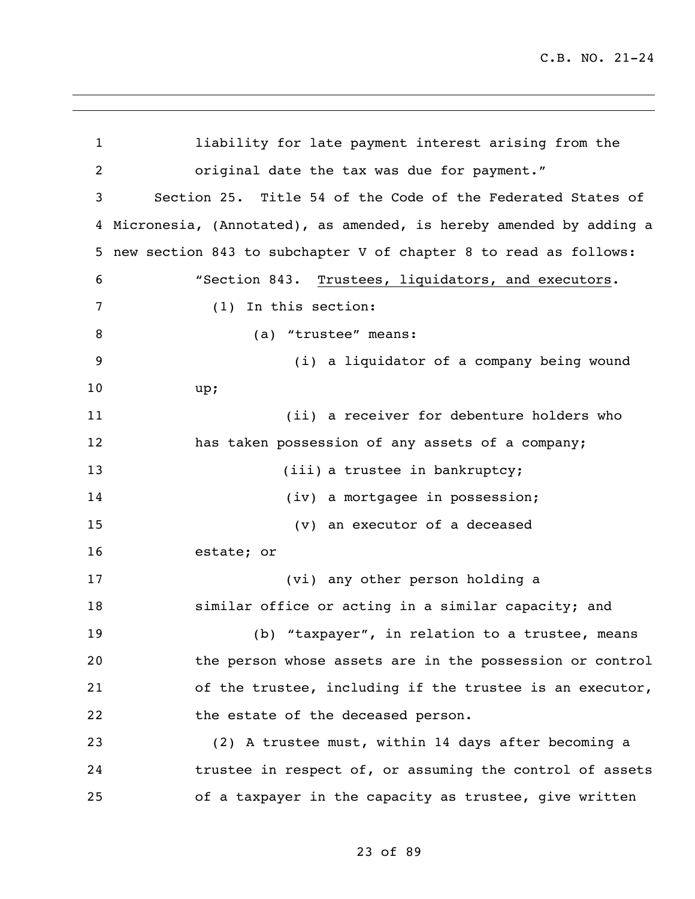liability for late payment interest arising from the original date the tax was due for payment."

Section 25. Title 54 of the Code of the Federated States of Micronesia, (Annotated), as amended, is hereby amended by adding a new section 843 to subchapter V of chapter 8 to read as follows:

"Section 843. Trustees, liquidators, and executors.

(1) In this section:

(a) "trustee" means:

(i) a liquidator of a company being wound up;

(ii) a receiver for debenture holders who has taken possession of any assets of a company;

(iii) a trustee in bankruptcy;

(iv) a mortgagee in possession;

(v) an executor of a deceased estate; or

(vi) any other person holding a similar office or acting in a similar capacity; and

(b) "taxpayer", in relation to a trustee, means the person whose assets are in the possession or control of the trustee, including if the trustee is an executor, the estate of the deceased person.

(2) A trustee must, within 14 days after becoming a trustee in respect of, or assuming the control of assets of a taxpayer in the capacity as trustee, give written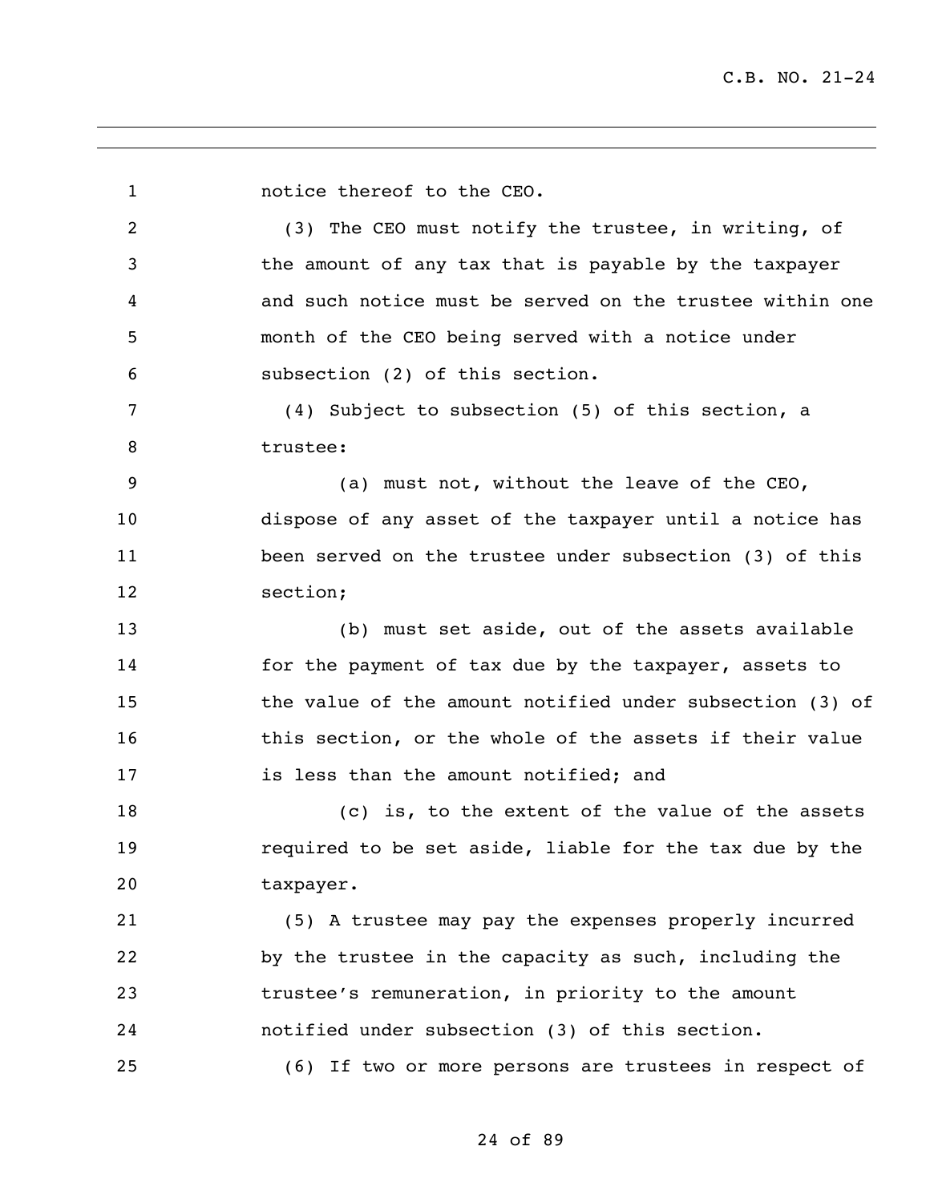notice thereof to the CEO.

(3) The CEO must notify the trustee, in writing, of the amount of any tax that is payable by the taxpayer and such notice must be served on the trustee within one month of the CEO being served with a notice under subsection (2) of this section.

(4) Subject to subsection (5) of this section, a trustee:

(a) must not, without the leave of the CEO, dispose of any asset of the taxpayer until a notice has been served on the trustee under subsection (3) of this section;

(b) must set aside, out of the assets available for the payment of tax due by the taxpayer, assets to the value of the amount notified under subsection (3) of this section, or the whole of the assets if their value is less than the amount notified; and

(c) is, to the extent of the value of the assets required to be set aside, liable for the tax due by the taxpayer.

(5) A trustee may pay the expenses properly incurred by the trustee in the capacity as such, including the trustee's remuneration, in priority to the amount notified under subsection (3) of this section.

(6) If two or more persons are trustees in respect of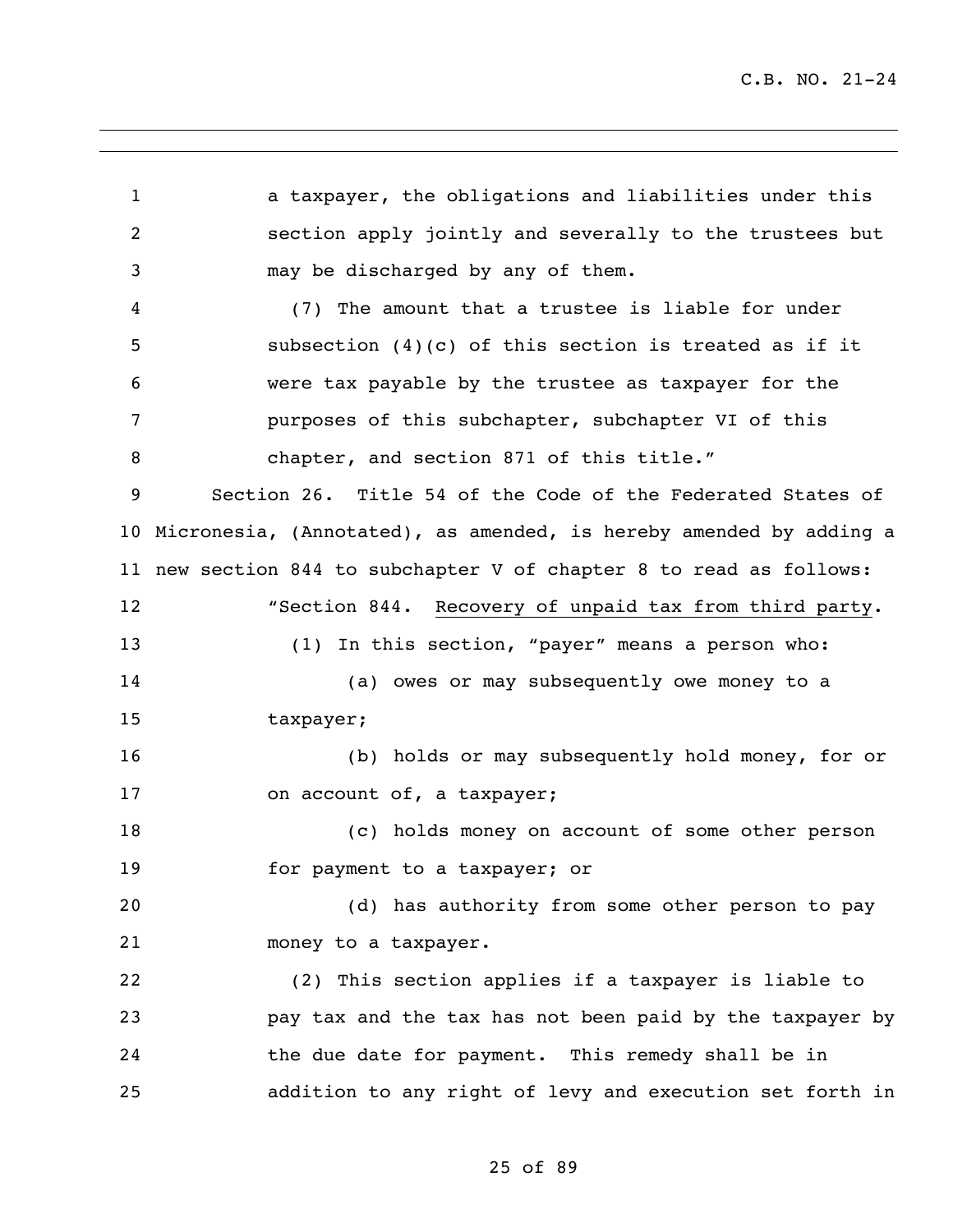a taxpayer, the obligations and liabilities under this section apply jointly and severally to the trustees but may be discharged by any of them.

(7) The amount that a trustee is liable for under subsection (4)(c) of this section is treated as if it were tax payable by the trustee as taxpayer for the purposes of this subchapter, subchapter VI of this chapter, and section 871 of this title."

Section 26. Title 54 of the Code of the Federated States of Micronesia, (Annotated), as amended, is hereby amended by adding a new section 844 to subchapter V of chapter 8 to read as follows:

"Section 844. Recovery of unpaid tax from third party.

(1) In this section, "payer" means a person who:

(a) owes or may subsequently owe money to a taxpayer;

(b) holds or may subsequently hold money, for or on account of, a taxpayer;

(c) holds money on account of some other person for payment to a taxpayer; or

(d) has authority from some other person to pay money to a taxpayer.

(2) This section applies if a taxpayer is liable to pay tax and the tax has not been paid by the taxpayer by the due date for payment. This remedy shall be in addition to any right of levy and execution set forth in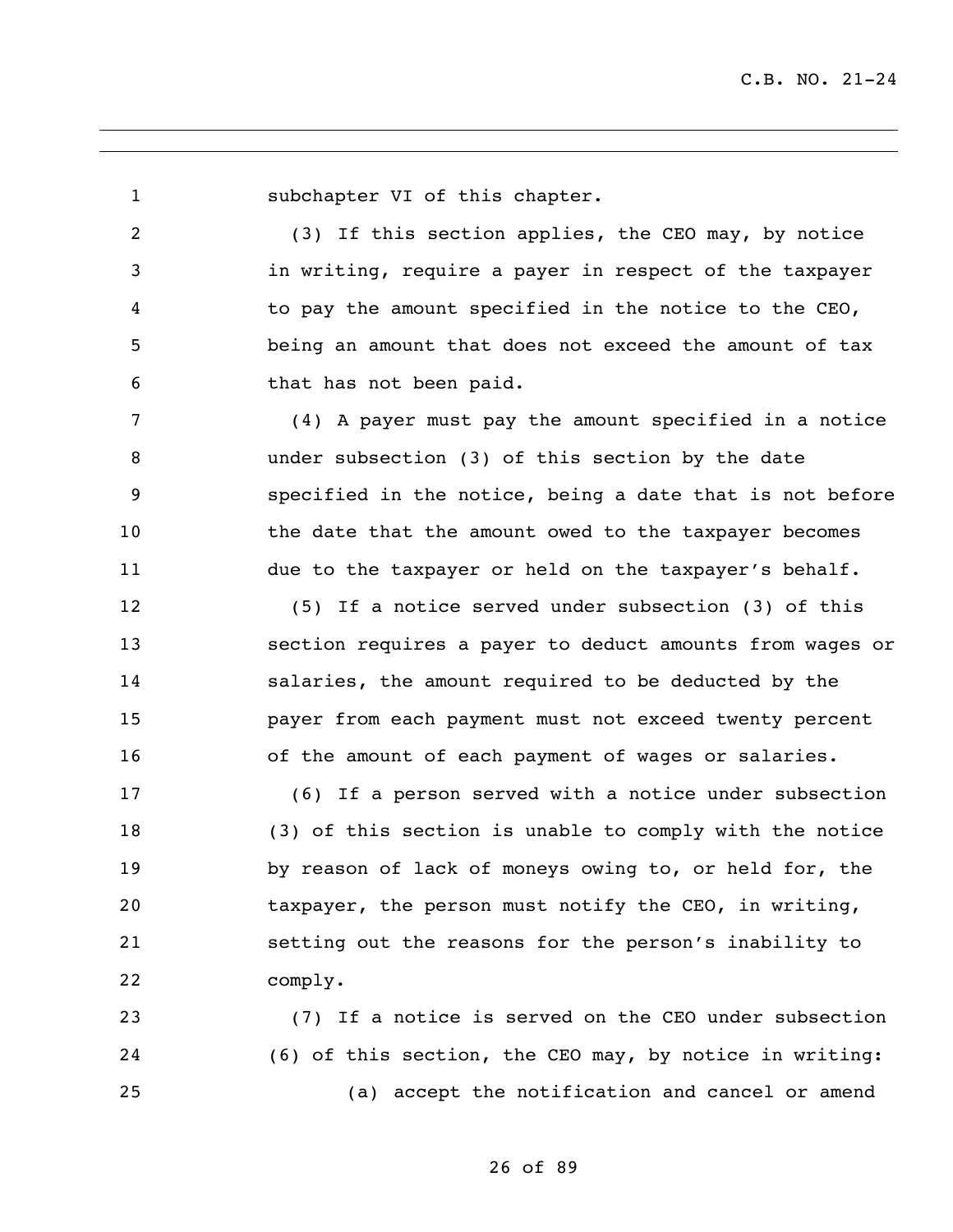subchapter VI of this chapter.

(3) If this section applies, the CEO may, by notice in writing, require a payer in respect of the taxpayer to pay the amount specified in the notice to the CEO, being an amount that does not exceed the amount of tax that has not been paid.

(4) A payer must pay the amount specified in a notice under subsection (3) of this section by the date specified in the notice, being a date that is not before the date that the amount owed to the taxpayer becomes due to the taxpayer or held on the taxpayer's behalf.

(5) If a notice served under subsection (3) of this section requires a payer to deduct amounts from wages or salaries, the amount required to be deducted by the payer from each payment must not exceed twenty percent of the amount of each payment of wages or salaries.

(6) If a person served with a notice under subsection (3) of this section is unable to comply with the notice by reason of lack of moneys owing to, or held for, the taxpayer, the person must notify the CEO, in writing, setting out the reasons for the person's inability to comply.

(7) If a notice is served on the CEO under subsection (6) of this section, the CEO may, by notice in writing:

(a) accept the notification and cancel or amend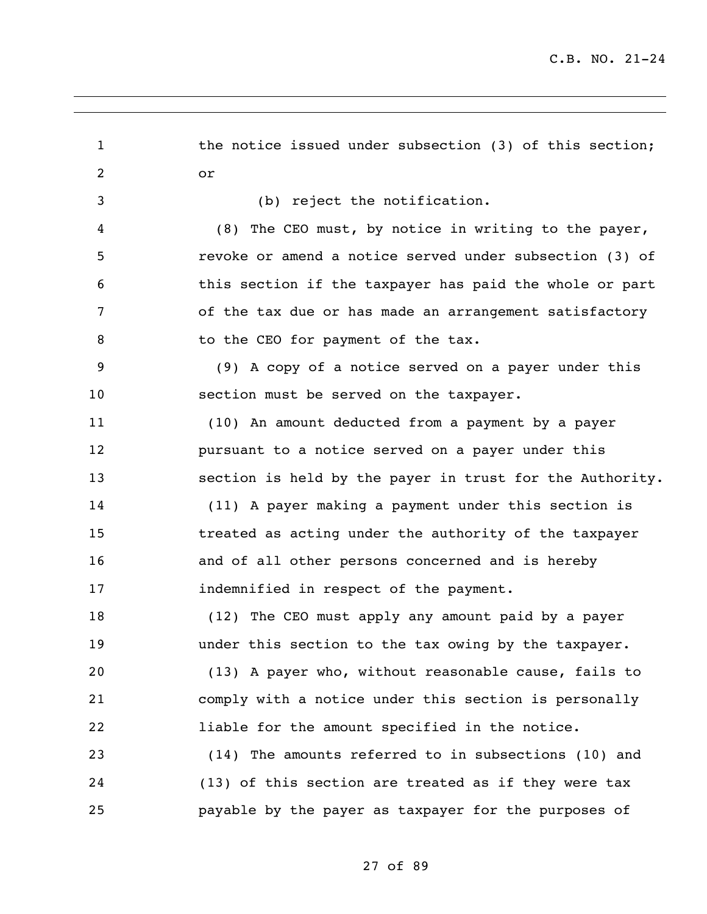the notice issued under subsection (3) of this section; or

(b) reject the notification.

(8) The CEO must, by notice in writing to the payer, revoke or amend a notice served under subsection (3) of this section if the taxpayer has paid the whole or part of the tax due or has made an arrangement satisfactory to the CEO for payment of the tax.

(9) A copy of a notice served on a payer under this section must be served on the taxpayer.

(10) An amount deducted from a payment by a payer pursuant to a notice served on a payer under this section is held by the payer in trust for the Authority.

(11) A payer making a payment under this section is treated as acting under the authority of the taxpayer and of all other persons concerned and is hereby indemnified in respect of the payment.

(12) The CEO must apply any amount paid by a payer under this section to the tax owing by the taxpayer.

(13) A payer who, without reasonable cause, fails to comply with a notice under this section is personally liable for the amount specified in the notice.

(14) The amounts referred to in subsections (10) and (13) of this section are treated as if they were tax payable by the payer as taxpayer for the purposes of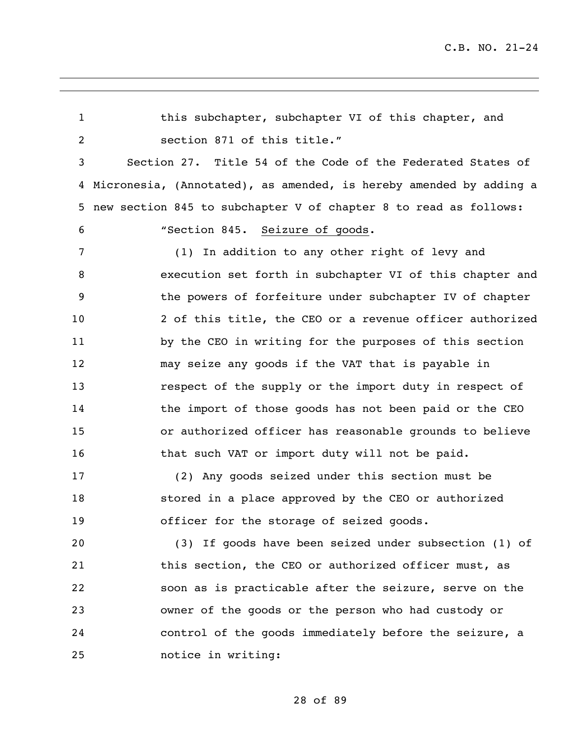this subchapter, subchapter VI of this chapter, and section 871 of this title."

Section 27. Title 54 of the Code of the Federated States of Micronesia, (Annotated), as amended, is hereby amended by adding a new section 845 to subchapter V of chapter 8 to read as follows:

"Section 845. Seizure of goods.

(1) In addition to any other right of levy and execution set forth in subchapter VI of this chapter and the powers of forfeiture under subchapter IV of chapter 2 of this title, the CEO or a revenue officer authorized by the CEO in writing for the purposes of this section may seize any goods if the VAT that is payable in respect of the supply or the import duty in respect of the import of those goods has not been paid or the CEO or authorized officer has reasonable grounds to believe that such VAT or import duty will not be paid.

(2) Any goods seized under this section must be stored in a place approved by the CEO or authorized officer for the storage of seized goods.

(3) If goods have been seized under subsection (1) of this section, the CEO or authorized officer must, as soon as is practicable after the seizure, serve on the owner of the goods or the person who had custody or control of the goods immediately before the seizure, a notice in writing: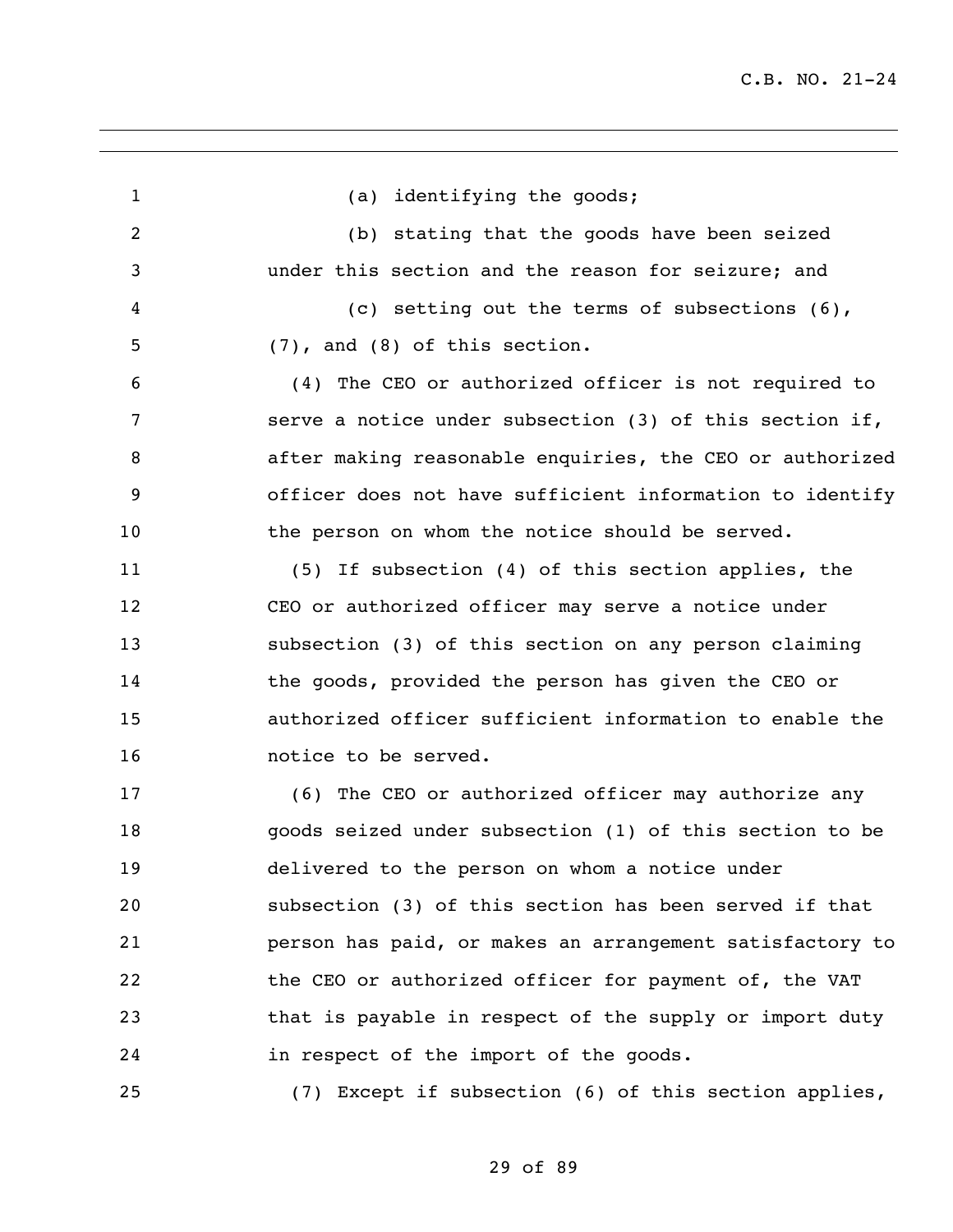(a) identifying the goods;

(b) stating that the goods have been seized under this section and the reason for seizure; and

(c) setting out the terms of subsections (6), (7), and (8) of this section.

(4) The CEO or authorized officer is not required to serve a notice under subsection (3) of this section if, after making reasonable enquiries, the CEO or authorized officer does not have sufficient information to identify the person on whom the notice should be served.

(5) If subsection (4) of this section applies, the CEO or authorized officer may serve a notice under subsection (3) of this section on any person claiming the goods, provided the person has given the CEO or authorized officer sufficient information to enable the notice to be served.

(6) The CEO or authorized officer may authorize any goods seized under subsection (1) of this section to be delivered to the person on whom a notice under subsection (3) of this section has been served if that person has paid, or makes an arrangement satisfactory to the CEO or authorized officer for payment of, the VAT that is payable in respect of the supply or import duty in respect of the import of the goods.

(7) Except if subsection (6) of this section applies,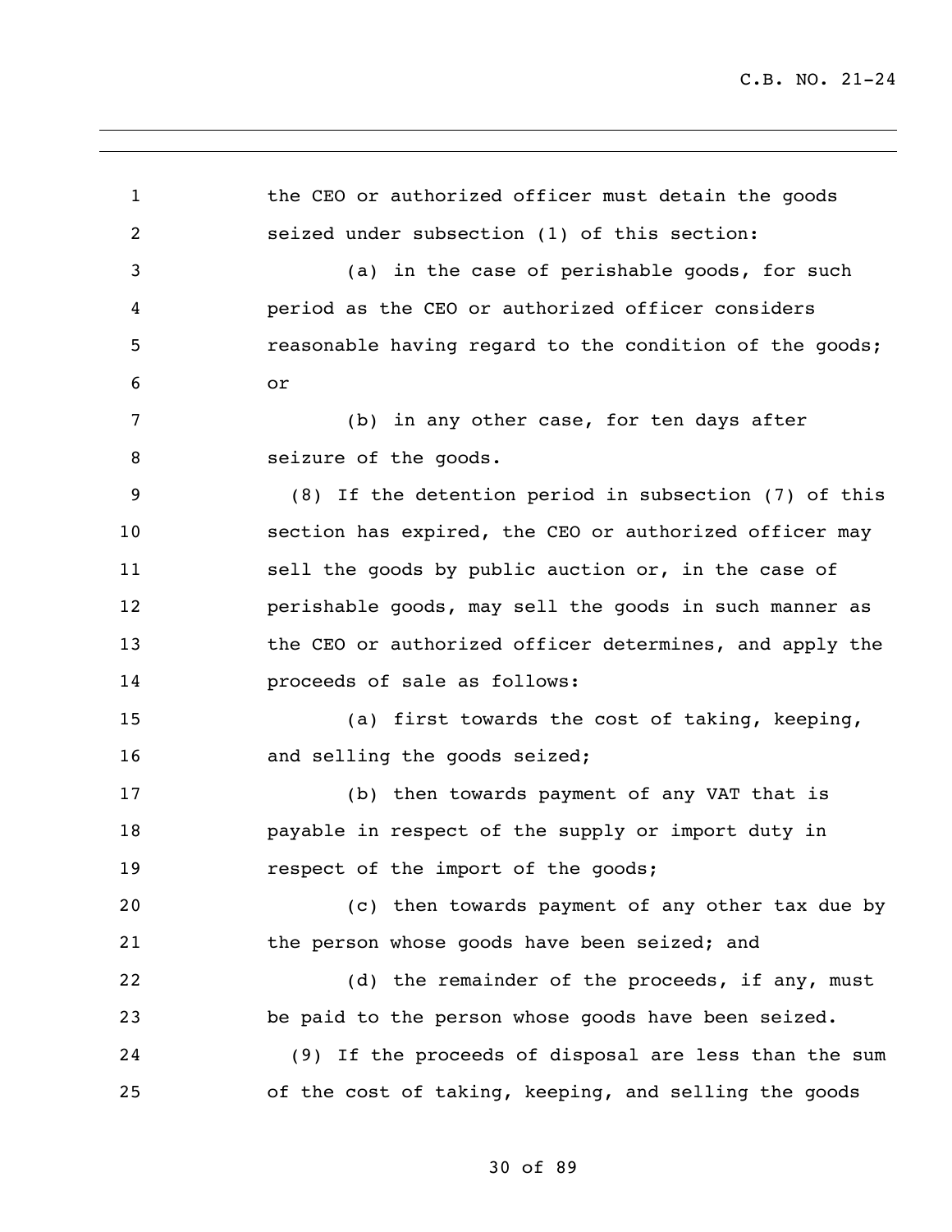the CEO or authorized officer must detain the goods seized under subsection (1) of this section:

(a) in the case of perishable goods, for such period as the CEO or authorized officer considers reasonable having regard to the condition of the goods; or

(b) in any other case, for ten days after seizure of the goods.

(8) If the detention period in subsection (7) of this section has expired, the CEO or authorized officer may sell the goods by public auction or, in the case of perishable goods, may sell the goods in such manner as the CEO or authorized officer determines, and apply the proceeds of sale as follows:

(a) first towards the cost of taking, keeping, and selling the goods seized;

(b) then towards payment of any VAT that is payable in respect of the supply or import duty in respect of the import of the goods;

(c) then towards payment of any other tax due by the person whose goods have been seized; and

(d) the remainder of the proceeds, if any, must be paid to the person whose goods have been seized.

(9) If the proceeds of disposal are less than the sum of the cost of taking, keeping, and selling the goods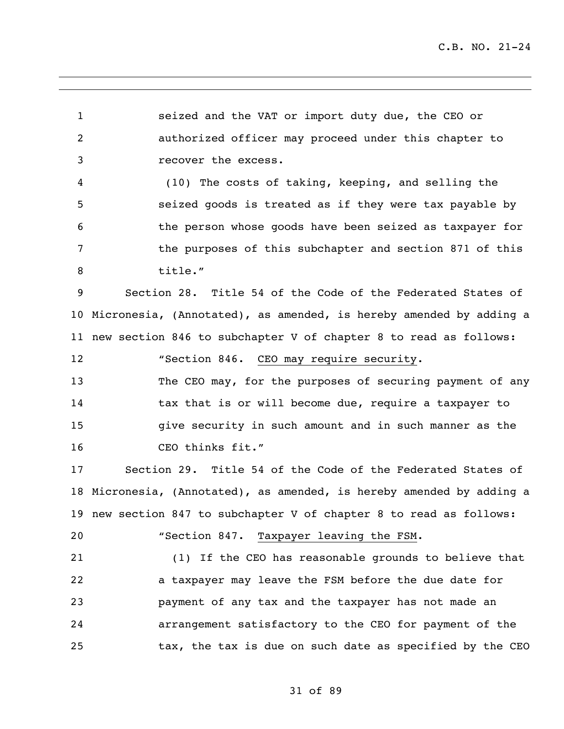seized and the VAT or import duty due, the CEO or authorized officer may proceed under this chapter to recover the excess.

(10) The costs of taking, keeping, and selling the seized goods is treated as if they were tax payable by the person whose goods have been seized as taxpayer for the purposes of this subchapter and section 871 of this title."

Section 28. Title 54 of the Code of the Federated States of Micronesia, (Annotated), as amended, is hereby amended by adding a new section 846 to subchapter V of chapter 8 to read as follows:

"Section 846. CEO may require security.

The CEO may, for the purposes of securing payment of any tax that is or will become due, require a taxpayer to give security in such amount and in such manner as the CEO thinks fit."

Section 29. Title 54 of the Code of the Federated States of Micronesia, (Annotated), as amended, is hereby amended by adding a new section 847 to subchapter V of chapter 8 to read as follows:

"Section 847. Taxpayer leaving the FSM.

(1) If the CEO has reasonable grounds to believe that a taxpayer may leave the FSM before the due date for payment of any tax and the taxpayer has not made an arrangement satisfactory to the CEO for payment of the tax, the tax is due on such date as specified by the CEO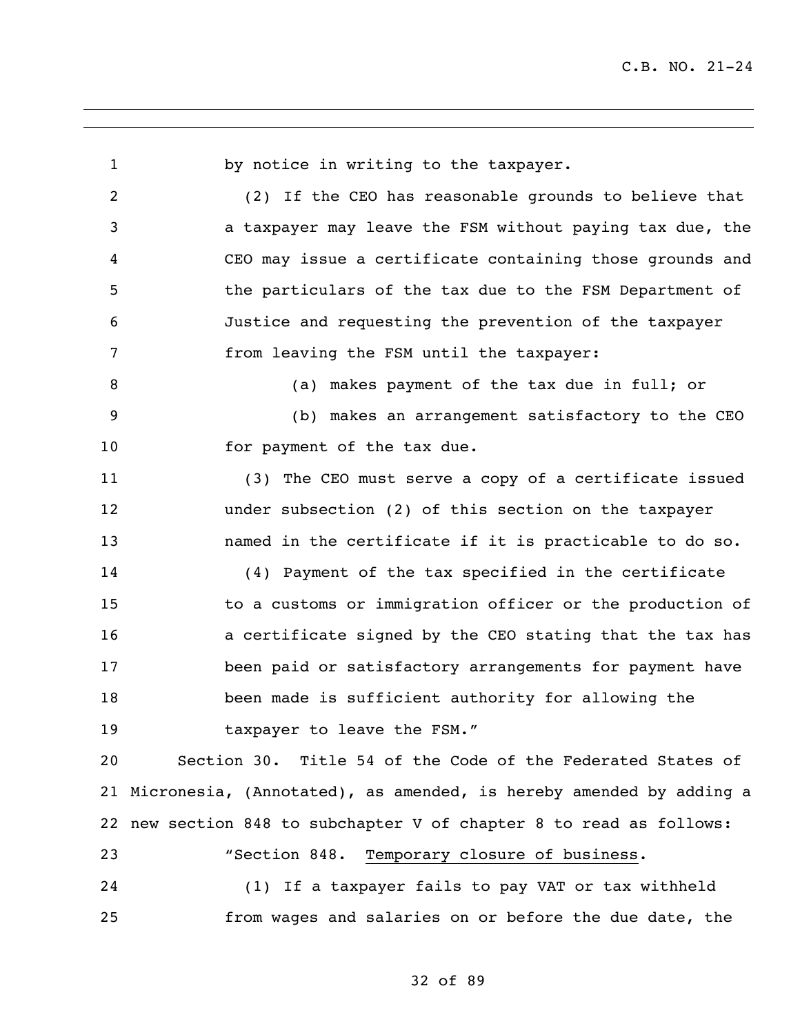by notice in writing to the taxpayer.

(2) If the CEO has reasonable grounds to believe that a taxpayer may leave the FSM without paying tax due, the CEO may issue a certificate containing those grounds and the particulars of the tax due to the FSM Department of Justice and requesting the prevention of the taxpayer from leaving the FSM until the taxpayer:

(a) makes payment of the tax due in full; or

(b) makes an arrangement satisfactory to the CEO for payment of the tax due.

(3) The CEO must serve a copy of a certificate issued under subsection (2) of this section on the taxpayer named in the certificate if it is practicable to do so.

(4) Payment of the tax specified in the certificate to a customs or immigration officer or the production of a certificate signed by the CEO stating that the tax has been paid or satisfactory arrangements for payment have been made is sufficient authority for allowing the taxpayer to leave the FSM."

Section 30. Title 54 of the Code of the Federated States of Micronesia, (Annotated), as amended, is hereby amended by adding a new section 848 to subchapter V of chapter 8 to read as follows:

"Section 848. Temporary closure of business.

(1) If a taxpayer fails to pay VAT or tax withheld from wages and salaries on or before the due date, the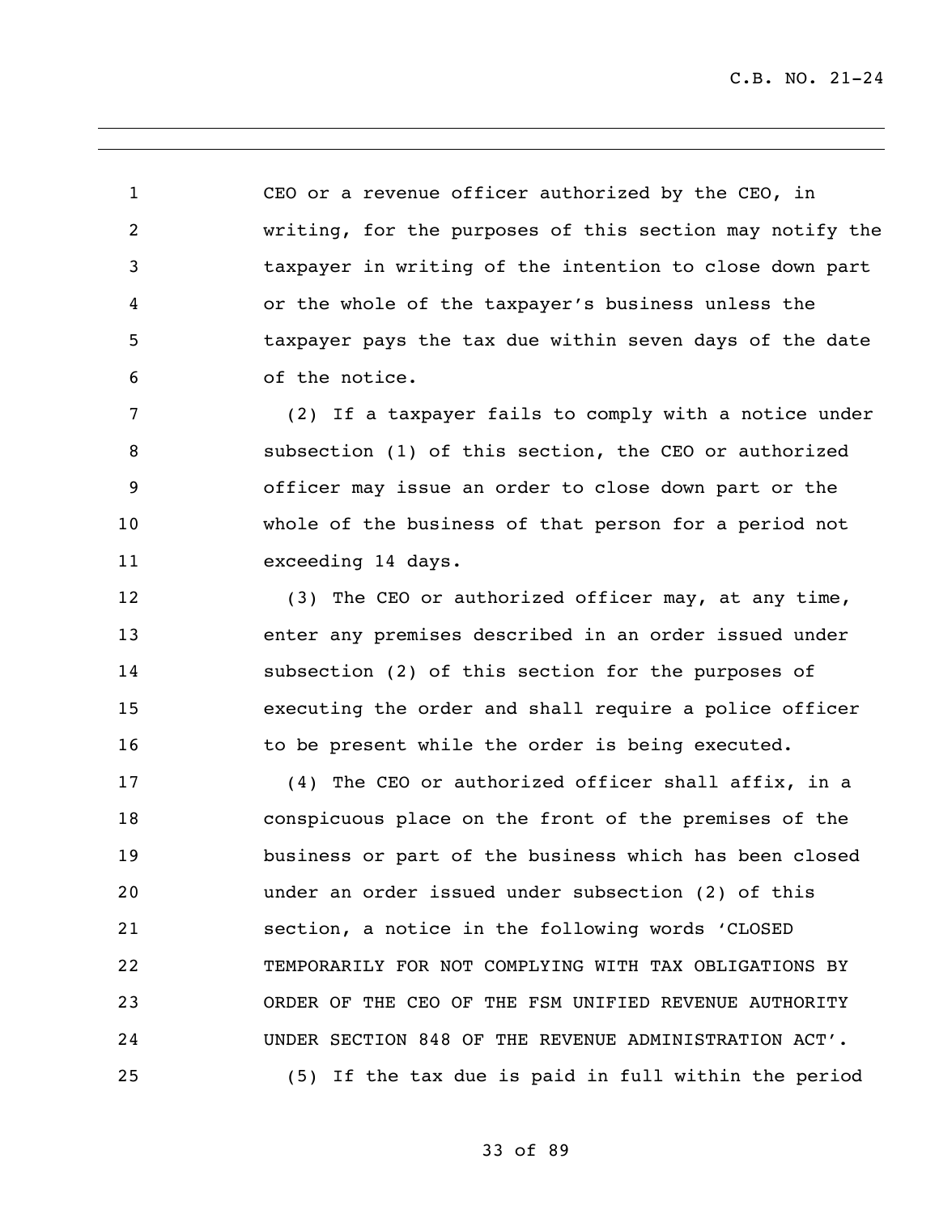CEO or a revenue officer authorized by the CEO, in writing, for the purposes of this section may notify the taxpayer in writing of the intention to close down part or the whole of the taxpayer's business unless the taxpayer pays the tax due within seven days of the date of the notice.

(2) If a taxpayer fails to comply with a notice under subsection (1) of this section, the CEO or authorized officer may issue an order to close down part or the whole of the business of that person for a period not exceeding 14 days.

(3) The CEO or authorized officer may, at any time, enter any premises described in an order issued under subsection (2) of this section for the purposes of executing the order and shall require a police officer to be present while the order is being executed.

(4) The CEO or authorized officer shall affix, in a conspicuous place on the front of the premises of the business or part of the business which has been closed under an order issued under subsection (2) of this section, a notice in the following words 'CLOSED TEMPORARILY FOR NOT COMPLYING WITH TAX OBLIGATIONS BY ORDER OF THE CEO OF THE FSM UNIFIED REVENUE AUTHORITY UNDER SECTION 848 OF THE REVENUE ADMINISTRATION ACT'.

(5) If the tax due is paid in full within the period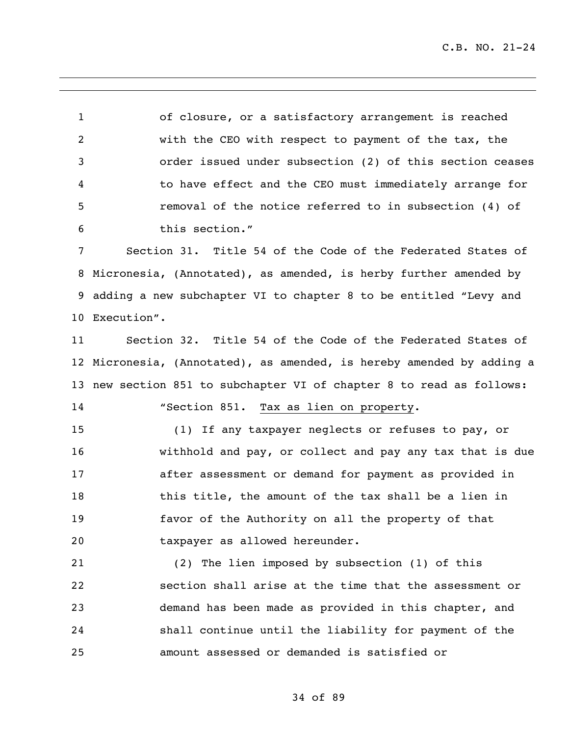of closure, or a satisfactory arrangement is reached with the CEO with respect to payment of the tax, the order issued under subsection (2) of this section ceases to have effect and the CEO must immediately arrange for removal of the notice referred to in subsection (4) of this section."

Section 31. Title 54 of the Code of the Federated States of Micronesia, (Annotated), as amended, is herby further amended by adding a new subchapter VI to chapter 8 to be entitled "Levy and Execution".

Section 32. Title 54 of the Code of the Federated States of Micronesia, (Annotated), as amended, is hereby amended by adding a new section 851 to subchapter VI of chapter 8 to read as follows:

"Section 851. Tax as lien on property.

(1) If any taxpayer neglects or refuses to pay, or withhold and pay, or collect and pay any tax that is due after assessment or demand for payment as provided in this title, the amount of the tax shall be a lien in favor of the Authority on all the property of that taxpayer as allowed hereunder.

(2) The lien imposed by subsection (1) of this section shall arise at the time that the assessment or demand has been made as provided in this chapter, and shall continue until the liability for payment of the amount assessed or demanded is satisfied or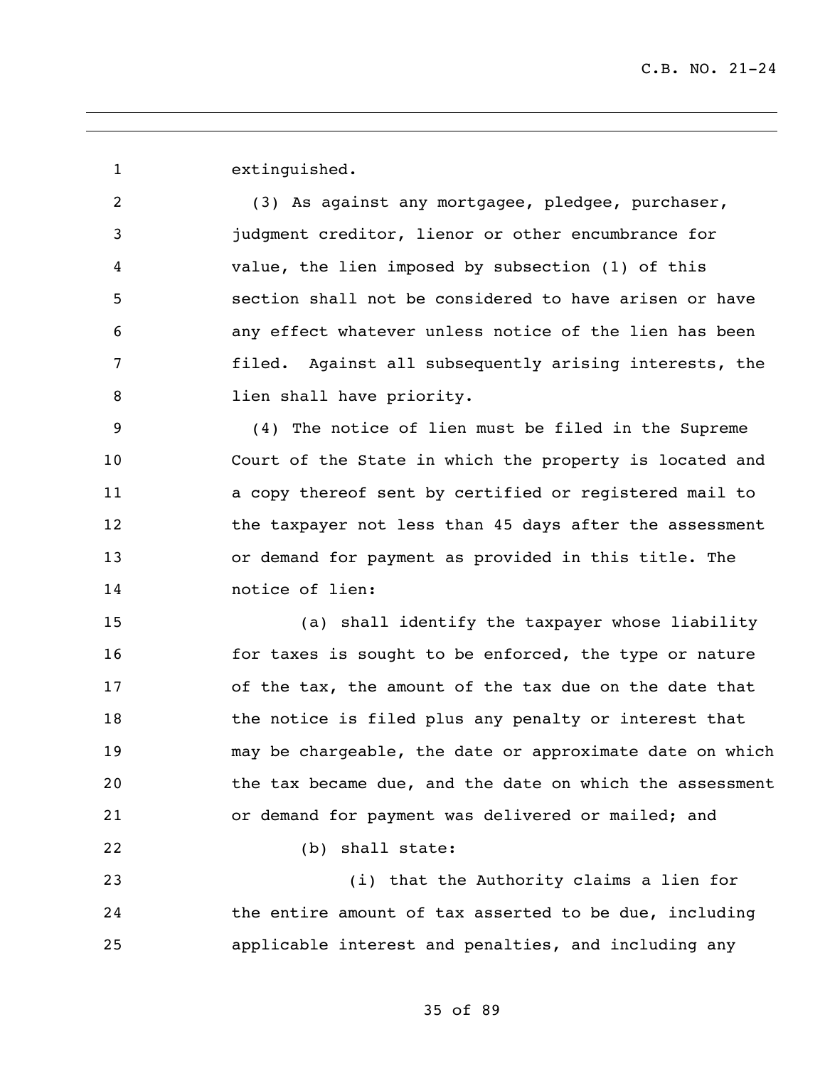extinguished.

(3) As against any mortgagee, pledgee, purchaser, judgment creditor, lienor or other encumbrance for value, the lien imposed by subsection (1) of this section shall not be considered to have arisen or have any effect whatever unless notice of the lien has been filed. Against all subsequently arising interests, the lien shall have priority.

(4) The notice of lien must be filed in the Supreme Court of the State in which the property is located and a copy thereof sent by certified or registered mail to the taxpayer not less than 45 days after the assessment or demand for payment as provided in this title. The notice of lien:

(a) shall identify the taxpayer whose liability for taxes is sought to be enforced, the type or nature of the tax, the amount of the tax due on the date that the notice is filed plus any penalty or interest that may be chargeable, the date or approximate date on which the tax became due, and the date on which the assessment or demand for payment was delivered or mailed; and

(b) shall state:

(i) that the Authority claims a lien for the entire amount of tax asserted to be due, including applicable interest and penalties, and including any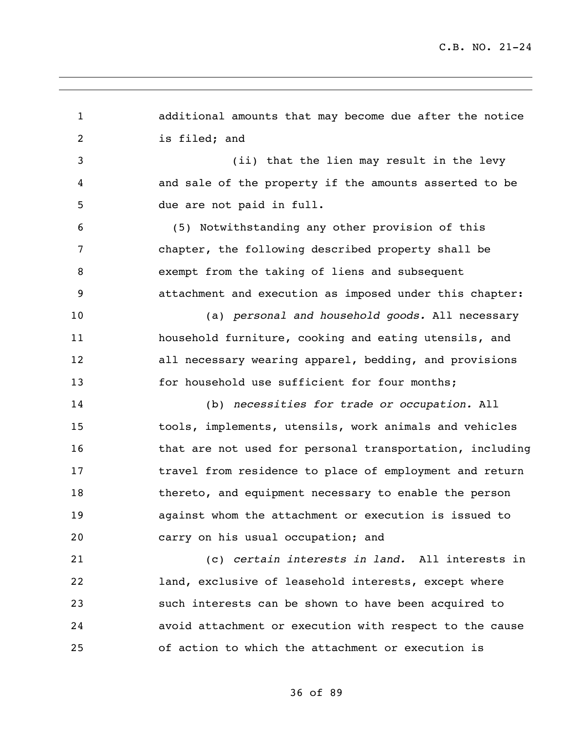additional amounts that may become due after the notice is filed; and

(ii) that the lien may result in the levy and sale of the property if the amounts asserted to be due are not paid in full.

(5) Notwithstanding any other provision of this chapter, the following described property shall be exempt from the taking of liens and subsequent attachment and execution as imposed under this chapter:

(a) *personal and household goods.* All necessary household furniture, cooking and eating utensils, and all necessary wearing apparel, bedding, and provisions for household use sufficient for four months;

(b) *necessities for trade or occupation.* All tools, implements, utensils, work animals and vehicles that are not used for personal transportation, including travel from residence to place of employment and return thereto, and equipment necessary to enable the person against whom the attachment or execution is issued to carry on his usual occupation; and

(c) *certain interests in land.* All interests in land, exclusive of leasehold interests, except where such interests can be shown to have been acquired to avoid attachment or execution with respect to the cause of action to which the attachment or execution is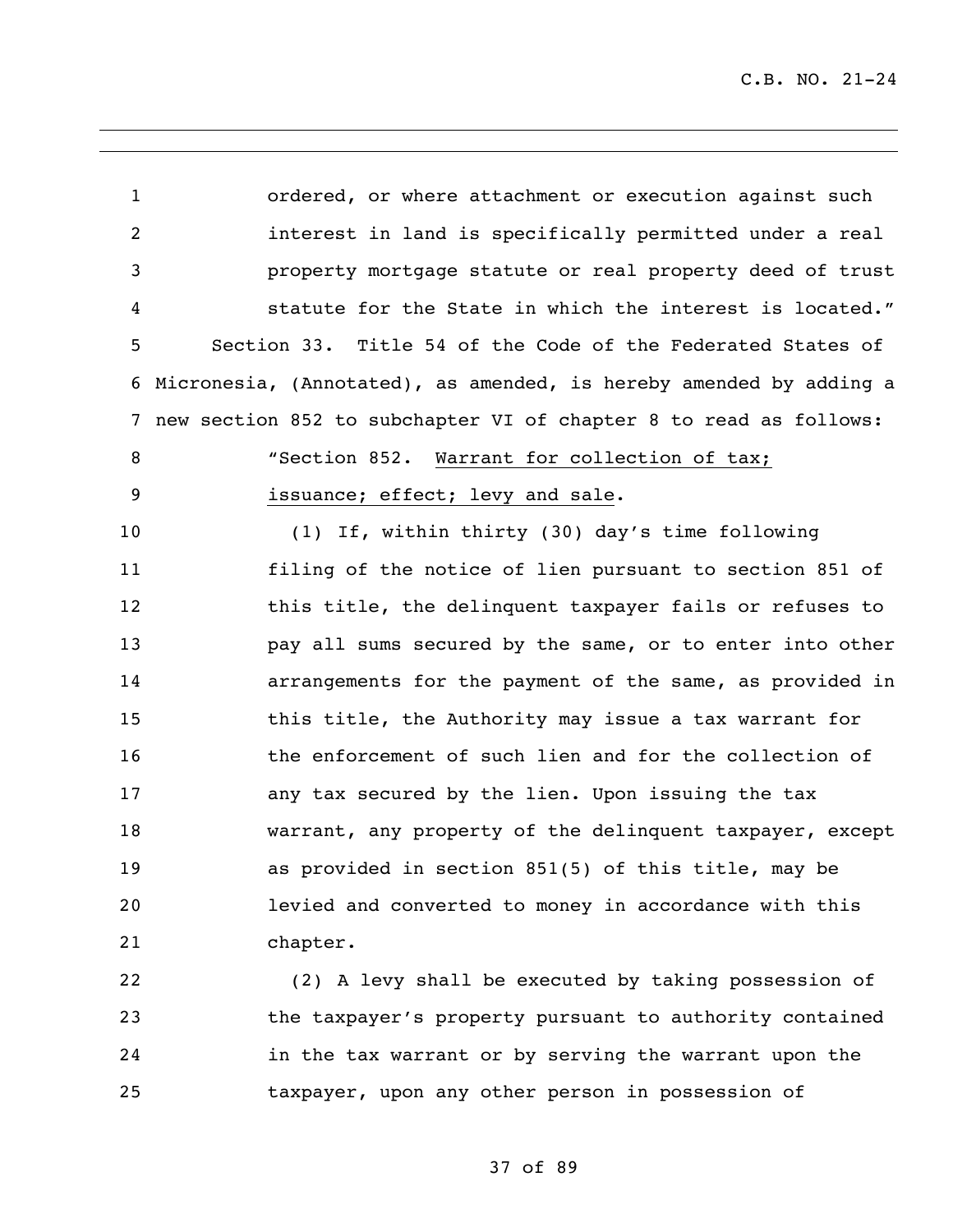ordered, or where attachment or execution against such interest in land is specifically permitted under a real property mortgage statute or real property deed of trust statute for the State in which the interest is located."

Section 33. Title 54 of the Code of the Federated States of Micronesia, (Annotated), as amended, is hereby amended by adding a new section 852 to subchapter VI of chapter 8 to read as follows:

"Section 852. <u>Warrant for collection of tax; issuance; effect; levy and sale</u>.

(1) If, within thirty (30) day's time following filing of the notice of lien pursuant to section 851 of this title, the delinquent taxpayer fails or refuses to pay all sums secured by the same, or to enter into other arrangements for the payment of the same, as provided in this title, the Authority may issue a tax warrant for the enforcement of such lien and for the collection of any tax secured by the lien. Upon issuing the tax warrant, any property of the delinquent taxpayer, except as provided in section 851(5) of this title, may be levied and converted to money in accordance with this chapter.

(2) A levy shall be executed by taking possession of the taxpayer's property pursuant to authority contained in the tax warrant or by serving the warrant upon the taxpayer, upon any other person in possession of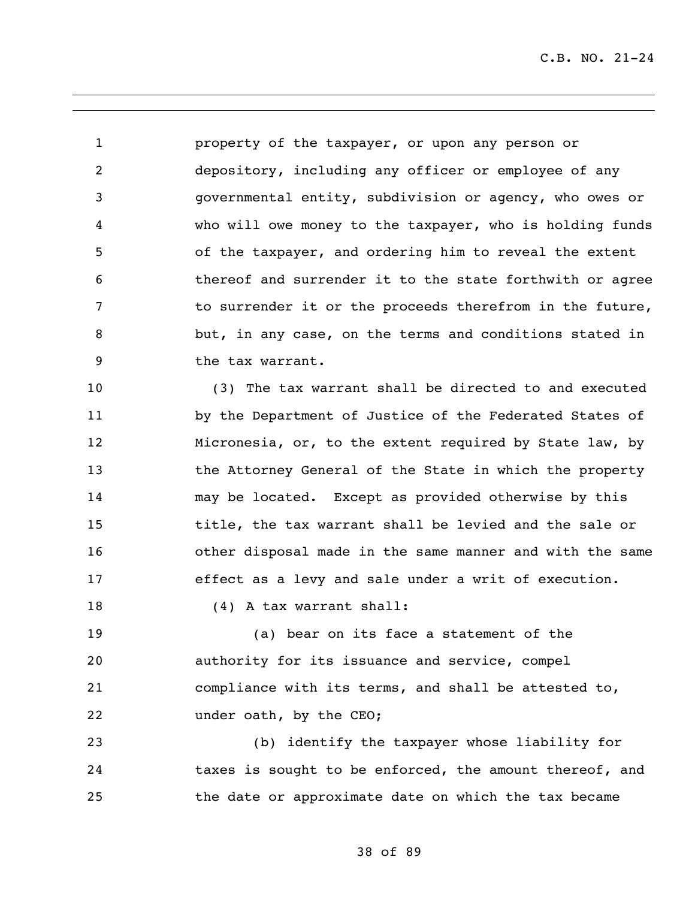property of the taxpayer, or upon any person or depository, including any officer or employee of any governmental entity, subdivision or agency, who owes or who will owe money to the taxpayer, who is holding funds of the taxpayer, and ordering him to reveal the extent thereof and surrender it to the state forthwith or agree to surrender it or the proceeds therefrom in the future, but, in any case, on the terms and conditions stated in the tax warrant.

(3) The tax warrant shall be directed to and executed by the Department of Justice of the Federated States of Micronesia, or, to the extent required by State law, by the Attorney General of the State in which the property may be located. Except as provided otherwise by this title, the tax warrant shall be levied and the sale or other disposal made in the same manner and with the same effect as a levy and sale under a writ of execution.

(4) A tax warrant shall:

(a) bear on its face a statement of the authority for its issuance and service, compel compliance with its terms, and shall be attested to, under oath, by the CEO;

(b) identify the taxpayer whose liability for taxes is sought to be enforced, the amount thereof, and the date or approximate date on which the tax became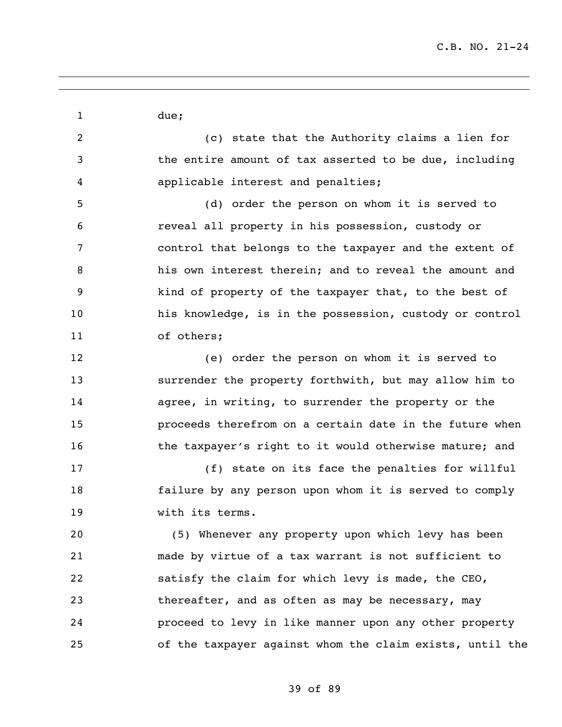due;

(c) state that the Authority claims a lien for the entire amount of tax asserted to be due, including applicable interest and penalties;

(d) order the person on whom it is served to reveal all property in his possession, custody or control that belongs to the taxpayer and the extent of his own interest therein; and to reveal the amount and kind of property of the taxpayer that, to the best of his knowledge, is in the possession, custody or control of others;

(e) order the person on whom it is served to surrender the property forthwith, but may allow him to agree, in writing, to surrender the property or the proceeds therefrom on a certain date in the future when the taxpayer's right to it would otherwise mature; and

(f) state on its face the penalties for willful failure by any person upon whom it is served to comply with its terms.

(5) Whenever any property upon which levy has been made by virtue of a tax warrant is not sufficient to satisfy the claim for which levy is made, the CEO, thereafter, and as often as may be necessary, may proceed to levy in like manner upon any other property of the taxpayer against whom the claim exists, until the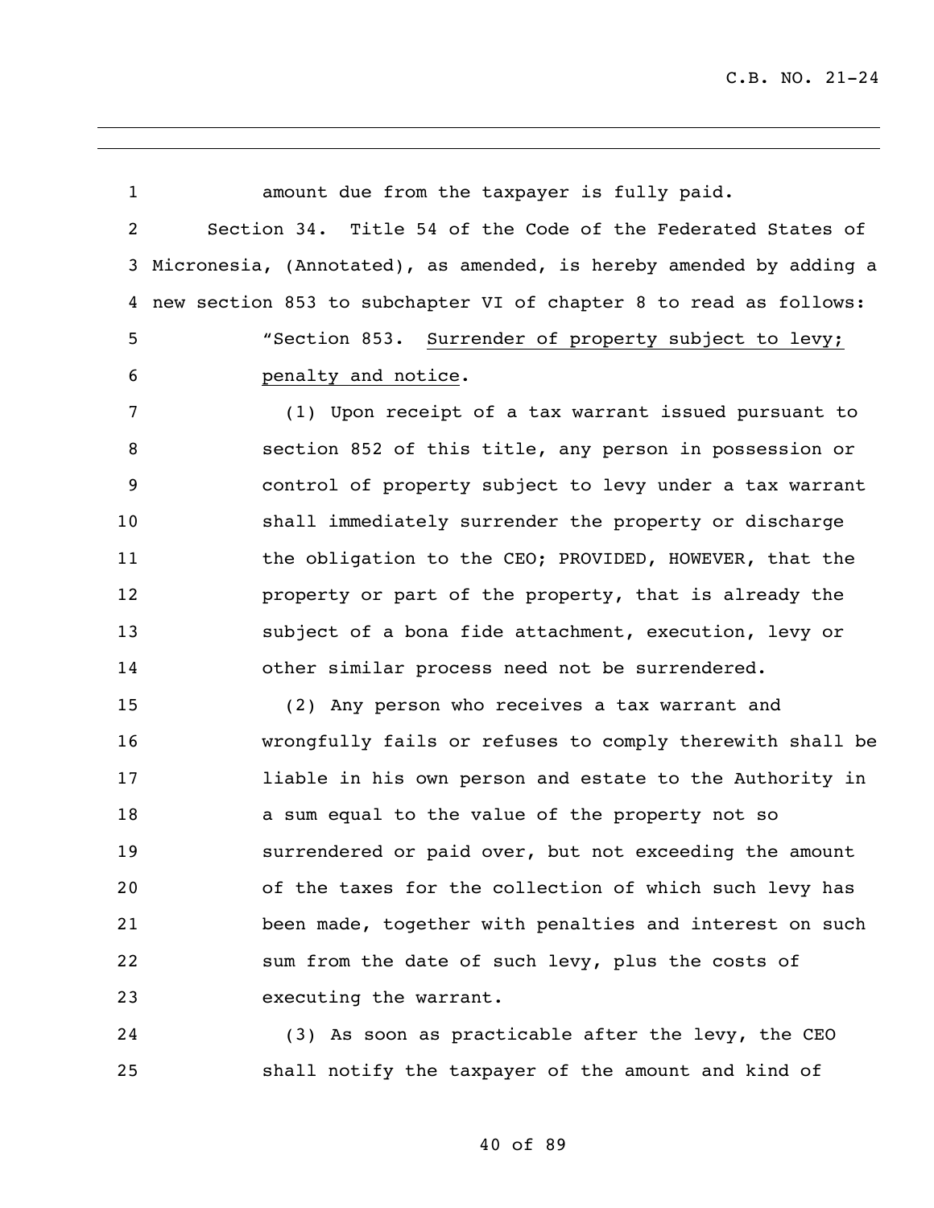amount due from the taxpayer is fully paid.

Section 34. Title 54 of the Code of the Federated States of Micronesia, (Annotated), as amended, is hereby amended by adding a new section 853 to subchapter VI of chapter 8 to read as follows:

"Section 853. Surrender of property subject to levy; penalty and notice.

(1) Upon receipt of a tax warrant issued pursuant to section 852 of this title, any person in possession or control of property subject to levy under a tax warrant shall immediately surrender the property or discharge the obligation to the CEO; PROVIDED, HOWEVER, that the property or part of the property, that is already the subject of a bona fide attachment, execution, levy or other similar process need not be surrendered.

(2) Any person who receives a tax warrant and wrongfully fails or refuses to comply therewith shall be liable in his own person and estate to the Authority in a sum equal to the value of the property not so surrendered or paid over, but not exceeding the amount of the taxes for the collection of which such levy has been made, together with penalties and interest on such sum from the date of such levy, plus the costs of executing the warrant.

(3) As soon as practicable after the levy, the CEO shall notify the taxpayer of the amount and kind of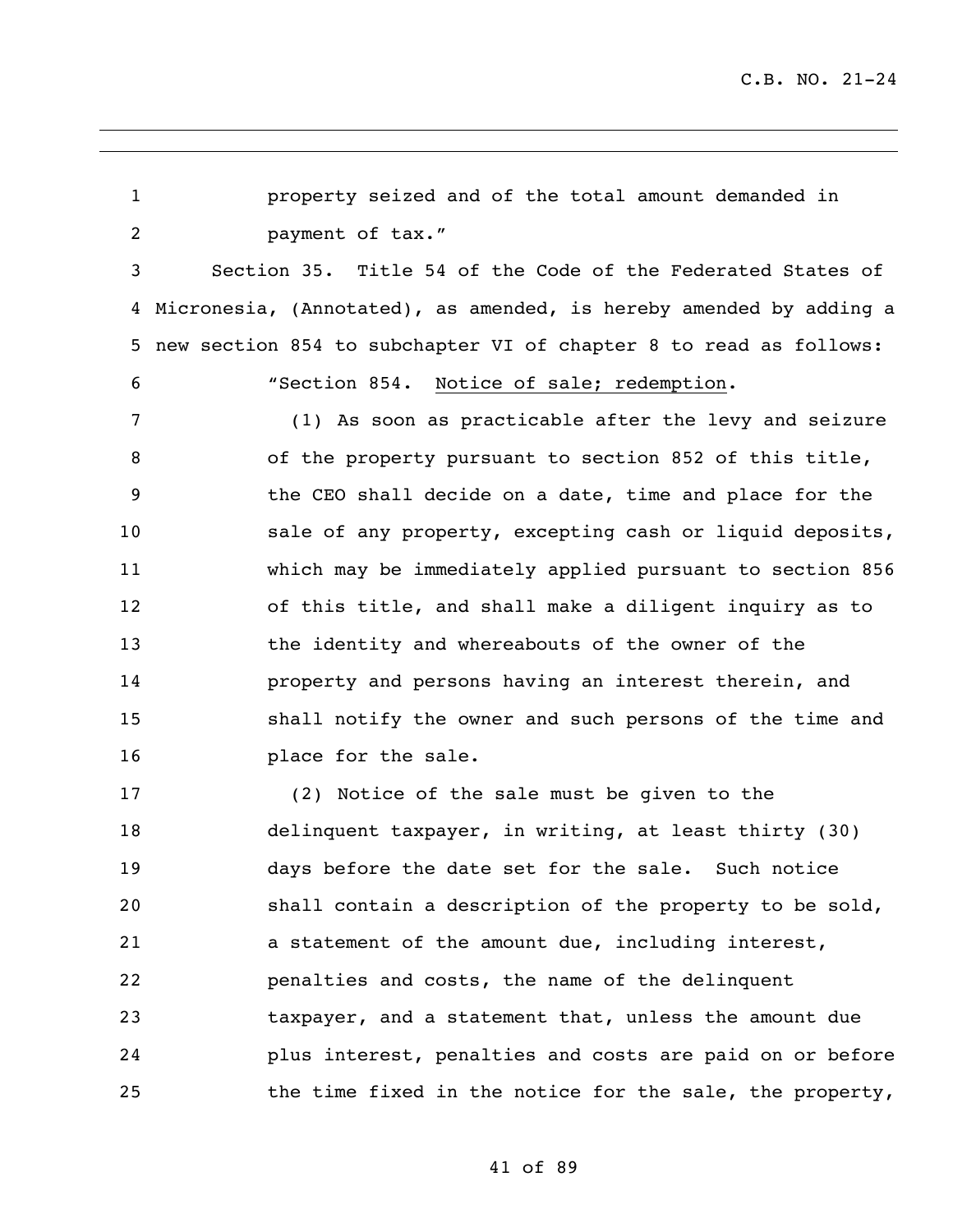property seized and of the total amount demanded in payment of tax."

Section 35. Title 54 of the Code of the Federated States of Micronesia, (Annotated), as amended, is hereby amended by adding a new section 854 to subchapter VI of chapter 8 to read as follows:

"Section 854. Notice of sale; redemption.

(1) As soon as practicable after the levy and seizure of the property pursuant to section 852 of this title, the CEO shall decide on a date, time and place for the sale of any property, excepting cash or liquid deposits, which may be immediately applied pursuant to section 856 of this title, and shall make a diligent inquiry as to the identity and whereabouts of the owner of the property and persons having an interest therein, and shall notify the owner and such persons of the time and place for the sale.

(2) Notice of the sale must be given to the delinquent taxpayer, in writing, at least thirty (30) days before the date set for the sale. Such notice shall contain a description of the property to be sold, a statement of the amount due, including interest, penalties and costs, the name of the delinquent taxpayer, and a statement that, unless the amount due plus interest, penalties and costs are paid on or before the time fixed in the notice for the sale, the property,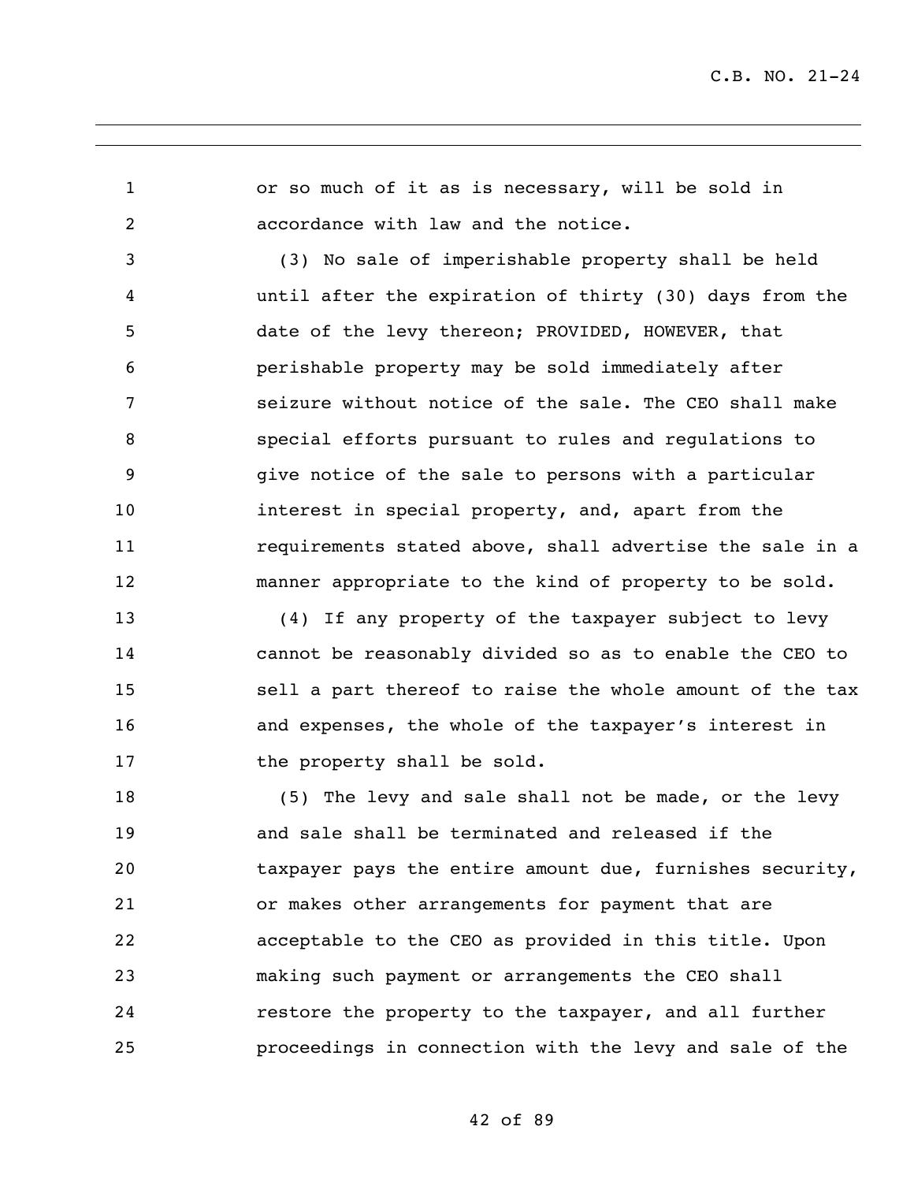or so much of it as is necessary, will be sold in accordance with law and the notice.

(3) No sale of imperishable property shall be held until after the expiration of thirty (30) days from the date of the levy thereon; PROVIDED, HOWEVER, that perishable property may be sold immediately after seizure without notice of the sale. The CEO shall make special efforts pursuant to rules and regulations to give notice of the sale to persons with a particular interest in special property, and, apart from the requirements stated above, shall advertise the sale in a manner appropriate to the kind of property to be sold.

(4) If any property of the taxpayer subject to levy cannot be reasonably divided so as to enable the CEO to sell a part thereof to raise the whole amount of the tax and expenses, the whole of the taxpayer's interest in the property shall be sold.

(5) The levy and sale shall not be made, or the levy and sale shall be terminated and released if the taxpayer pays the entire amount due, furnishes security, or makes other arrangements for payment that are acceptable to the CEO as provided in this title. Upon making such payment or arrangements the CEO shall restore the property to the taxpayer, and all further proceedings in connection with the levy and sale of the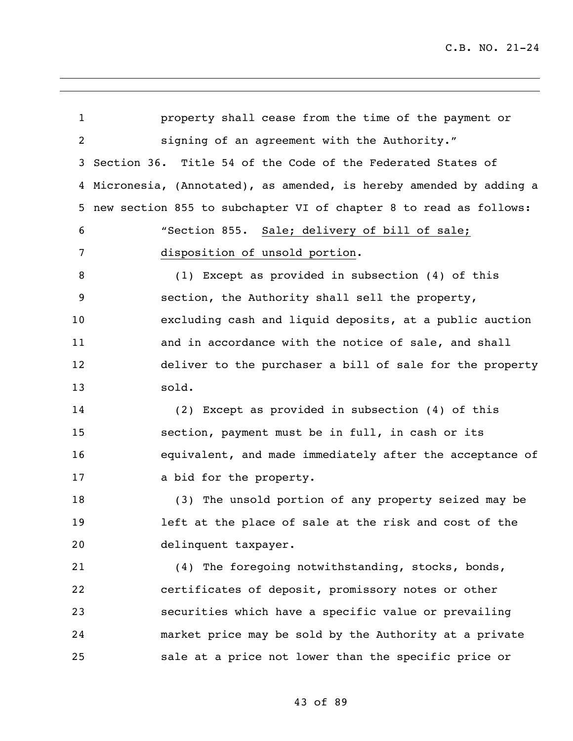property shall cease from the time of the payment or signing of an agreement with the Authority."

Section 36. Title 54 of the Code of the Federated States of Micronesia, (Annotated), as amended, is hereby amended by adding a new section 855 to subchapter VI of chapter 8 to read as follows:

"Section 855. Sale; delivery of bill of sale; disposition of unsold portion.

(1) Except as provided in subsection (4) of this section, the Authority shall sell the property, excluding cash and liquid deposits, at a public auction and in accordance with the notice of sale, and shall deliver to the purchaser a bill of sale for the property sold.

(2) Except as provided in subsection (4) of this section, payment must be in full, in cash or its equivalent, and made immediately after the acceptance of a bid for the property.

(3) The unsold portion of any property seized may be left at the place of sale at the risk and cost of the delinquent taxpayer.

(4) The foregoing notwithstanding, stocks, bonds, certificates of deposit, promissory notes or other securities which have a specific value or prevailing market price may be sold by the Authority at a private sale at a price not lower than the specific price or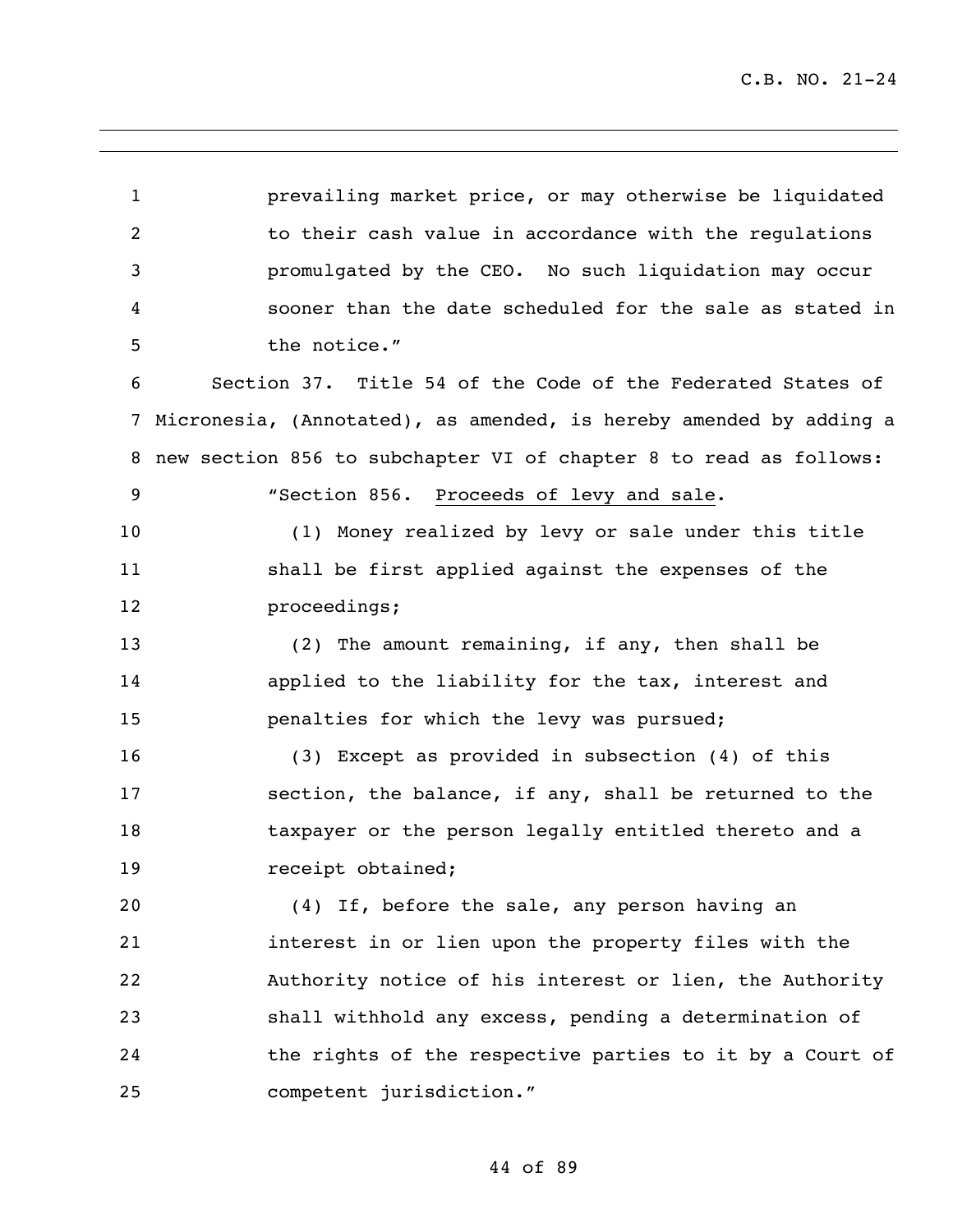prevailing market price, or may otherwise be liquidated to their cash value in accordance with the regulations promulgated by the CEO. No such liquidation may occur sooner than the date scheduled for the sale as stated in the notice."

Section 37. Title 54 of the Code of the Federated States of Micronesia, (Annotated), as amended, is hereby amended by adding a new section 856 to subchapter VI of chapter 8 to read as follows:

"Section 856. Proceeds of levy and sale.

(1) Money realized by levy or sale under this title shall be first applied against the expenses of the proceedings;

(2) The amount remaining, if any, then shall be applied to the liability for the tax, interest and penalties for which the levy was pursued;

(3) Except as provided in subsection (4) of this section, the balance, if any, shall be returned to the taxpayer or the person legally entitled thereto and a receipt obtained;

(4) If, before the sale, any person having an interest in or lien upon the property files with the Authority notice of his interest or lien, the Authority shall withhold any excess, pending a determination of the rights of the respective parties to it by a Court of competent jurisdiction."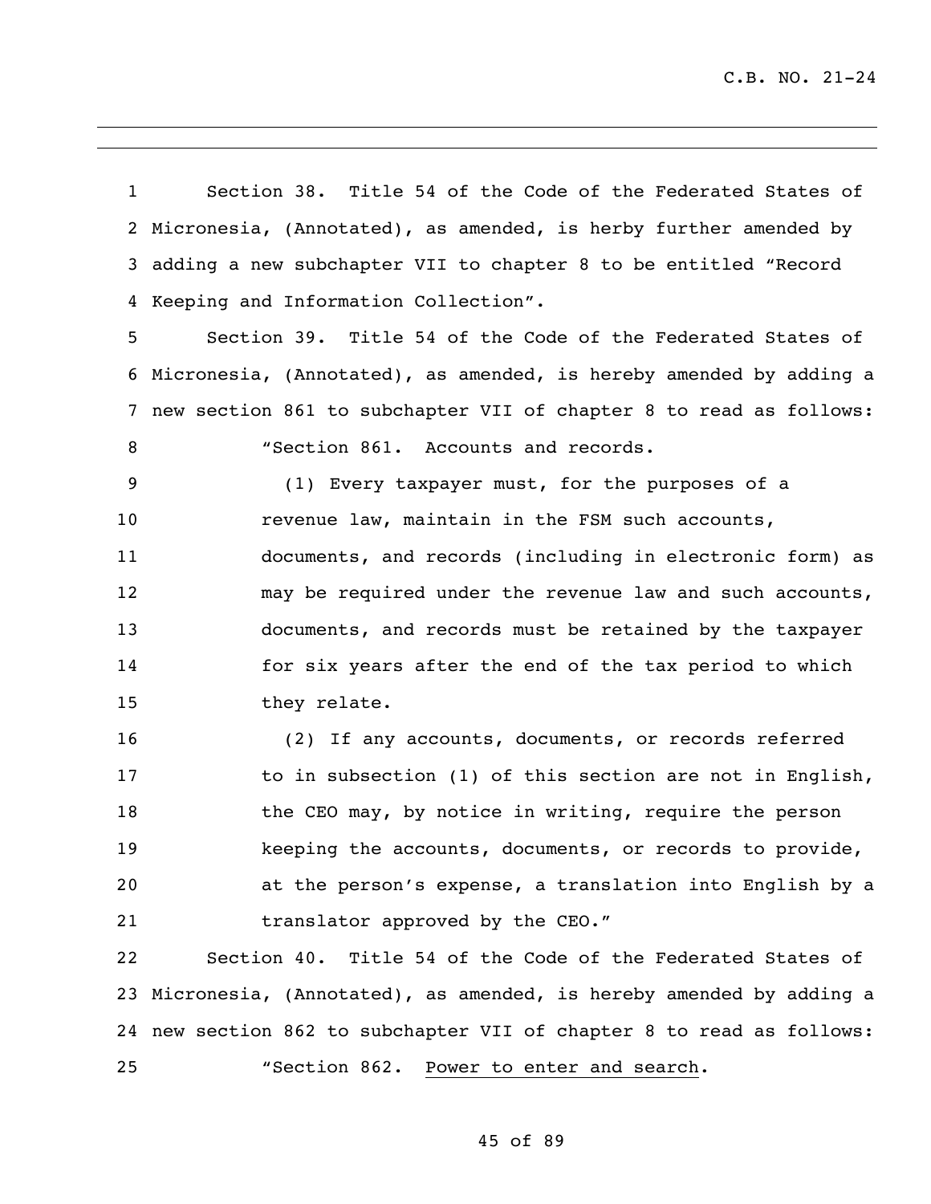Section 38. Title 54 of the Code of the Federated States of Micronesia, (Annotated), as amended, is herby further amended by adding a new subchapter VII to chapter 8 to be entitled "Record Keeping and Information Collection".

Section 39. Title 54 of the Code of the Federated States of Micronesia, (Annotated), as amended, is hereby amended by adding a new section 861 to subchapter VII of chapter 8 to read as follows:

"Section 861. Accounts and records.

(1) Every taxpayer must, for the purposes of a revenue law, maintain in the FSM such accounts, documents, and records (including in electronic form) as may be required under the revenue law and such accounts, documents, and records must be retained by the taxpayer for six years after the end of the tax period to which they relate.

(2) If any accounts, documents, or records referred to in subsection (1) of this section are not in English, the CEO may, by notice in writing, require the person keeping the accounts, documents, or records to provide, at the person's expense, a translation into English by a translator approved by the CEO."

Section 40. Title 54 of the Code of the Federated States of Micronesia, (Annotated), as amended, is hereby amended by adding a new section 862 to subchapter VII of chapter 8 to read as follows:

"Section 862. Power to enter and search.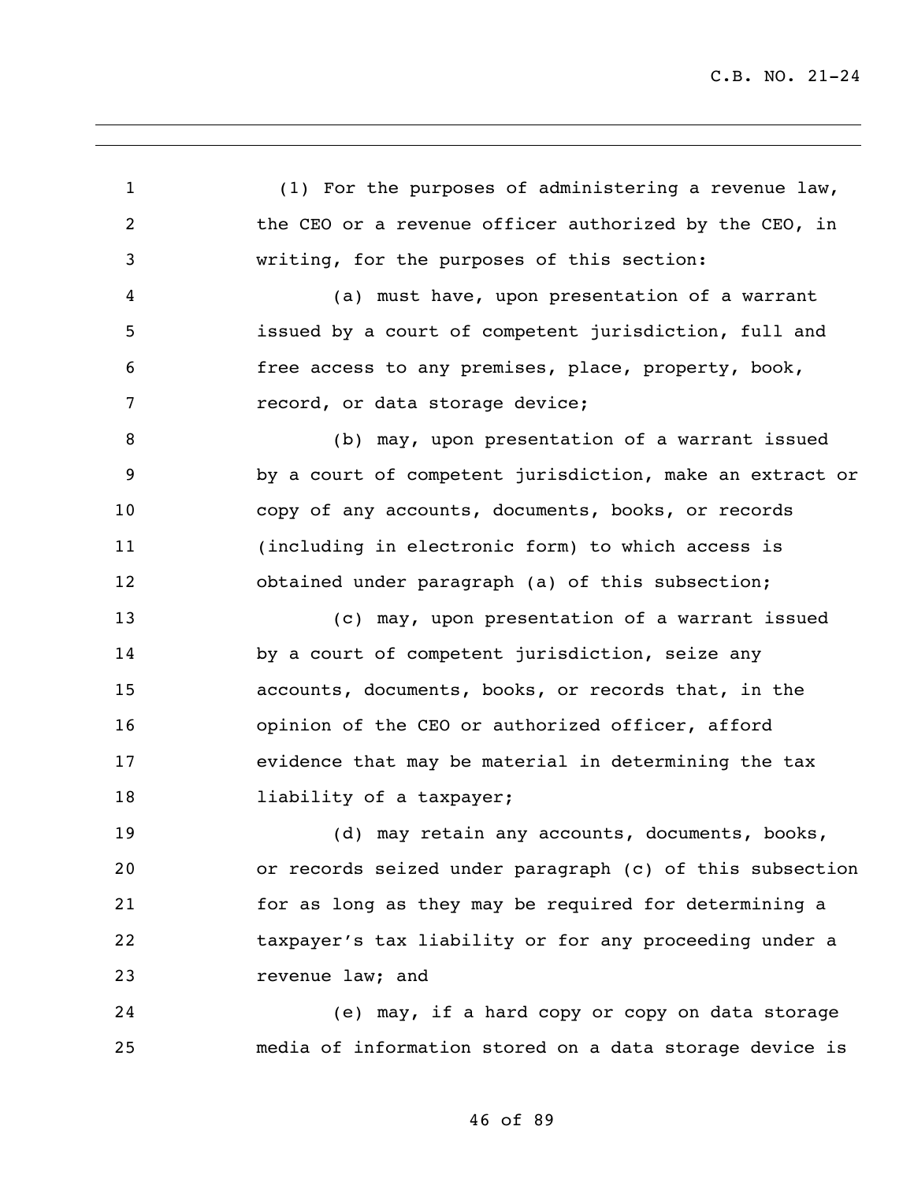(1) For the purposes of administering a revenue law, the CEO or a revenue officer authorized by the CEO, in writing, for the purposes of this section:

(a) must have, upon presentation of a warrant issued by a court of competent jurisdiction, full and free access to any premises, place, property, book, record, or data storage device;

(b) may, upon presentation of a warrant issued by a court of competent jurisdiction, make an extract or copy of any accounts, documents, books, or records (including in electronic form) to which access is obtained under paragraph (a) of this subsection;

(c) may, upon presentation of a warrant issued by a court of competent jurisdiction, seize any accounts, documents, books, or records that, in the opinion of the CEO or authorized officer, afford evidence that may be material in determining the tax liability of a taxpayer;

(d) may retain any accounts, documents, books, or records seized under paragraph (c) of this subsection for as long as they may be required for determining a taxpayer's tax liability or for any proceeding under a revenue law; and

(e) may, if a hard copy or copy on data storage media of information stored on a data storage device is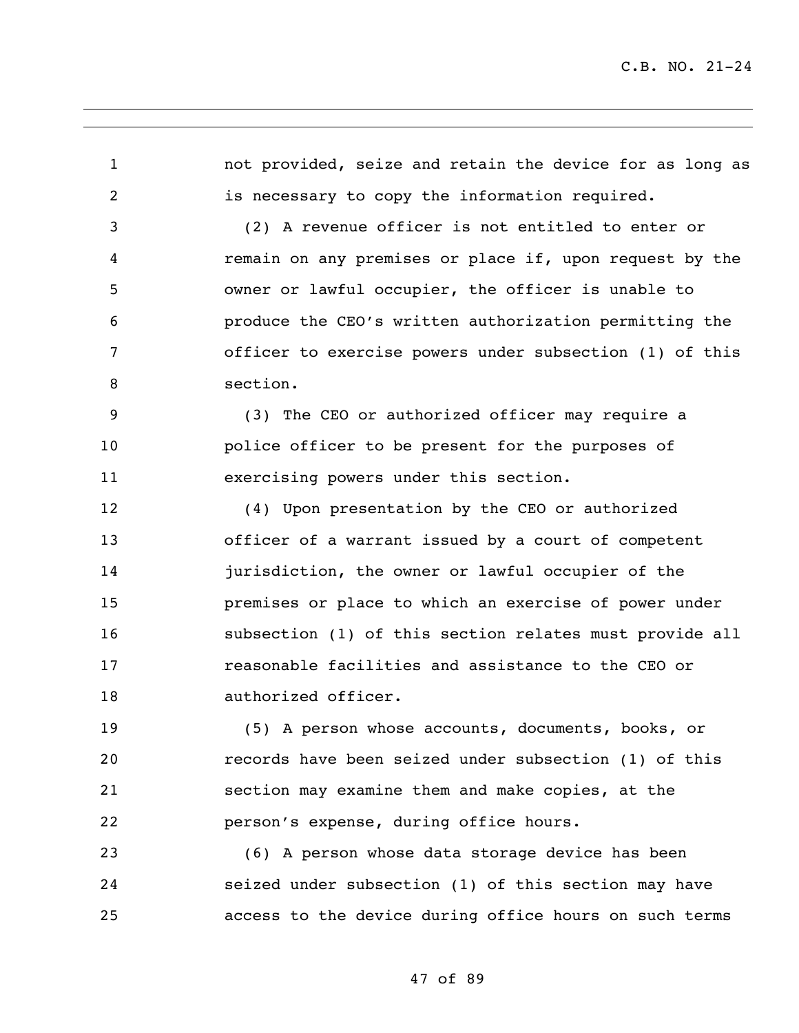not provided, seize and retain the device for as long as is necessary to copy the information required.

(2) A revenue officer is not entitled to enter or remain on any premises or place if, upon request by the owner or lawful occupier, the officer is unable to produce the CEO's written authorization permitting the officer to exercise powers under subsection (1) of this section.

(3) The CEO or authorized officer may require a police officer to be present for the purposes of exercising powers under this section.

(4) Upon presentation by the CEO or authorized officer of a warrant issued by a court of competent jurisdiction, the owner or lawful occupier of the premises or place to which an exercise of power under subsection (1) of this section relates must provide all reasonable facilities and assistance to the CEO or authorized officer.

(5) A person whose accounts, documents, books, or records have been seized under subsection (1) of this section may examine them and make copies, at the person's expense, during office hours.

(6) A person whose data storage device has been seized under subsection (1) of this section may have access to the device during office hours on such terms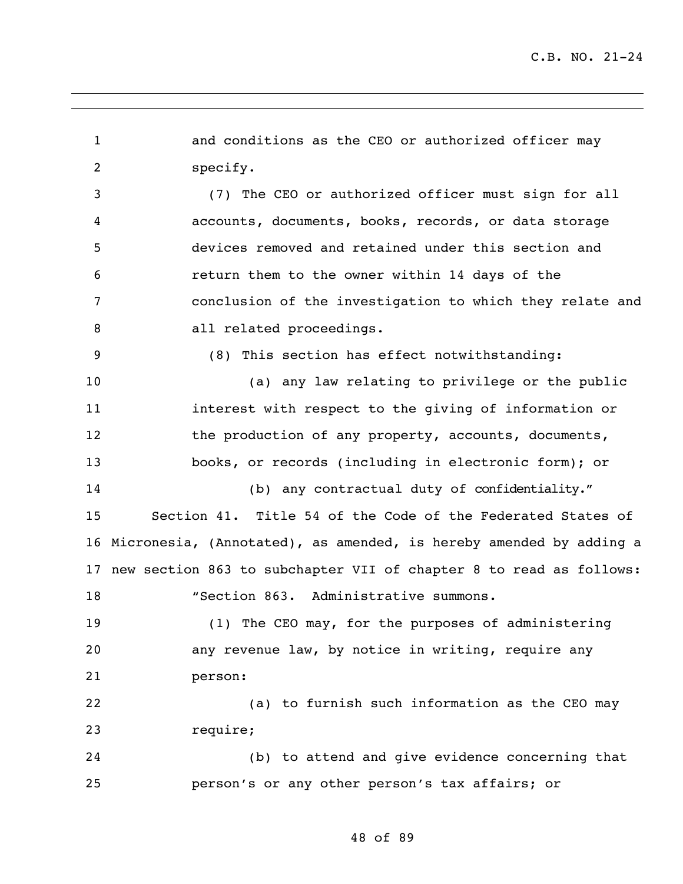and conditions as the CEO or authorized officer may specify.

(7) The CEO or authorized officer must sign for all accounts, documents, books, records, or data storage devices removed and retained under this section and return them to the owner within 14 days of the conclusion of the investigation to which they relate and all related proceedings.

(8) This section has effect notwithstanding:

(a) any law relating to privilege or the public interest with respect to the giving of information or the production of any property, accounts, documents, books, or records (including in electronic form); or

(b) any contractual duty of confidentiality."

Section 41. Title 54 of the Code of the Federated States of Micronesia, (Annotated), as amended, is hereby amended by adding a new section 863 to subchapter VII of chapter 8 to read as follows:

"Section 863. Administrative summons.

(1) The CEO may, for the purposes of administering any revenue law, by notice in writing, require any person:

(a) to furnish such information as the CEO may require;

(b) to attend and give evidence concerning that person's or any other person's tax affairs; or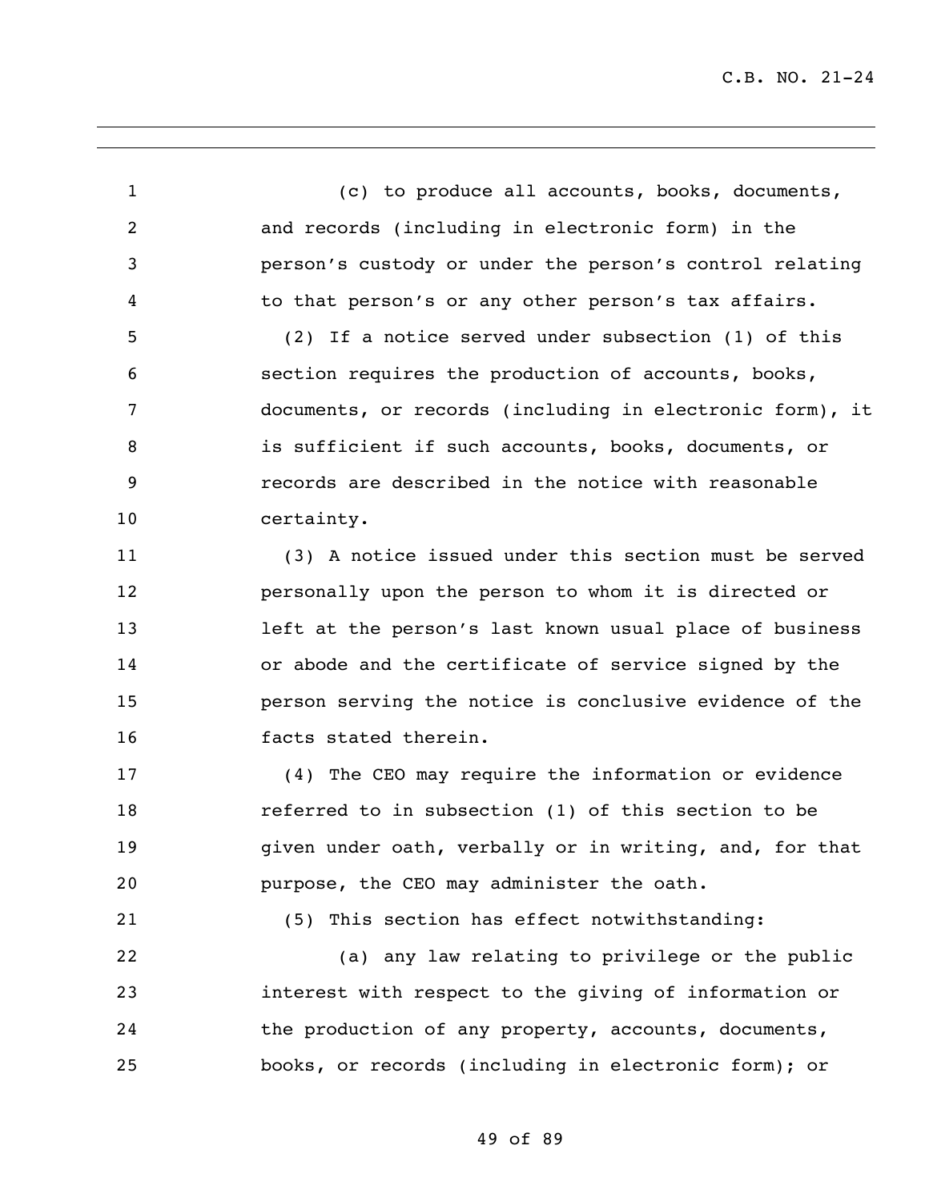(c) to produce all accounts, books, documents, and records (including in electronic form) in the person's custody or under the person's control relating to that person's or any other person's tax affairs.

(2) If a notice served under subsection (1) of this section requires the production of accounts, books, documents, or records (including in electronic form), it is sufficient if such accounts, books, documents, or records are described in the notice with reasonable certainty.

(3) A notice issued under this section must be served personally upon the person to whom it is directed or left at the person's last known usual place of business or abode and the certificate of service signed by the person serving the notice is conclusive evidence of the facts stated therein.

(4) The CEO may require the information or evidence referred to in subsection (1) of this section to be given under oath, verbally or in writing, and, for that purpose, the CEO may administer the oath.

(5) This section has effect notwithstanding:

(a) any law relating to privilege or the public interest with respect to the giving of information or the production of any property, accounts, documents, books, or records (including in electronic form); or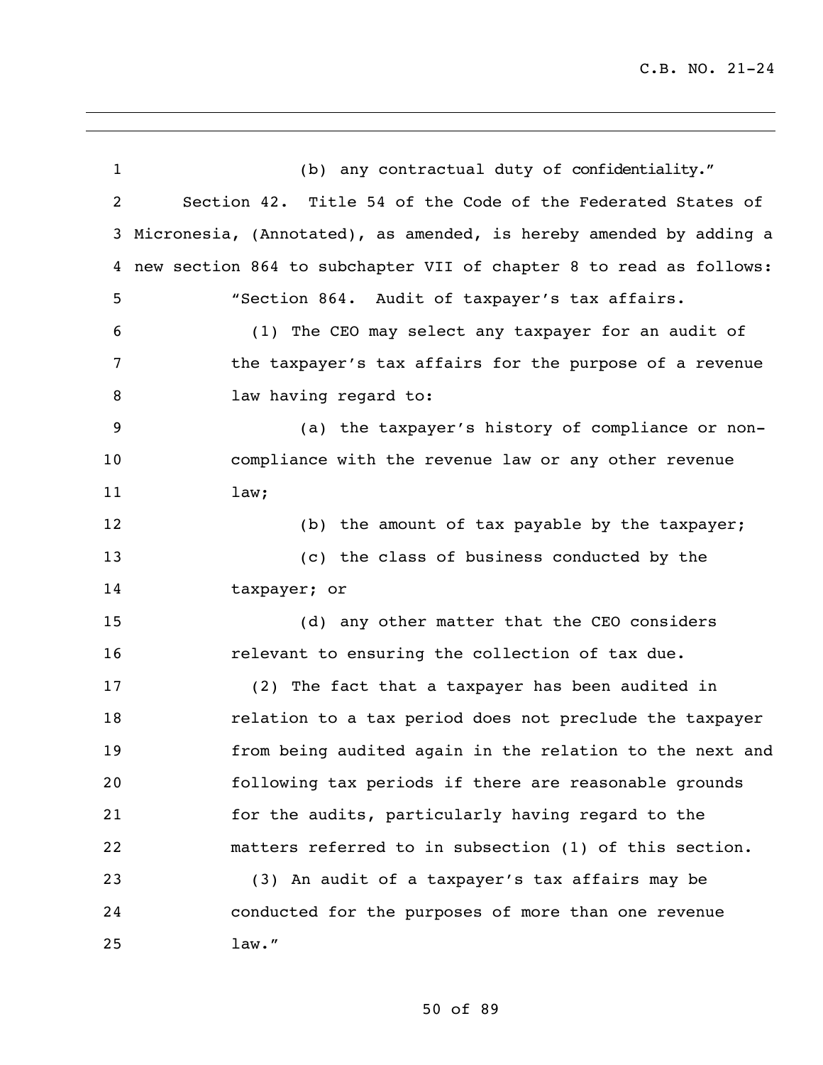(b) any contractual duty of confidentiality."

Section 42. Title 54 of the Code of the Federated States of Micronesia, (Annotated), as amended, is hereby amended by adding a new section 864 to subchapter VII of chapter 8 to read as follows:

"Section 864. Audit of taxpayer's tax affairs.

(1) The CEO may select any taxpayer for an audit of the taxpayer's tax affairs for the purpose of a revenue law having regard to:

(a) the taxpayer's history of compliance or non-compliance with the revenue law or any other revenue law;

(b) the amount of tax payable by the taxpayer;

(c) the class of business conducted by the taxpayer; or

(d) any other matter that the CEO considers relevant to ensuring the collection of tax due.

(2) The fact that a taxpayer has been audited in relation to a tax period does not preclude the taxpayer from being audited again in the relation to the next and following tax periods if there are reasonable grounds for the audits, particularly having regard to the matters referred to in subsection (1) of this section.

(3) An audit of a taxpayer's tax affairs may be conducted for the purposes of more than one revenue law."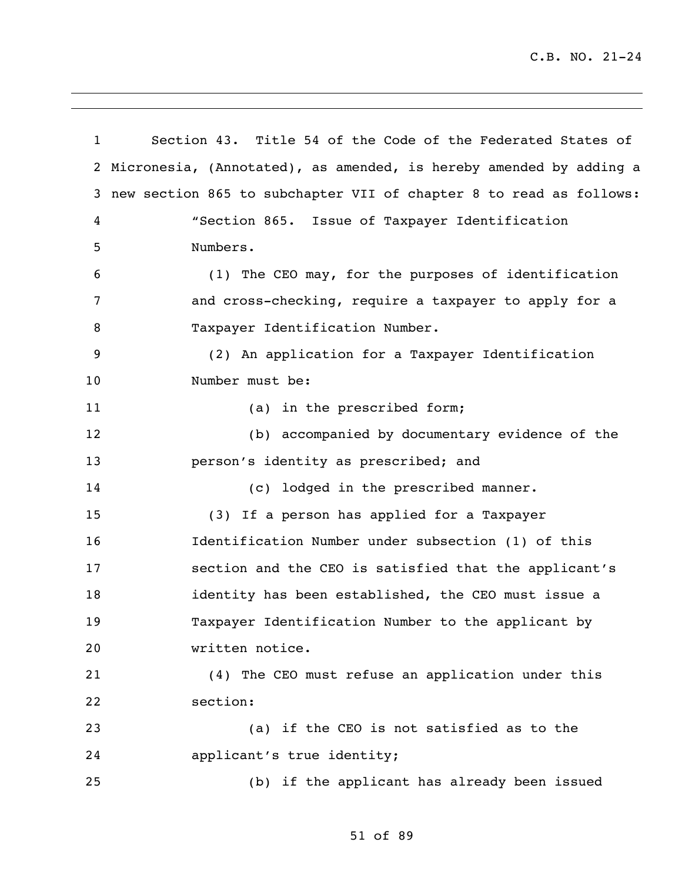Section 43. Title 54 of the Code of the Federated States of Micronesia, (Annotated), as amended, is hereby amended by adding a new section 865 to subchapter VII of chapter 8 to read as follows:

"Section 865. Issue of Taxpayer Identification Numbers.

(1) The CEO may, for the purposes of identification and cross-checking, require a taxpayer to apply for a Taxpayer Identification Number.

(2) An application for a Taxpayer Identification Number must be:

(a) in the prescribed form;

(b) accompanied by documentary evidence of the person's identity as prescribed; and

(c) lodged in the prescribed manner.

(3) If a person has applied for a Taxpayer Identification Number under subsection (1) of this section and the CEO is satisfied that the applicant's identity has been established, the CEO must issue a Taxpayer Identification Number to the applicant by written notice.

(4) The CEO must refuse an application under this section:

(a) if the CEO is not satisfied as to the applicant's true identity;

(b) if the applicant has already been issued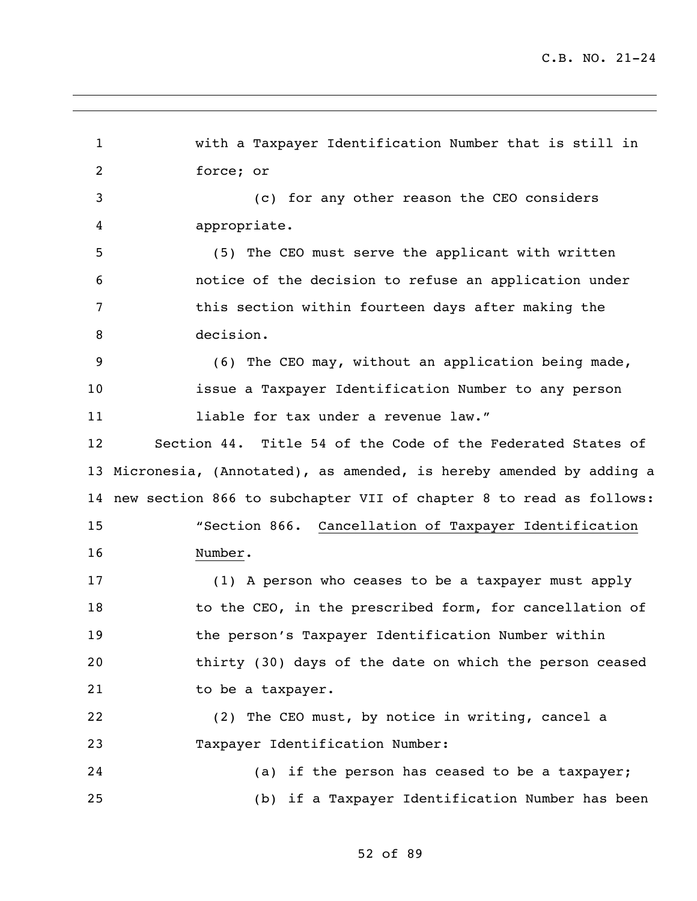with a Taxpayer Identification Number that is still in force; or

(c) for any other reason the CEO considers appropriate.

(5) The CEO must serve the applicant with written notice of the decision to refuse an application under this section within fourteen days after making the decision.

(6) The CEO may, without an application being made, issue a Taxpayer Identification Number to any person liable for tax under a revenue law."

Section 44. Title 54 of the Code of the Federated States of Micronesia, (Annotated), as amended, is hereby amended by adding a new section 866 to subchapter VII of chapter 8 to read as follows:

"Section 866. Cancellation of Taxpayer Identification Number.

(1) A person who ceases to be a taxpayer must apply to the CEO, in the prescribed form, for cancellation of the person's Taxpayer Identification Number within thirty (30) days of the date on which the person ceased to be a taxpayer.

(2) The CEO must, by notice in writing, cancel a Taxpayer Identification Number:

(a) if the person has ceased to be a taxpayer;

(b) if a Taxpayer Identification Number has been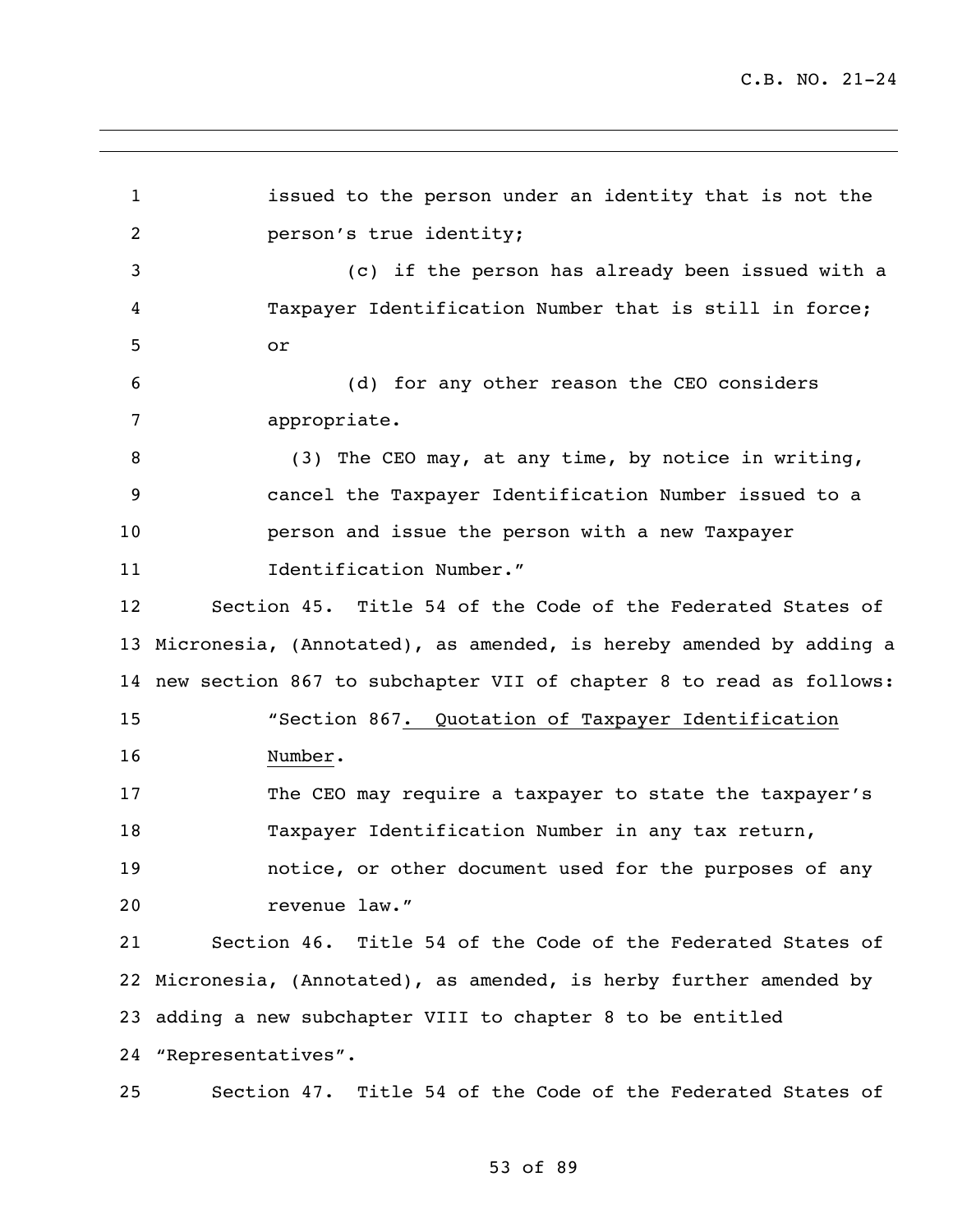issued to the person under an identity that is not the person's true identity;

(c) if the person has already been issued with a Taxpayer Identification Number that is still in force; or

(d) for any other reason the CEO considers appropriate.

(3) The CEO may, at any time, by notice in writing, cancel the Taxpayer Identification Number issued to a person and issue the person with a new Taxpayer Identification Number."

Section 45. Title 54 of the Code of the Federated States of Micronesia, (Annotated), as amended, is hereby amended by adding a new section 867 to subchapter VII of chapter 8 to read as follows:

"Section 867. Quotation of Taxpayer Identification Number.

The CEO may require a taxpayer to state the taxpayer's Taxpayer Identification Number in any tax return, notice, or other document used for the purposes of any revenue law."

Section 46. Title 54 of the Code of the Federated States of Micronesia, (Annotated), as amended, is herby further amended by adding a new subchapter VIII to chapter 8 to be entitled "Representatives".

Section 47. Title 54 of the Code of the Federated States of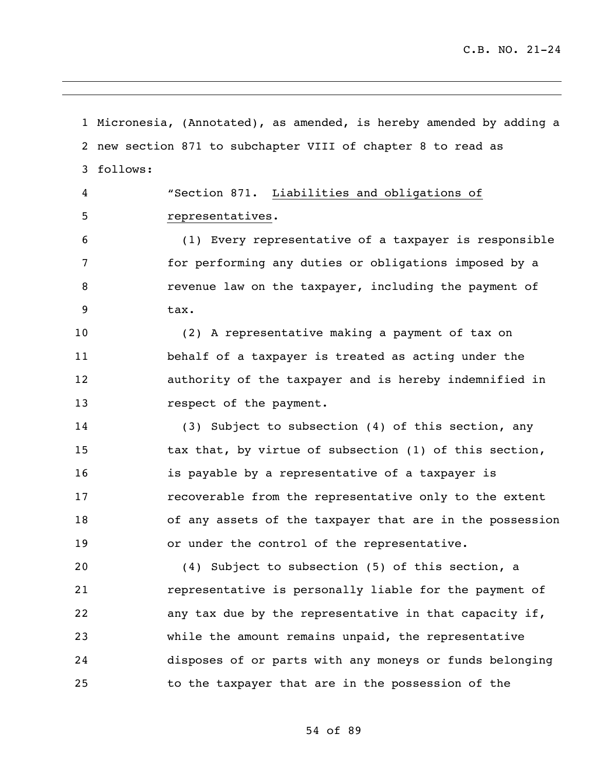Micronesia, (Annotated), as amended, is hereby amended by adding a new section 871 to subchapter VIII of chapter 8 to read as follows:

"Section 871. Liabilities and obligations of representatives.

(1) Every representative of a taxpayer is responsible for performing any duties or obligations imposed by a revenue law on the taxpayer, including the payment of tax.

(2) A representative making a payment of tax on behalf of a taxpayer is treated as acting under the authority of the taxpayer and is hereby indemnified in respect of the payment.

(3) Subject to subsection (4) of this section, any tax that, by virtue of subsection (1) of this section, is payable by a representative of a taxpayer is recoverable from the representative only to the extent of any assets of the taxpayer that are in the possession or under the control of the representative.

(4) Subject to subsection (5) of this section, a representative is personally liable for the payment of any tax due by the representative in that capacity if, while the amount remains unpaid, the representative disposes of or parts with any moneys or funds belonging to the taxpayer that are in the possession of the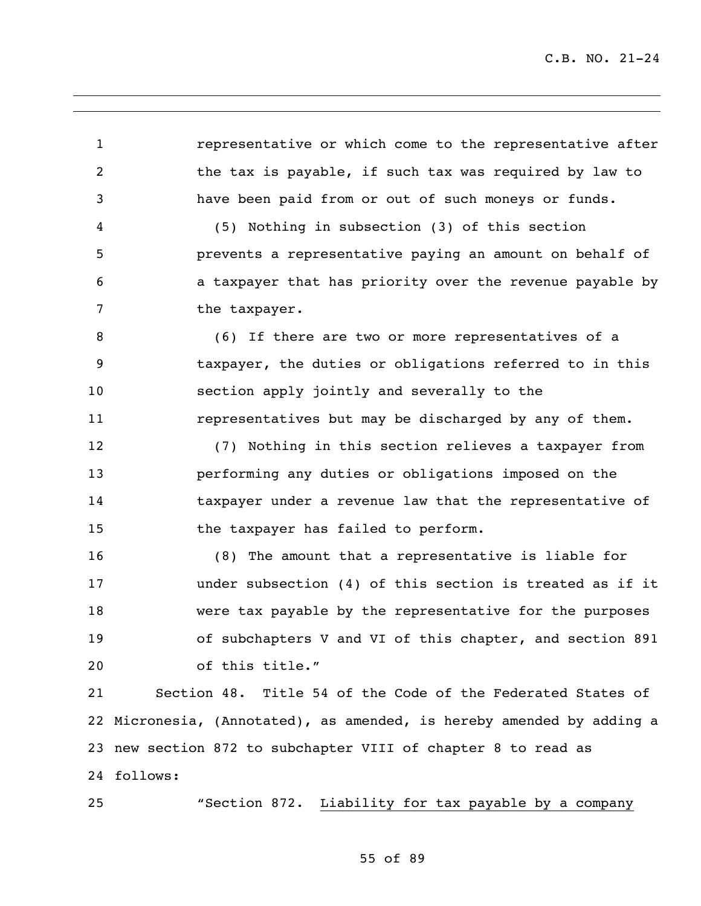representative or which come to the representative after the tax is payable, if such tax was required by law to have been paid from or out of such moneys or funds.

(5) Nothing in subsection (3) of this section prevents a representative paying an amount on behalf of a taxpayer that has priority over the revenue payable by the taxpayer.

(6) If there are two or more representatives of a taxpayer, the duties or obligations referred to in this section apply jointly and severally to the representatives but may be discharged by any of them.

(7) Nothing in this section relieves a taxpayer from performing any duties or obligations imposed on the taxpayer under a revenue law that the representative of the taxpayer has failed to perform.

(8) The amount that a representative is liable for under subsection (4) of this section is treated as if it were tax payable by the representative for the purposes of subchapters V and VI of this chapter, and section 891 of this title."

Section 48. Title 54 of the Code of the Federated States of Micronesia, (Annotated), as amended, is hereby amended by adding a new section 872 to subchapter VIII of chapter 8 to read as follows:

"Section 872. Liability for tax payable by a company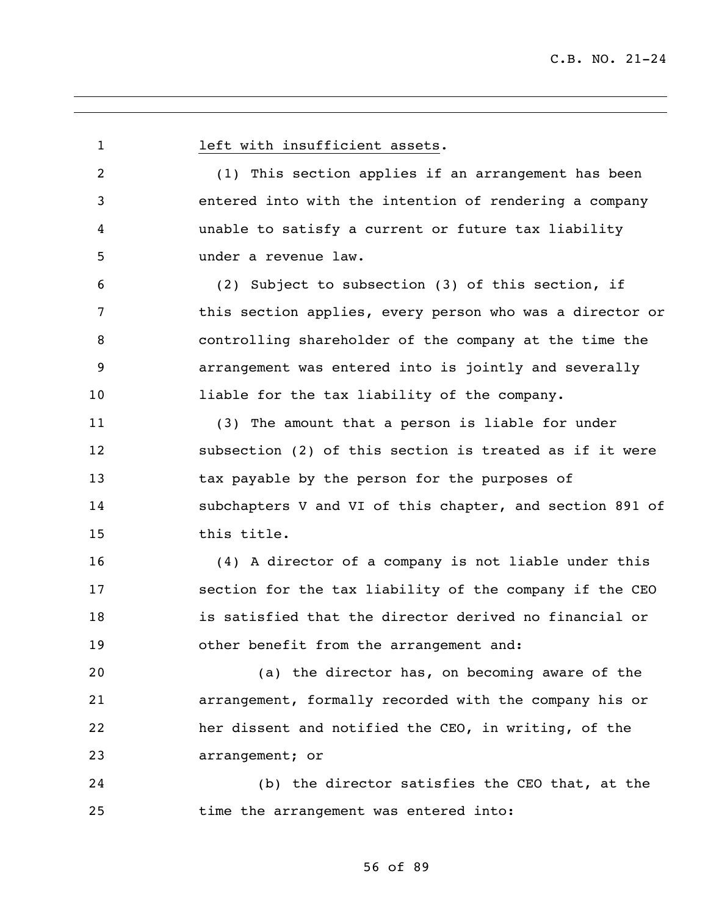left with insufficient assets.

(1) This section applies if an arrangement has been entered into with the intention of rendering a company unable to satisfy a current or future tax liability under a revenue law.

(2) Subject to subsection (3) of this section, if this section applies, every person who was a director or controlling shareholder of the company at the time the arrangement was entered into is jointly and severally liable for the tax liability of the company.

(3) The amount that a person is liable for under subsection (2) of this section is treated as if it were tax payable by the person for the purposes of subchapters V and VI of this chapter, and section 891 of this title.

(4) A director of a company is not liable under this section for the tax liability of the company if the CEO is satisfied that the director derived no financial or other benefit from the arrangement and:

(a) the director has, on becoming aware of the arrangement, formally recorded with the company his or her dissent and notified the CEO, in writing, of the arrangement; or

(b) the director satisfies the CEO that, at the time the arrangement was entered into: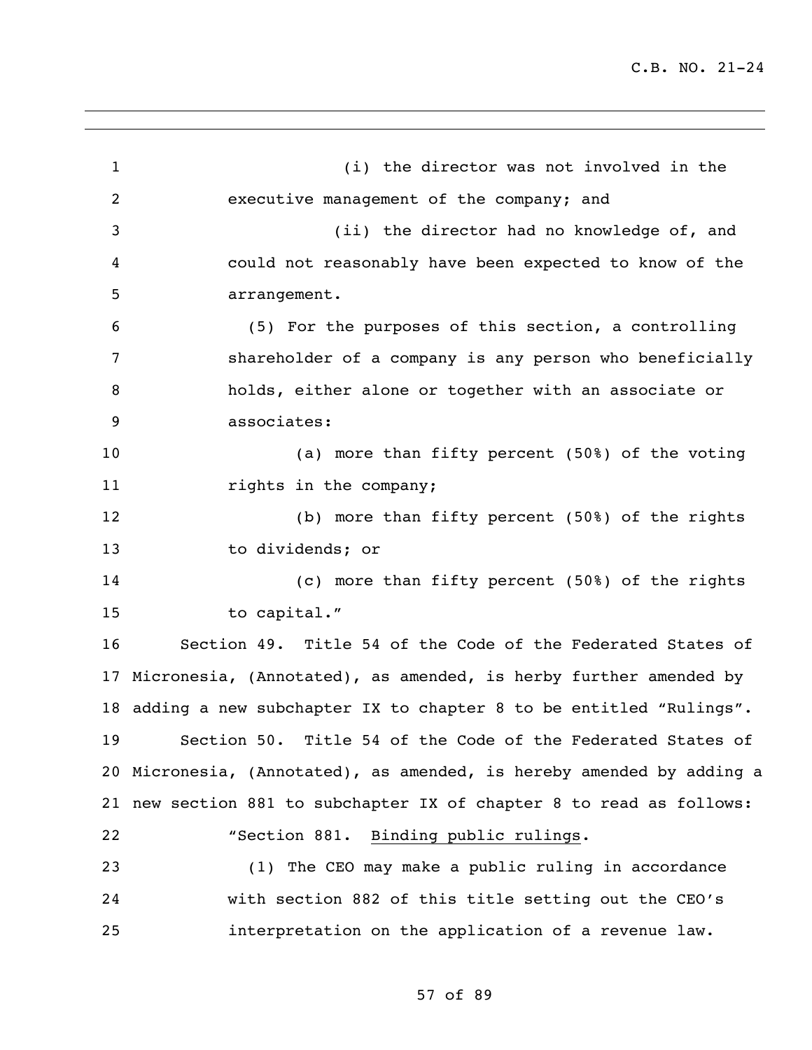(i) the director was not involved in the executive management of the company; and

(ii) the director had no knowledge of, and could not reasonably have been expected to know of the arrangement.

(5) For the purposes of this section, a controlling shareholder of a company is any person who beneficially holds, either alone or together with an associate or associates:

(a) more than fifty percent (50%) of the voting rights in the company;

(b) more than fifty percent (50%) of the rights to dividends; or

(c) more than fifty percent (50%) of the rights to capital."

Section 49. Title 54 of the Code of the Federated States of Micronesia, (Annotated), as amended, is herby further amended by adding a new subchapter IX to chapter 8 to be entitled "Rulings".

Section 50. Title 54 of the Code of the Federated States of Micronesia, (Annotated), as amended, is hereby amended by adding a new section 881 to subchapter IX of chapter 8 to read as follows:

"Section 881. Binding public rulings.

(1) The CEO may make a public ruling in accordance with section 882 of this title setting out the CEO's interpretation on the application of a revenue law.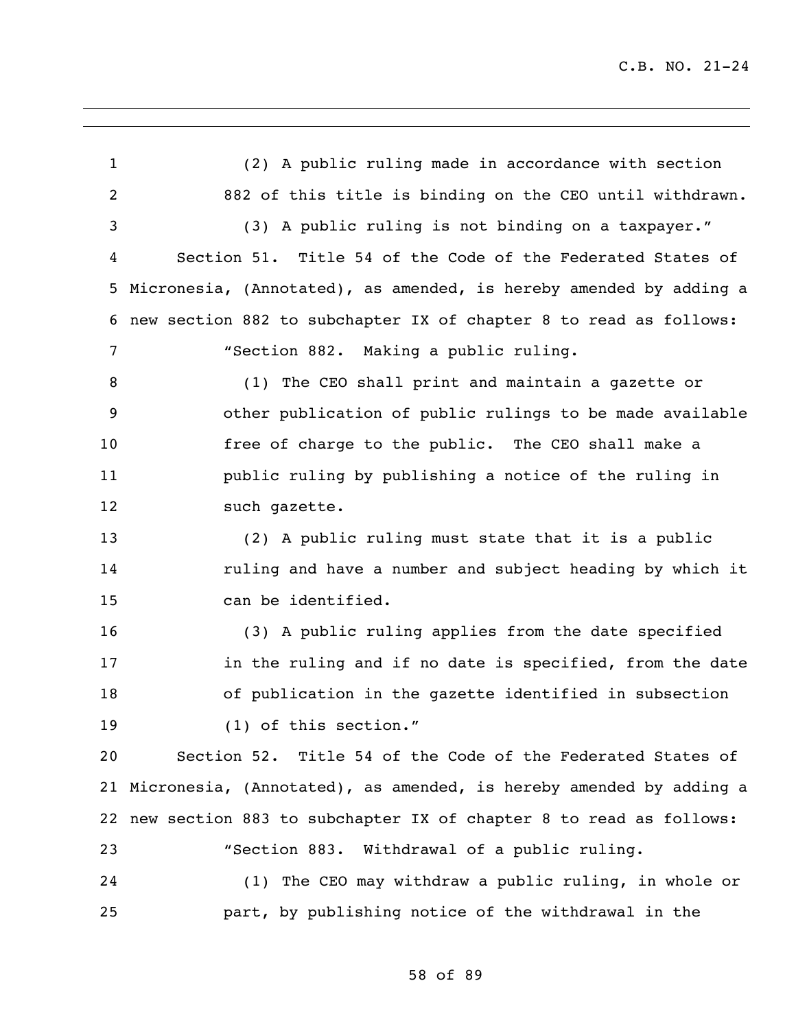(2) A public ruling made in accordance with section 882 of this title is binding on the CEO until withdrawn.

(3) A public ruling is not binding on a taxpayer."

Section 51. Title 54 of the Code of the Federated States of Micronesia, (Annotated), as amended, is hereby amended by adding a new section 882 to subchapter IX of chapter 8 to read as follows:

"Section 882. Making a public ruling.

(1) The CEO shall print and maintain a gazette or other publication of public rulings to be made available free of charge to the public. The CEO shall make a public ruling by publishing a notice of the ruling in such gazette.

(2) A public ruling must state that it is a public ruling and have a number and subject heading by which it can be identified.

(3) A public ruling applies from the date specified in the ruling and if no date is specified, from the date of publication in the gazette identified in subsection (1) of this section."

Section 52. Title 54 of the Code of the Federated States of Micronesia, (Annotated), as amended, is hereby amended by adding a new section 883 to subchapter IX of chapter 8 to read as follows:

"Section 883. Withdrawal of a public ruling.

(1) The CEO may withdraw a public ruling, in whole or part, by publishing notice of the withdrawal in the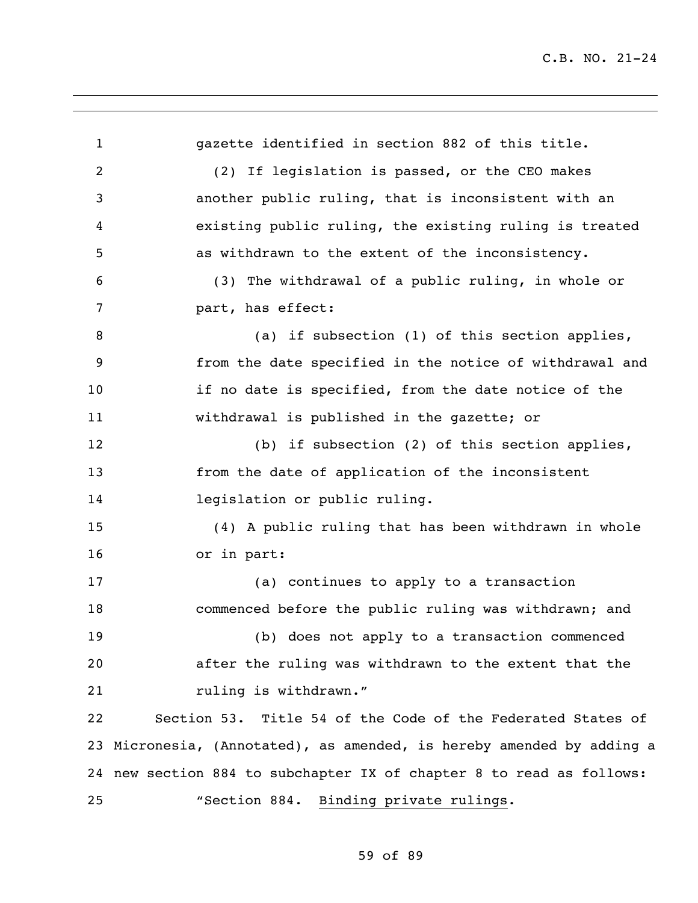gazette identified in section 882 of this title.

(2) If legislation is passed, or the CEO makes another public ruling, that is inconsistent with an existing public ruling, the existing ruling is treated as withdrawn to the extent of the inconsistency.

(3) The withdrawal of a public ruling, in whole or part, has effect:

(a) if subsection (1) of this section applies, from the date specified in the notice of withdrawal and if no date is specified, from the date notice of the withdrawal is published in the gazette; or

(b) if subsection (2) of this section applies, from the date of application of the inconsistent legislation or public ruling.

(4) A public ruling that has been withdrawn in whole or in part:

(a) continues to apply to a transaction commenced before the public ruling was withdrawn; and

(b) does not apply to a transaction commenced after the ruling was withdrawn to the extent that the ruling is withdrawn."

Section 53. Title 54 of the Code of the Federated States of Micronesia, (Annotated), as amended, is hereby amended by adding a new section 884 to subchapter IX of chapter 8 to read as follows:

"Section 884. Binding private rulings.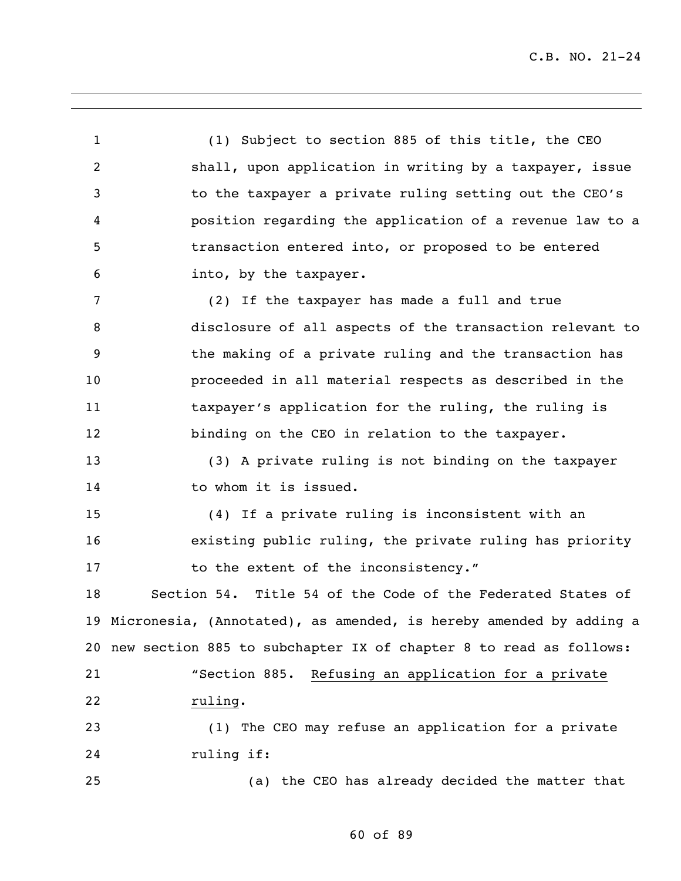(1) Subject to section 885 of this title, the CEO shall, upon application in writing by a taxpayer, issue to the taxpayer a private ruling setting out the CEO's position regarding the application of a revenue law to a transaction entered into, or proposed to be entered into, by the taxpayer.

(2) If the taxpayer has made a full and true disclosure of all aspects of the transaction relevant to the making of a private ruling and the transaction has proceeded in all material respects as described in the taxpayer's application for the ruling, the ruling is binding on the CEO in relation to the taxpayer.

(3) A private ruling is not binding on the taxpayer to whom it is issued.

(4) If a private ruling is inconsistent with an existing public ruling, the private ruling has priority to the extent of the inconsistency."

Section 54. Title 54 of the Code of the Federated States of Micronesia, (Annotated), as amended, is hereby amended by adding a new section 885 to subchapter IX of chapter 8 to read as follows:

"Section 885. Refusing an application for a private ruling.

(1) The CEO may refuse an application for a private ruling if:

(a) the CEO has already decided the matter that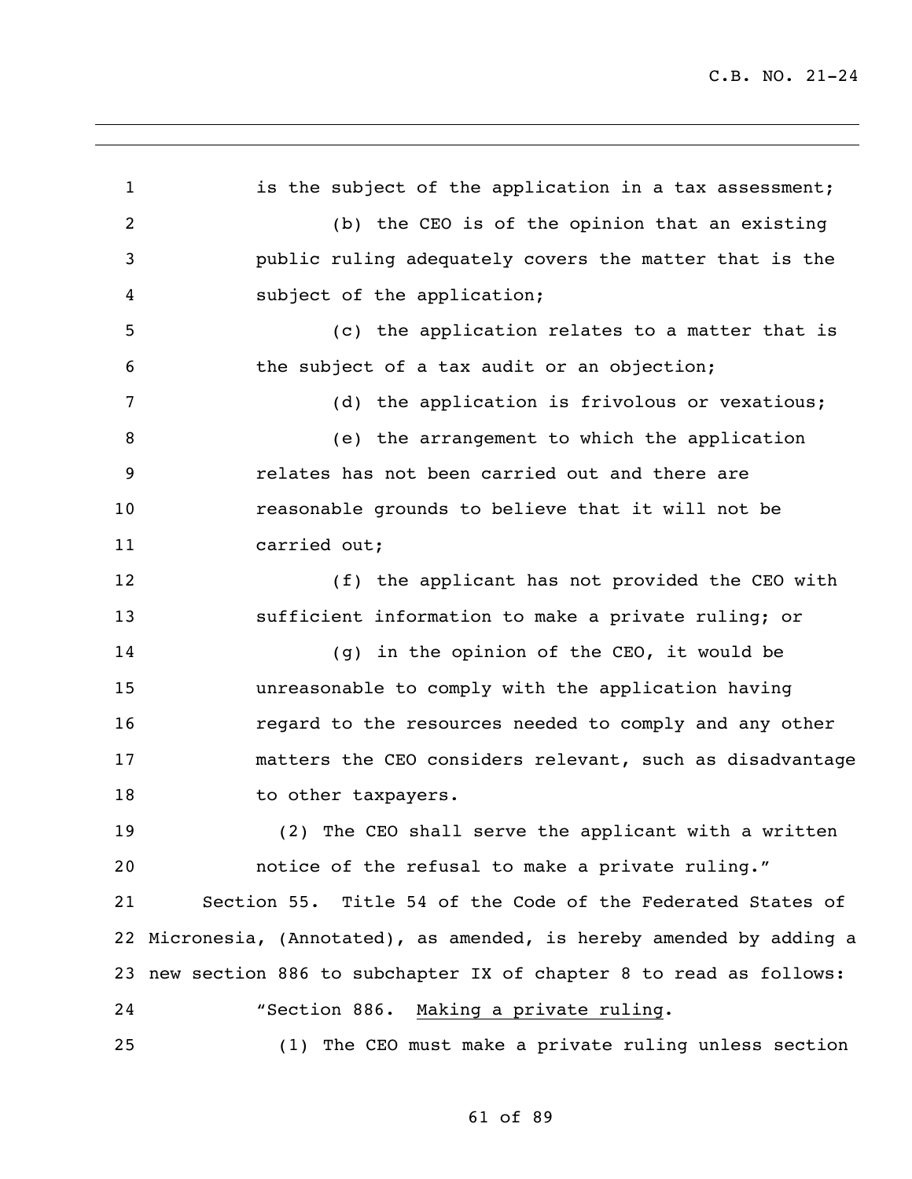is the subject of the application in a tax assessment;

(b) the CEO is of the opinion that an existing public ruling adequately covers the matter that is the subject of the application;

(c) the application relates to a matter that is the subject of a tax audit or an objection;

(d) the application is frivolous or vexatious;

(e) the arrangement to which the application relates has not been carried out and there are reasonable grounds to believe that it will not be carried out;

(f) the applicant has not provided the CEO with sufficient information to make a private ruling; or

(g) in the opinion of the CEO, it would be unreasonable to comply with the application having regard to the resources needed to comply and any other matters the CEO considers relevant, such as disadvantage to other taxpayers.

(2) The CEO shall serve the applicant with a written notice of the refusal to make a private ruling."

Section 55. Title 54 of the Code of the Federated States of Micronesia, (Annotated), as amended, is hereby amended by adding a new section 886 to subchapter IX of chapter 8 to read as follows:

"Section 886. Making a private ruling.

(1) The CEO must make a private ruling unless section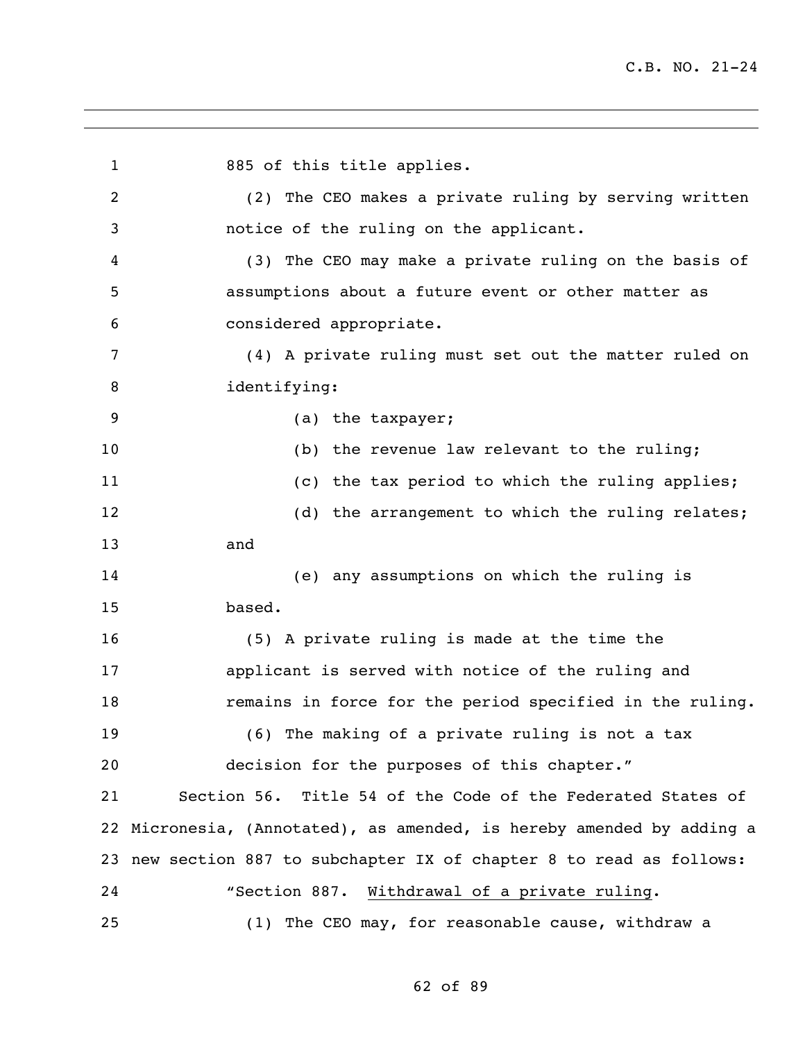885 of this title applies.

(2) The CEO makes a private ruling by serving written notice of the ruling on the applicant.

(3) The CEO may make a private ruling on the basis of assumptions about a future event or other matter as considered appropriate.

(4) A private ruling must set out the matter ruled on identifying:

(a) the taxpayer;

(b) the revenue law relevant to the ruling;

(c) the tax period to which the ruling applies;

(d) the arrangement to which the ruling relates; and

(e) any assumptions on which the ruling is based.

(5) A private ruling is made at the time the applicant is served with notice of the ruling and remains in force for the period specified in the ruling.

(6) The making of a private ruling is not a tax decision for the purposes of this chapter."

Section 56. Title 54 of the Code of the Federated States of Micronesia, (Annotated), as amended, is hereby amended by adding a new section 887 to subchapter IX of chapter 8 to read as follows:

"Section 887. Withdrawal of a private ruling.

(1) The CEO may, for reasonable cause, withdraw a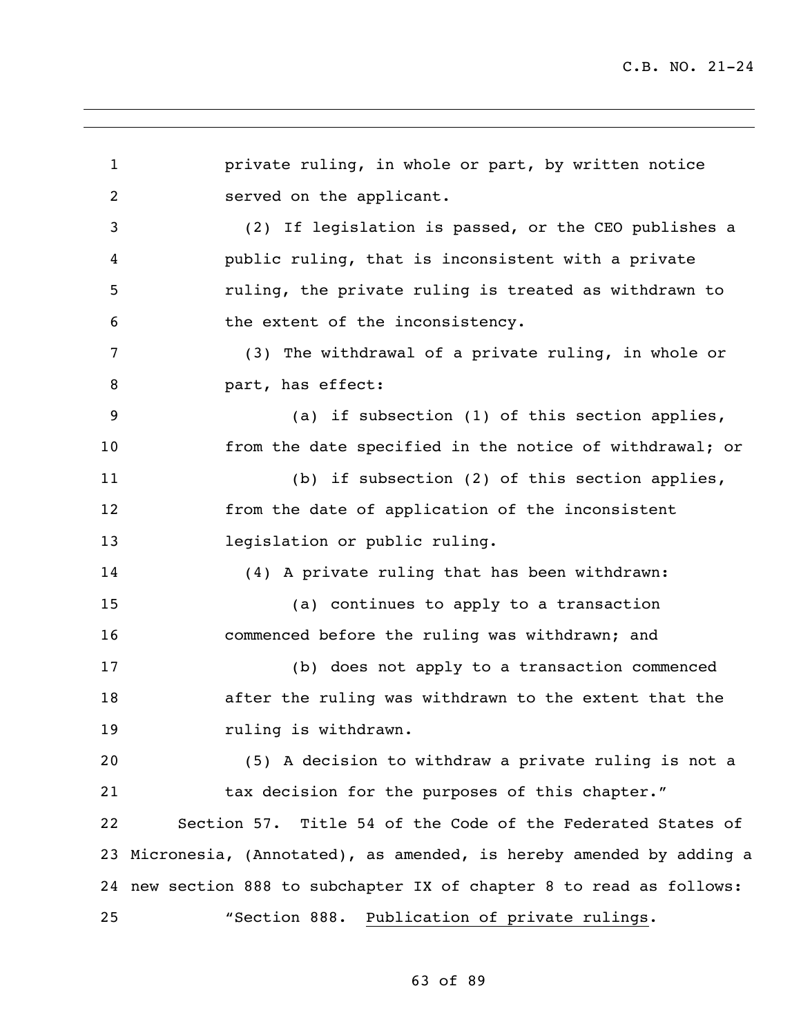private ruling, in whole or part, by written notice served on the applicant.

(2) If legislation is passed, or the CEO publishes a public ruling, that is inconsistent with a private ruling, the private ruling is treated as withdrawn to the extent of the inconsistency.

(3) The withdrawal of a private ruling, in whole or part, has effect:

(a) if subsection (1) of this section applies, from the date specified in the notice of withdrawal; or

(b) if subsection (2) of this section applies, from the date of application of the inconsistent legislation or public ruling.

(4) A private ruling that has been withdrawn:

(a) continues to apply to a transaction commenced before the ruling was withdrawn; and

(b) does not apply to a transaction commenced after the ruling was withdrawn to the extent that the ruling is withdrawn.

(5) A decision to withdraw a private ruling is not a tax decision for the purposes of this chapter."

Section 57. Title 54 of the Code of the Federated States of Micronesia, (Annotated), as amended, is hereby amended by adding a new section 888 to subchapter IX of chapter 8 to read as follows:

"Section 888. Publication of private rulings.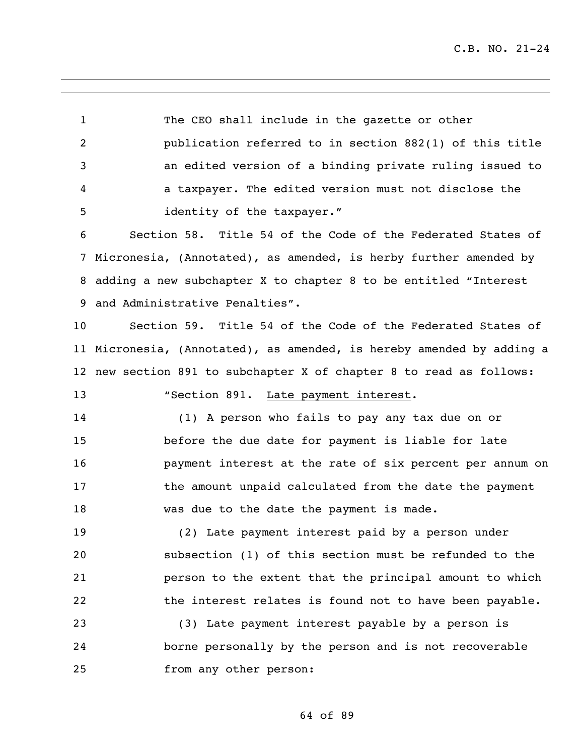The CEO shall include in the gazette or other publication referred to in section 882(1) of this title an edited version of a binding private ruling issued to a taxpayer. The edited version must not disclose the identity of the taxpayer."

Section 58. Title 54 of the Code of the Federated States of Micronesia, (Annotated), as amended, is herby further amended by adding a new subchapter X to chapter 8 to be entitled "Interest and Administrative Penalties".

Section 59. Title 54 of the Code of the Federated States of Micronesia, (Annotated), as amended, is hereby amended by adding a new section 891 to subchapter X of chapter 8 to read as follows:

"Section 891. Late payment interest.

(1) A person who fails to pay any tax due on or before the due date for payment is liable for late payment interest at the rate of six percent per annum on the amount unpaid calculated from the date the payment was due to the date the payment is made.

(2) Late payment interest paid by a person under subsection (1) of this section must be refunded to the person to the extent that the principal amount to which the interest relates is found not to have been payable.

(3) Late payment interest payable by a person is borne personally by the person and is not recoverable from any other person: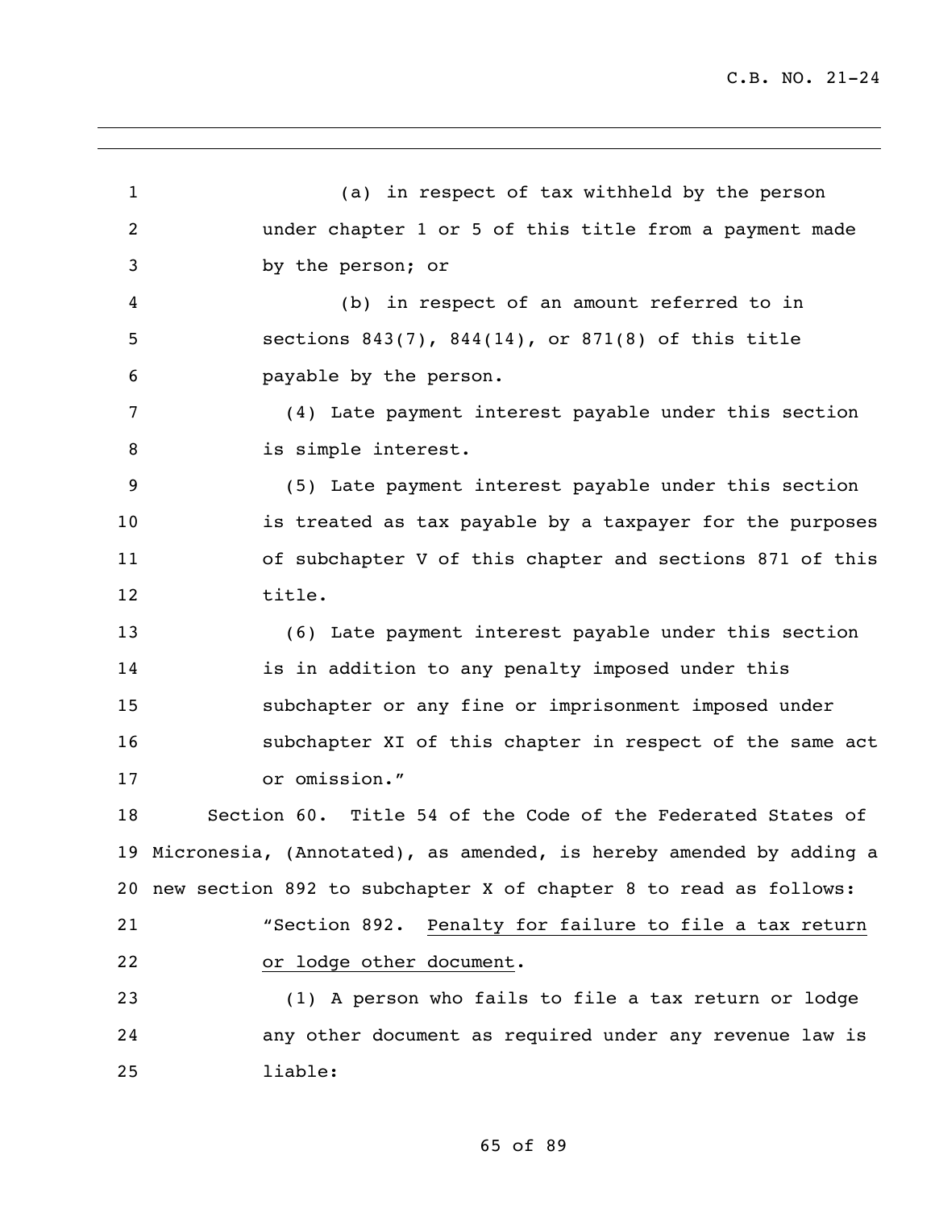(a) in respect of tax withheld by the person under chapter 1 or 5 of this title from a payment made by the person; or

(b) in respect of an amount referred to in sections 843(7), 844(14), or 871(8) of this title payable by the person.

(4) Late payment interest payable under this section is simple interest.

(5) Late payment interest payable under this section is treated as tax payable by a taxpayer for the purposes of subchapter V of this chapter and sections 871 of this title.

(6) Late payment interest payable under this section is in addition to any penalty imposed under this subchapter or any fine or imprisonment imposed under subchapter XI of this chapter in respect of the same act or omission."

Section 60. Title 54 of the Code of the Federated States of Micronesia, (Annotated), as amended, is hereby amended by adding a new section 892 to subchapter X of chapter 8 to read as follows:

"Section 892. Penalty for failure to file a tax return or lodge other document.

(1) A person who fails to file a tax return or lodge any other document as required under any revenue law is liable: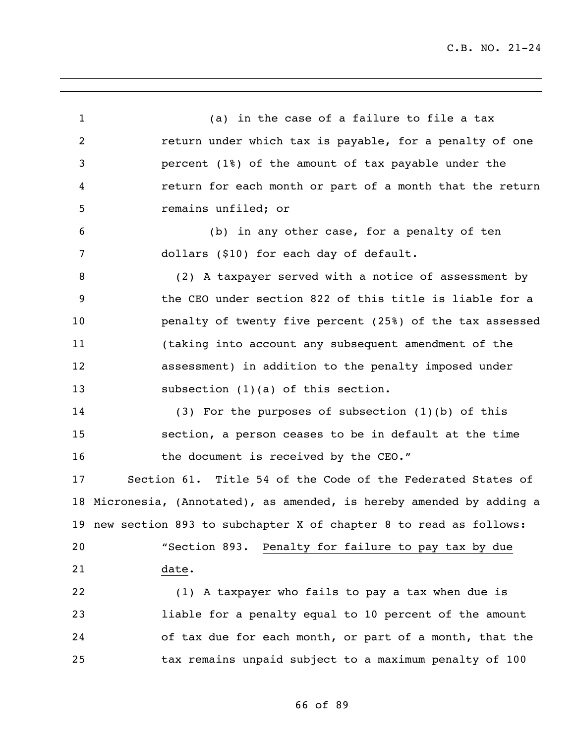(a) in the case of a failure to file a tax return under which tax is payable, for a penalty of one percent (1%) of the amount of tax payable under the return for each month or part of a month that the return remains unfiled; or

(b) in any other case, for a penalty of ten dollars ($10) for each day of default.

(2) A taxpayer served with a notice of assessment by the CEO under section 822 of this title is liable for a penalty of twenty five percent (25%) of the tax assessed (taking into account any subsequent amendment of the assessment) in addition to the penalty imposed under subsection (1)(a) of this section.

(3) For the purposes of subsection (1)(b) of this section, a person ceases to be in default at the time the document is received by the CEO."

Section 61. Title 54 of the Code of the Federated States of Micronesia, (Annotated), as amended, is hereby amended by adding a new section 893 to subchapter X of chapter 8 to read as follows:

"Section 893. Penalty for failure to pay tax by due date.

(1) A taxpayer who fails to pay a tax when due is liable for a penalty equal to 10 percent of the amount of tax due for each month, or part of a month, that the tax remains unpaid subject to a maximum penalty of 100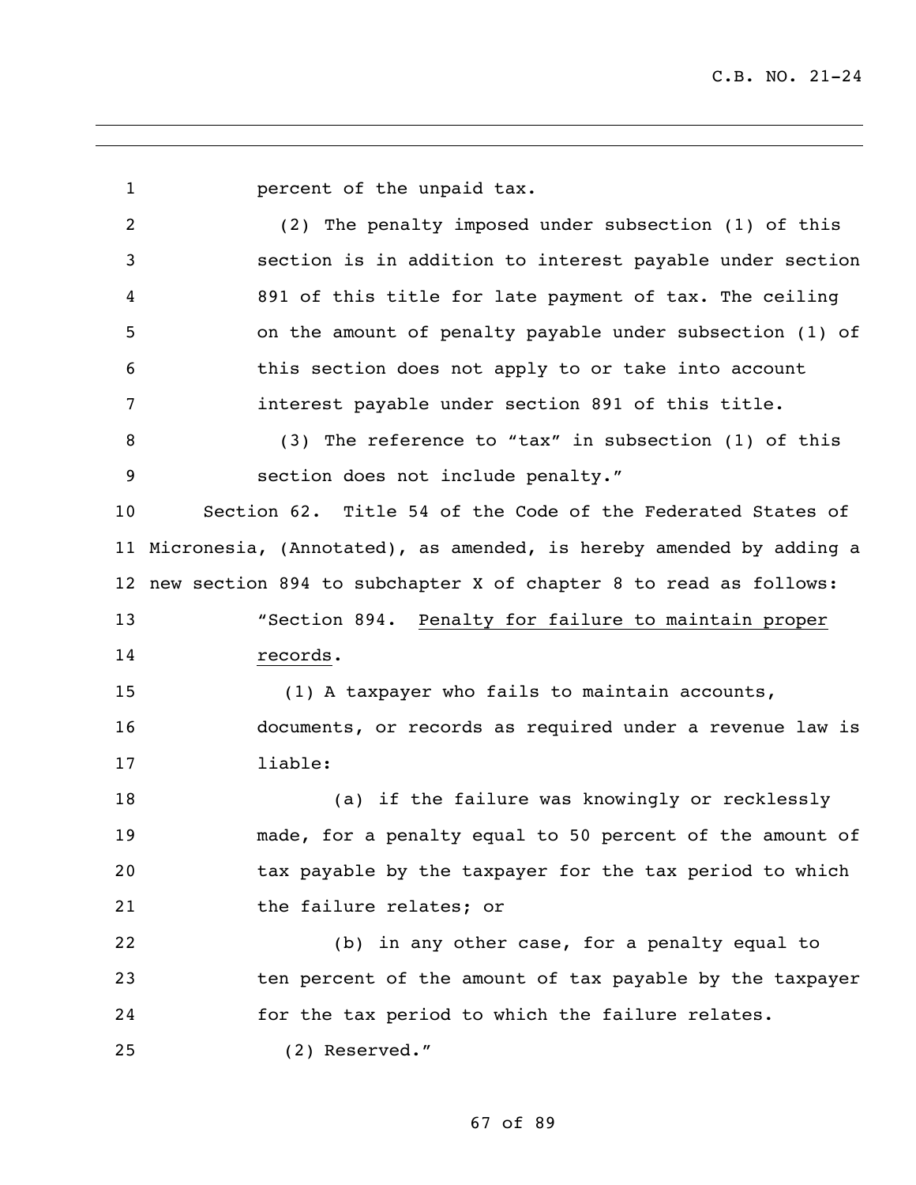percent of the unpaid tax.

(2) The penalty imposed under subsection (1) of this section is in addition to interest payable under section 891 of this title for late payment of tax. The ceiling on the amount of penalty payable under subsection (1) of this section does not apply to or take into account interest payable under section 891 of this title.

(3) The reference to "tax" in subsection (1) of this section does not include penalty."

Section 62. Title 54 of the Code of the Federated States of Micronesia, (Annotated), as amended, is hereby amended by adding a new section 894 to subchapter X of chapter 8 to read as follows:

"Section 894. Penalty for failure to maintain proper records.

(1) A taxpayer who fails to maintain accounts, documents, or records as required under a revenue law is liable:

(a) if the failure was knowingly or recklessly made, for a penalty equal to 50 percent of the amount of tax payable by the taxpayer for the tax period to which the failure relates; or

(b) in any other case, for a penalty equal to ten percent of the amount of tax payable by the taxpayer for the tax period to which the failure relates.

(2) Reserved."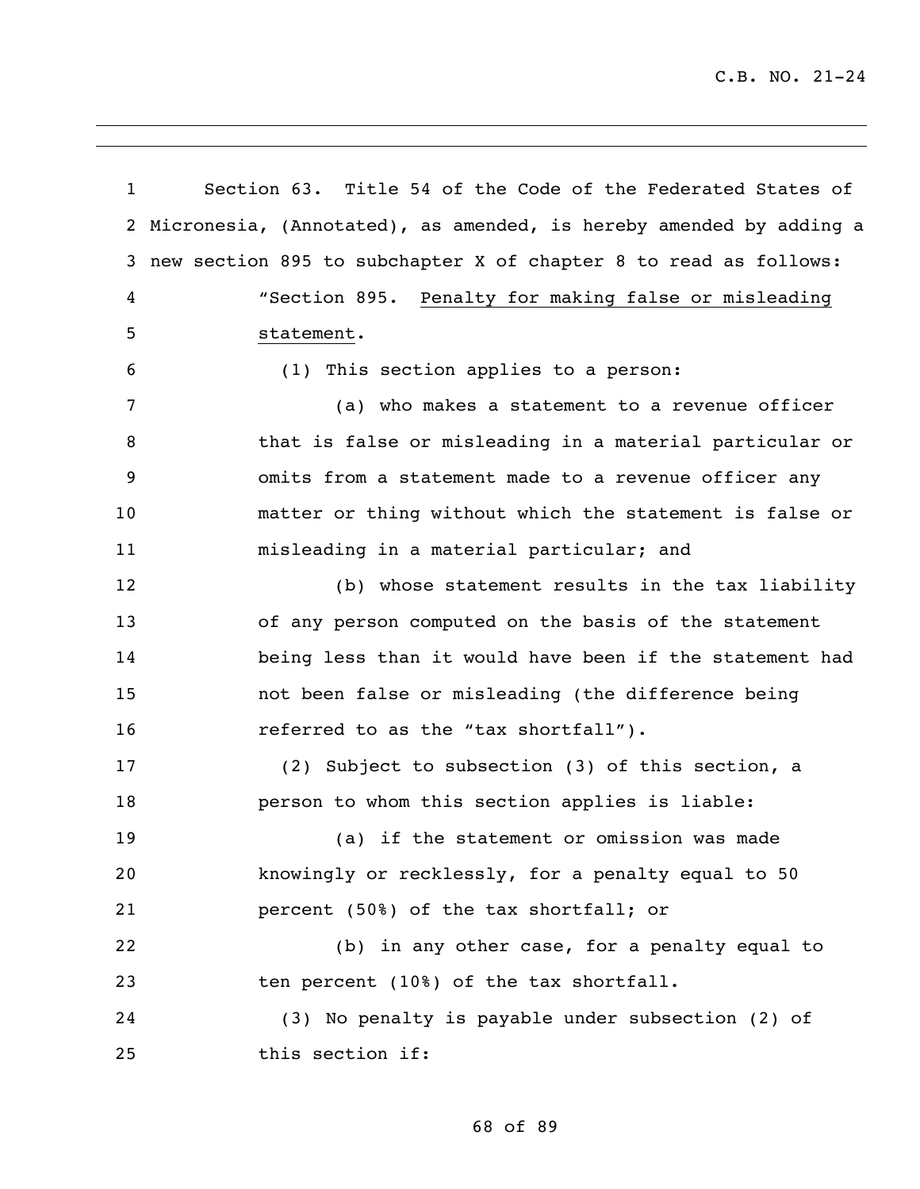Section 63. Title 54 of the Code of the Federated States of Micronesia, (Annotated), as amended, is hereby amended by adding a new section 895 to subchapter X of chapter 8 to read as follows:

"Section 895. Penalty for making false or misleading statement.

(1) This section applies to a person:

(a) who makes a statement to a revenue officer that is false or misleading in a material particular or omits from a statement made to a revenue officer any matter or thing without which the statement is false or misleading in a material particular; and

(b) whose statement results in the tax liability of any person computed on the basis of the statement being less than it would have been if the statement had not been false or misleading (the difference being referred to as the "tax shortfall").

(2) Subject to subsection (3) of this section, a person to whom this section applies is liable:

(a) if the statement or omission was made knowingly or recklessly, for a penalty equal to 50 percent (50%) of the tax shortfall; or

(b) in any other case, for a penalty equal to ten percent (10%) of the tax shortfall.

(3) No penalty is payable under subsection (2) of this section if: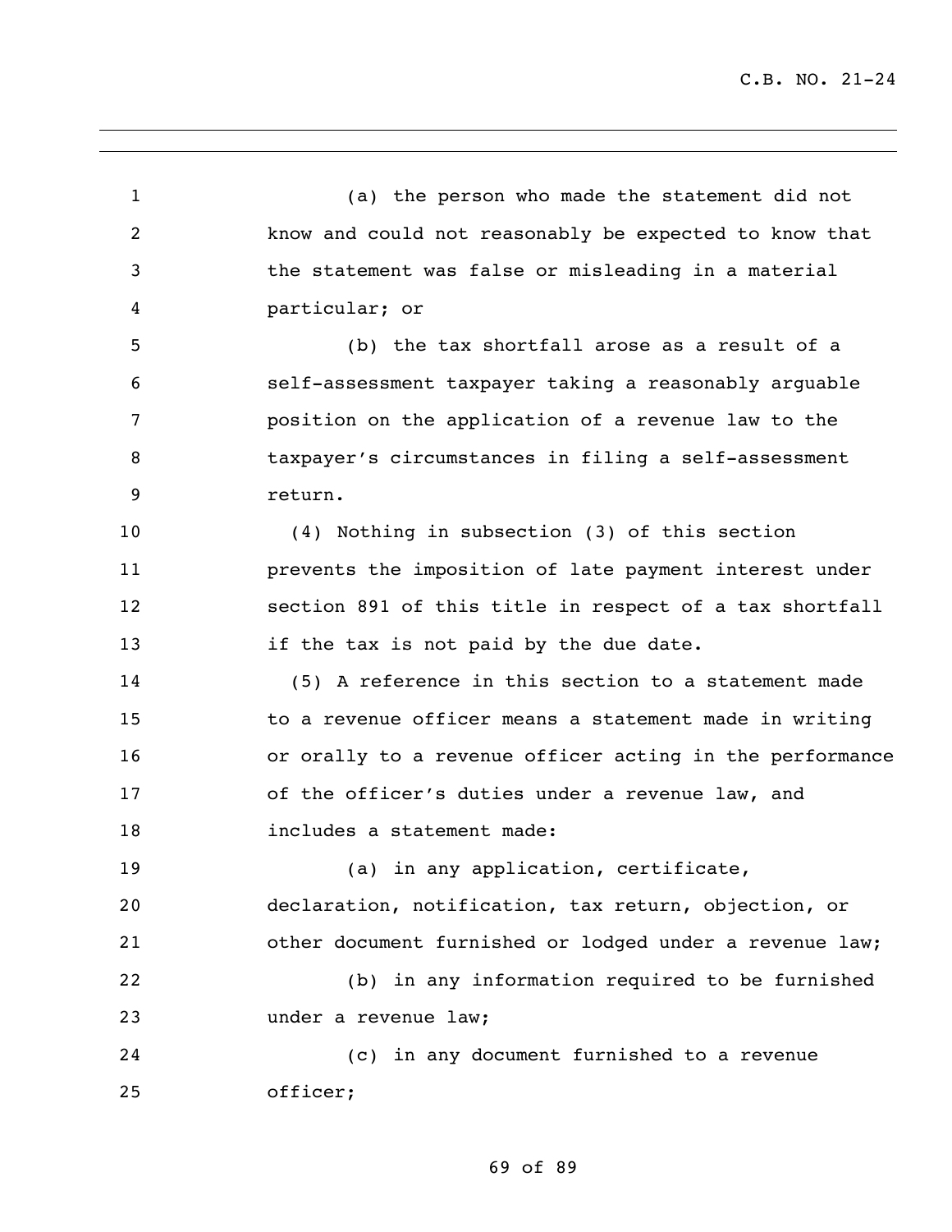(a) the person who made the statement did not know and could not reasonably be expected to know that the statement was false or misleading in a material particular; or

(b) the tax shortfall arose as a result of a self-assessment taxpayer taking a reasonably arguable position on the application of a revenue law to the taxpayer's circumstances in filing a self-assessment return.

(4) Nothing in subsection (3) of this section prevents the imposition of late payment interest under section 891 of this title in respect of a tax shortfall if the tax is not paid by the due date.

(5) A reference in this section to a statement made to a revenue officer means a statement made in writing or orally to a revenue officer acting in the performance of the officer's duties under a revenue law, and includes a statement made:

(a) in any application, certificate, declaration, notification, tax return, objection, or other document furnished or lodged under a revenue law;

(b) in any information required to be furnished under a revenue law;

(c) in any document furnished to a revenue officer;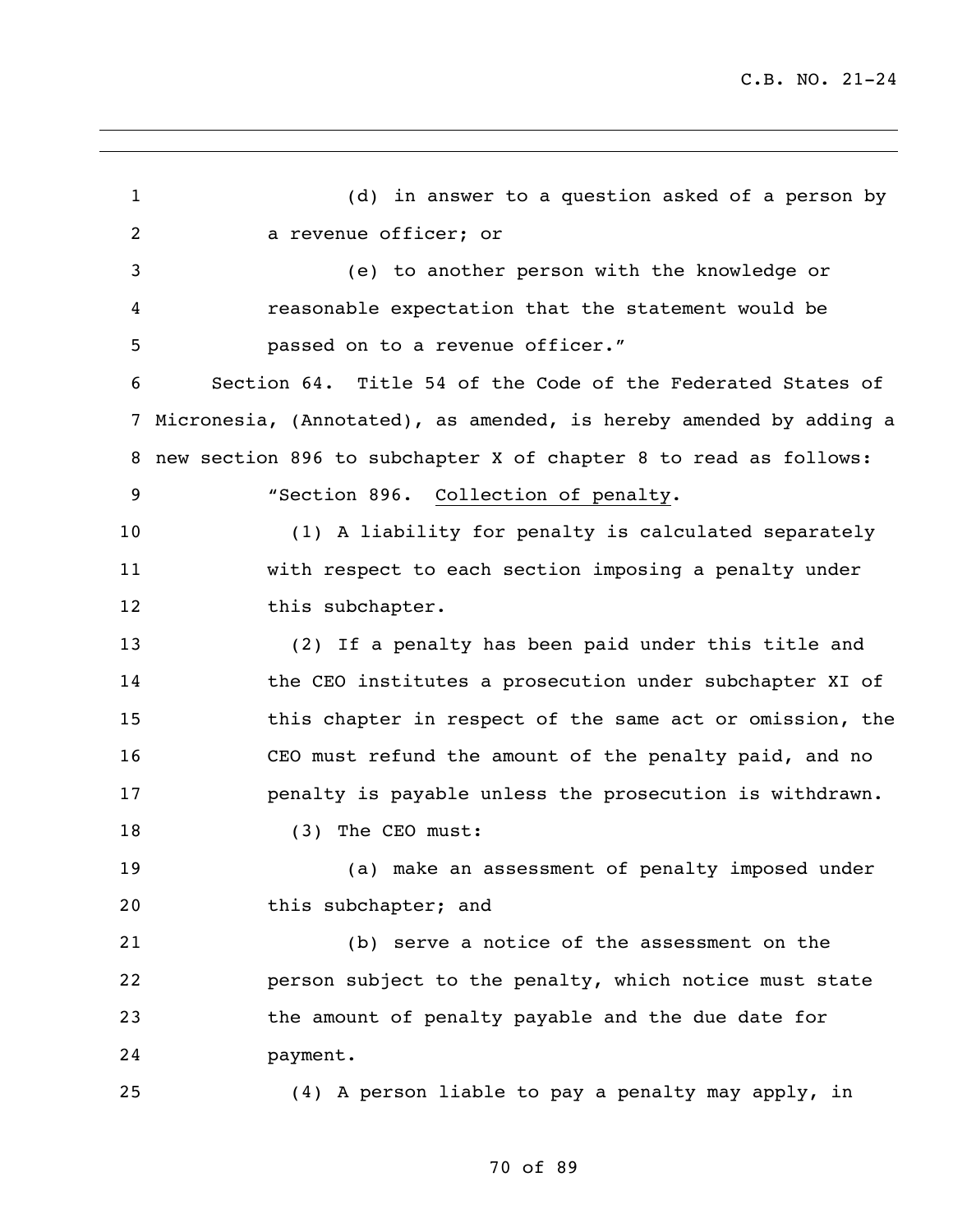(d) in answer to a question asked of a person by a revenue officer; or

(e) to another person with the knowledge or reasonable expectation that the statement would be passed on to a revenue officer."

Section 64. Title 54 of the Code of the Federated States of Micronesia, (Annotated), as amended, is hereby amended by adding a new section 896 to subchapter X of chapter 8 to read as follows:

"Section 896. Collection of penalty.

(1) A liability for penalty is calculated separately with respect to each section imposing a penalty under this subchapter.

(2) If a penalty has been paid under this title and the CEO institutes a prosecution under subchapter XI of this chapter in respect of the same act or omission, the CEO must refund the amount of the penalty paid, and no penalty is payable unless the prosecution is withdrawn.

(3) The CEO must:

(a) make an assessment of penalty imposed under this subchapter; and

(b) serve a notice of the assessment on the person subject to the penalty, which notice must state the amount of penalty payable and the due date for payment.

(4) A person liable to pay a penalty may apply, in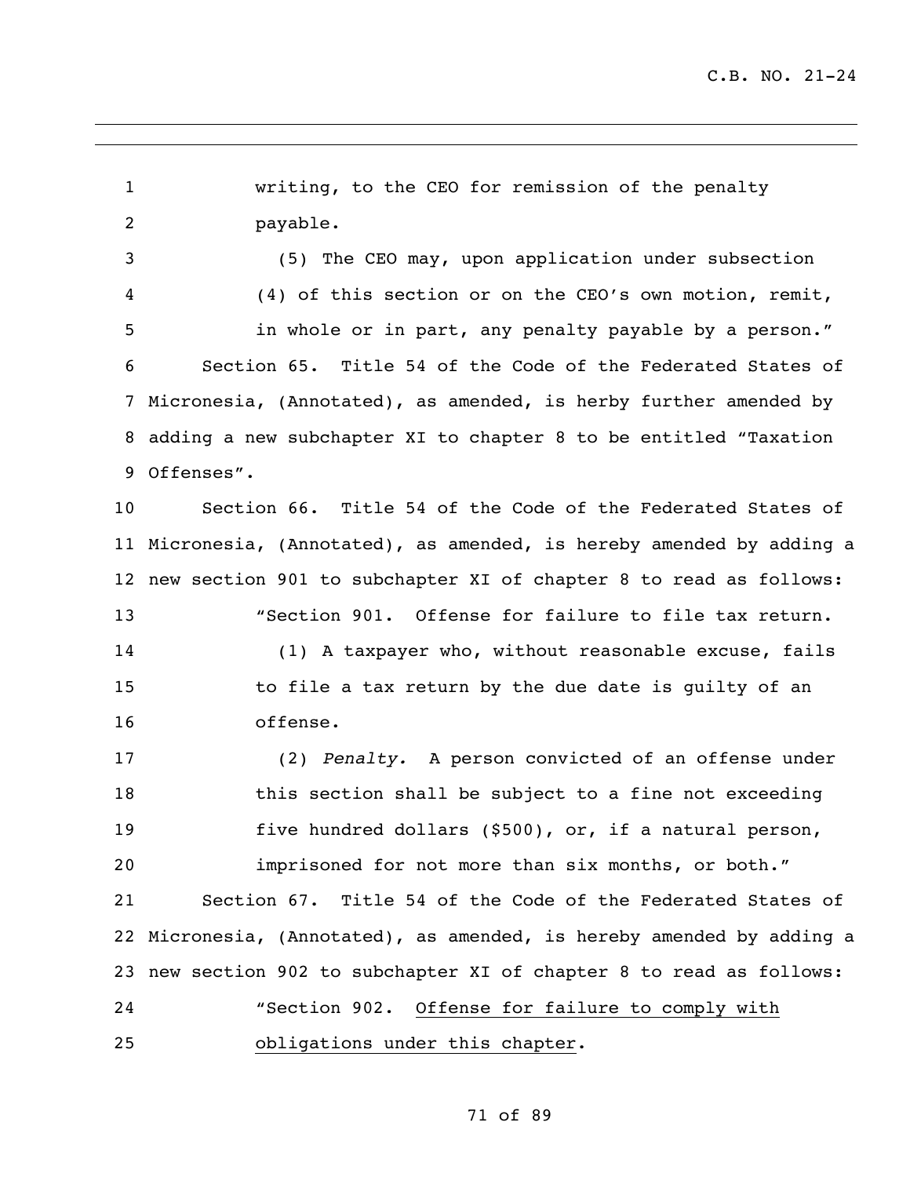writing, to the CEO for remission of the penalty payable.

(5) The CEO may, upon application under subsection (4) of this section or on the CEO's own motion, remit, in whole or in part, any penalty payable by a person."

Section 65. Title 54 of the Code of the Federated States of Micronesia, (Annotated), as amended, is herby further amended by adding a new subchapter XI to chapter 8 to be entitled "Taxation Offenses".

Section 66. Title 54 of the Code of the Federated States of Micronesia, (Annotated), as amended, is hereby amended by adding a new section 901 to subchapter XI of chapter 8 to read as follows:

"Section 901. Offense for failure to file tax return.

(1) A taxpayer who, without reasonable excuse, fails to file a tax return by the due date is guilty of an offense.

(2) *Penalty.* A person convicted of an offense under this section shall be subject to a fine not exceeding five hundred dollars ($500), or, if a natural person, imprisoned for not more than six months, or both."

Section 67. Title 54 of the Code of the Federated States of Micronesia, (Annotated), as amended, is hereby amended by adding a new section 902 to subchapter XI of chapter 8 to read as follows:

"Section 902. <u>Offense for failure to comply with obligations under this chapter</u>.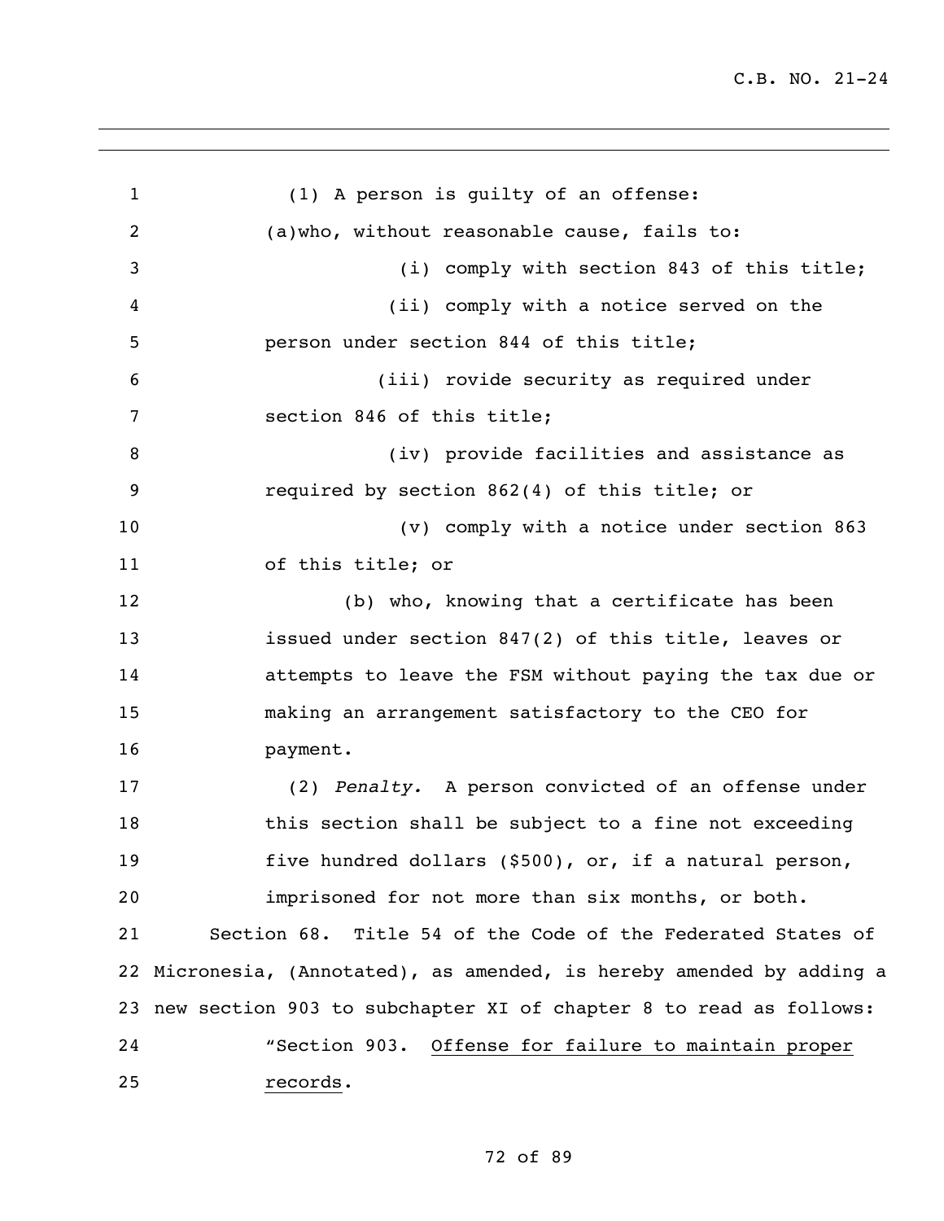(1) A person is guilty of an offense:

(a)who, without reasonable cause, fails to:

(i) comply with section 843 of this title;

(ii) comply with a notice served on the person under section 844 of this title;

(iii) rovide security as required under section 846 of this title;

(iv) provide facilities and assistance as required by section 862(4) of this title; or

(v) comply with a notice under section 863 of this title; or

(b) who, knowing that a certificate has been issued under section 847(2) of this title, leaves or attempts to leave the FSM without paying the tax due or making an arrangement satisfactory to the CEO for payment.

(2) *Penalty.* A person convicted of an offense under this section shall be subject to a fine not exceeding five hundred dollars ($500), or, if a natural person, imprisoned for not more than six months, or both.

Section 68. Title 54 of the Code of the Federated States of Micronesia, (Annotated), as amended, is hereby amended by adding a new section 903 to subchapter XI of chapter 8 to read as follows:

"Section 903. Offense for failure to maintain proper records.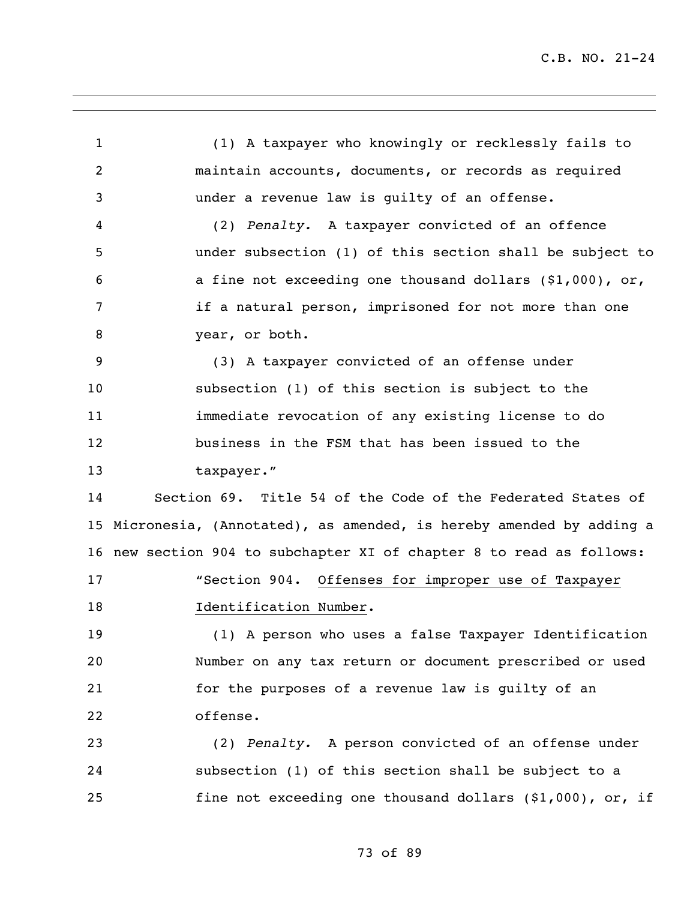(1) A taxpayer who knowingly or recklessly fails to maintain accounts, documents, or records as required under a revenue law is guilty of an offense.

(2) *Penalty.* A taxpayer convicted of an offence under subsection (1) of this section shall be subject to a fine not exceeding one thousand dollars ($1,000), or, if a natural person, imprisoned for not more than one year, or both.

(3) A taxpayer convicted of an offense under subsection (1) of this section is subject to the immediate revocation of any existing license to do business in the FSM that has been issued to the taxpayer."

Section 69. Title 54 of the Code of the Federated States of Micronesia, (Annotated), as amended, is hereby amended by adding a new section 904 to subchapter XI of chapter 8 to read as follows:

"Section 904. Offenses for improper use of Taxpayer Identification Number.

(1) A person who uses a false Taxpayer Identification Number on any tax return or document prescribed or used for the purposes of a revenue law is guilty of an offense.

(2) *Penalty.* A person convicted of an offense under subsection (1) of this section shall be subject to a fine not exceeding one thousand dollars ($1,000), or, if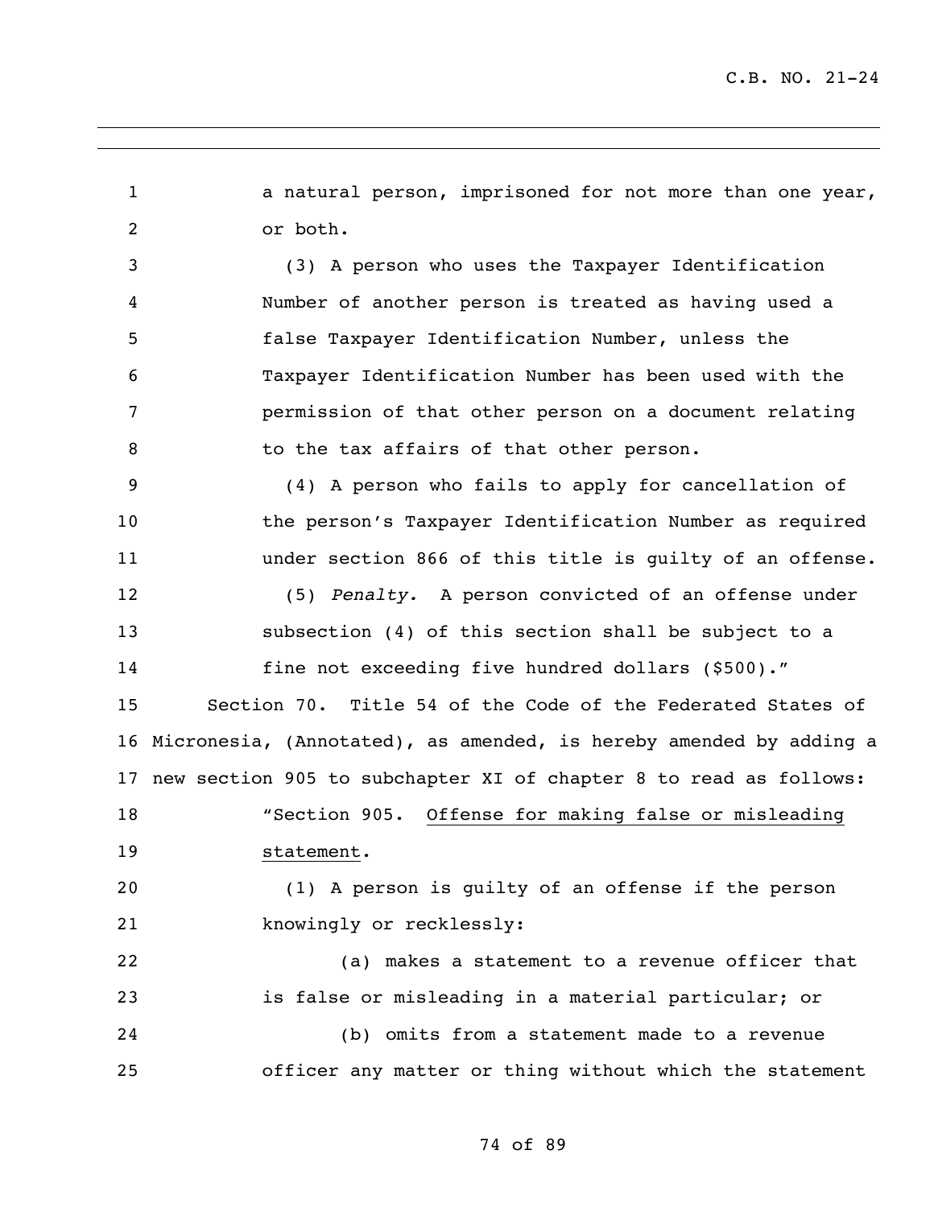a natural person, imprisoned for not more than one year, or both.

(3) A person who uses the Taxpayer Identification Number of another person is treated as having used a false Taxpayer Identification Number, unless the Taxpayer Identification Number has been used with the permission of that other person on a document relating to the tax affairs of that other person.

(4) A person who fails to apply for cancellation of the person's Taxpayer Identification Number as required under section 866 of this title is guilty of an offense.

(5) *Penalty.* A person convicted of an offense under subsection (4) of this section shall be subject to a fine not exceeding five hundred dollars ($500)."

Section 70. Title 54 of the Code of the Federated States of Micronesia, (Annotated), as amended, is hereby amended by adding a new section 905 to subchapter XI of chapter 8 to read as follows:

"Section 905. <u>Offense for making false or misleading statement</u>.

(1) A person is guilty of an offense if the person knowingly or recklessly:

(a) makes a statement to a revenue officer that is false or misleading in a material particular; or

(b) omits from a statement made to a revenue officer any matter or thing without which the statement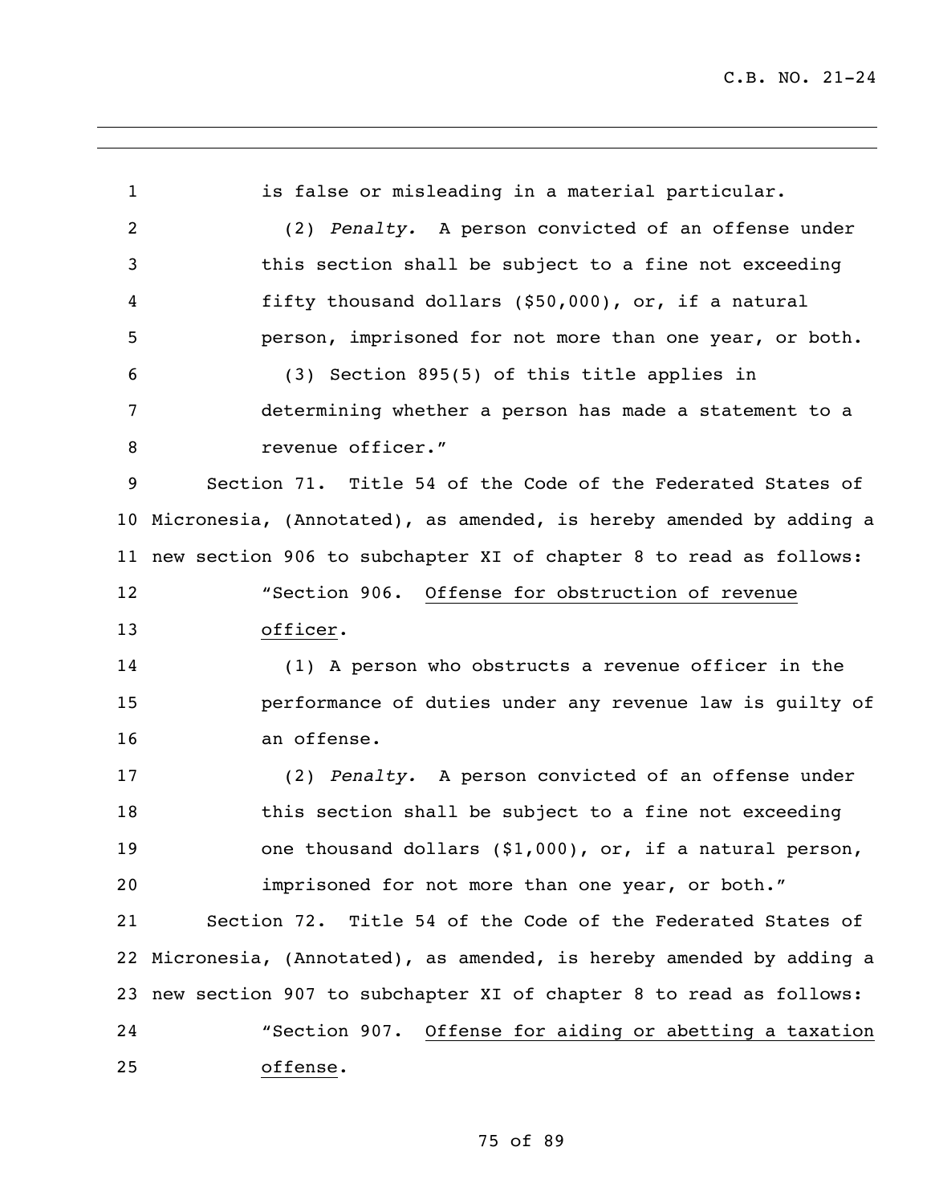is false or misleading in a material particular.

(2) *Penalty.* A person convicted of an offense under this section shall be subject to a fine not exceeding fifty thousand dollars ($50,000), or, if a natural person, imprisoned for not more than one year, or both.

(3) Section 895(5) of this title applies in determining whether a person has made a statement to a revenue officer."

Section 71. Title 54 of the Code of the Federated States of Micronesia, (Annotated), as amended, is hereby amended by adding a new section 906 to subchapter XI of chapter 8 to read as follows:

"Section 906. Offense for obstruction of revenue officer.

(1) A person who obstructs a revenue officer in the performance of duties under any revenue law is guilty of an offense.

(2) *Penalty.* A person convicted of an offense under this section shall be subject to a fine not exceeding one thousand dollars ($1,000), or, if a natural person, imprisoned for not more than one year, or both."

Section 72. Title 54 of the Code of the Federated States of Micronesia, (Annotated), as amended, is hereby amended by adding a new section 907 to subchapter XI of chapter 8 to read as follows:

"Section 907. Offense for aiding or abetting a taxation offense.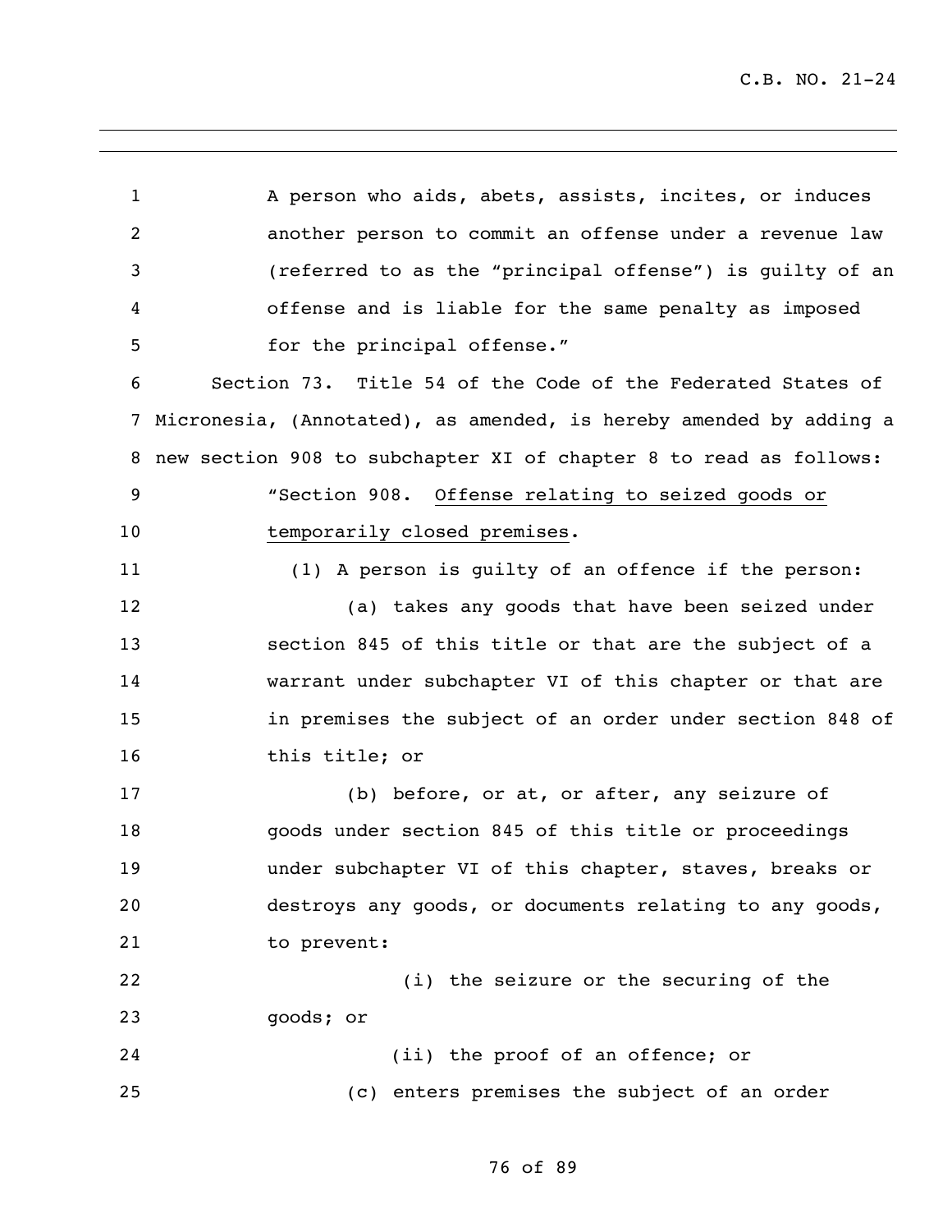A person who aids, abets, assists, incites, or induces another person to commit an offense under a revenue law (referred to as the "principal offense") is guilty of an offense and is liable for the same penalty as imposed for the principal offense."

Section 73. Title 54 of the Code of the Federated States of Micronesia, (Annotated), as amended, is hereby amended by adding a new section 908 to subchapter XI of chapter 8 to read as follows:

"Section 908. Offense relating to seized goods or temporarily closed premises.

(1) A person is guilty of an offence if the person:

(a) takes any goods that have been seized under section 845 of this title or that are the subject of a warrant under subchapter VI of this chapter or that are in premises the subject of an order under section 848 of this title; or

(b) before, or at, or after, any seizure of goods under section 845 of this title or proceedings under subchapter VI of this chapter, staves, breaks or destroys any goods, or documents relating to any goods, to prevent:

(i) the seizure or the securing of the goods; or

(ii) the proof of an offence; or

(c) enters premises the subject of an order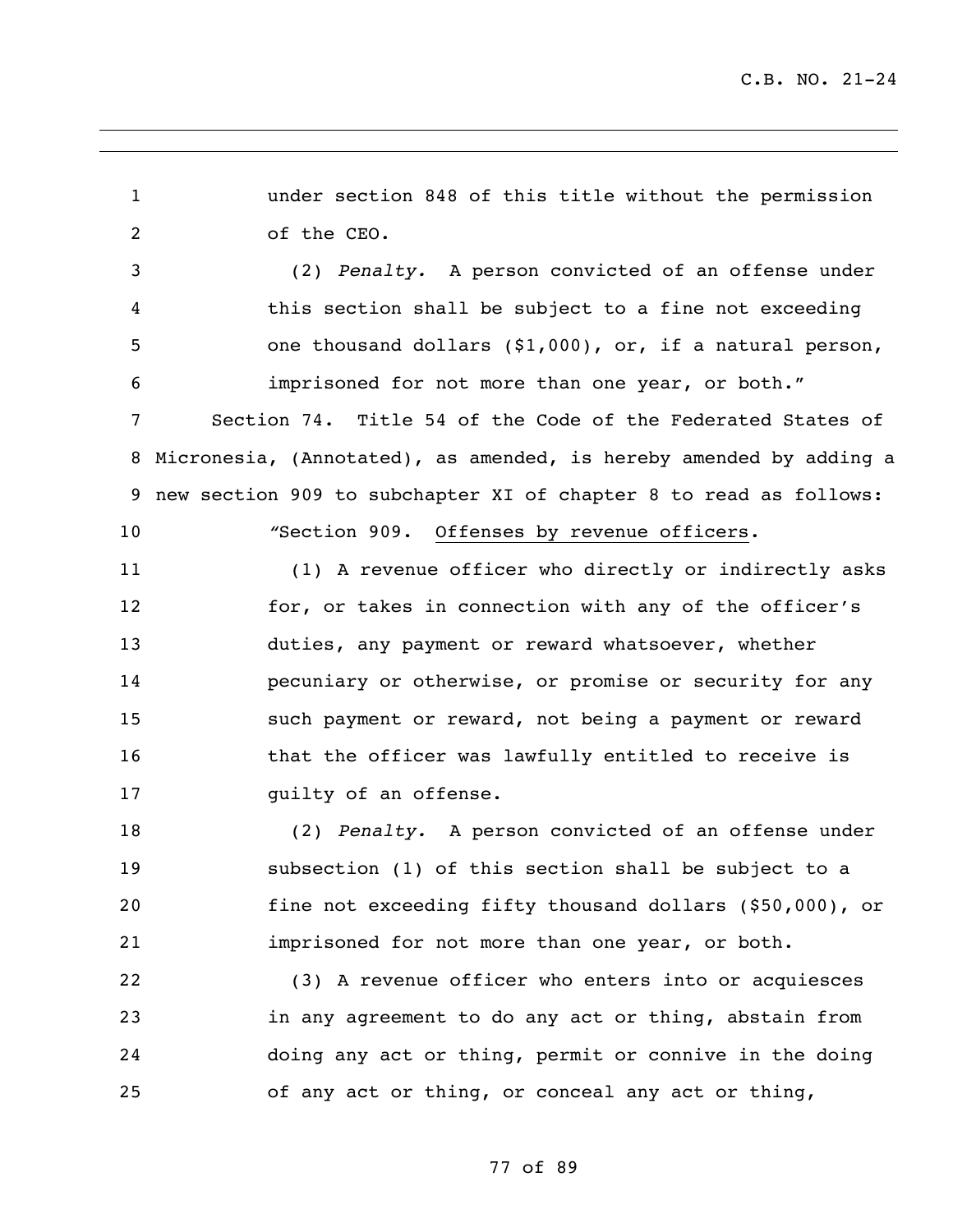under section 848 of this title without the permission of the CEO.

(2) *Penalty.* A person convicted of an offense under this section shall be subject to a fine not exceeding one thousand dollars ($1,000), or, if a natural person, imprisoned for not more than one year, or both."

Section 74. Title 54 of the Code of the Federated States of Micronesia, (Annotated), as amended, is hereby amended by adding a new section 909 to subchapter XI of chapter 8 to read as follows:

"Section 909. Offenses by revenue officers.

(1) A revenue officer who directly or indirectly asks for, or takes in connection with any of the officer's duties, any payment or reward whatsoever, whether pecuniary or otherwise, or promise or security for any such payment or reward, not being a payment or reward that the officer was lawfully entitled to receive is guilty of an offense.

(2) *Penalty.* A person convicted of an offense under subsection (1) of this section shall be subject to a fine not exceeding fifty thousand dollars ($50,000), or imprisoned for not more than one year, or both.

(3) A revenue officer who enters into or acquiesces in any agreement to do any act or thing, abstain from doing any act or thing, permit or connive in the doing of any act or thing, or conceal any act or thing,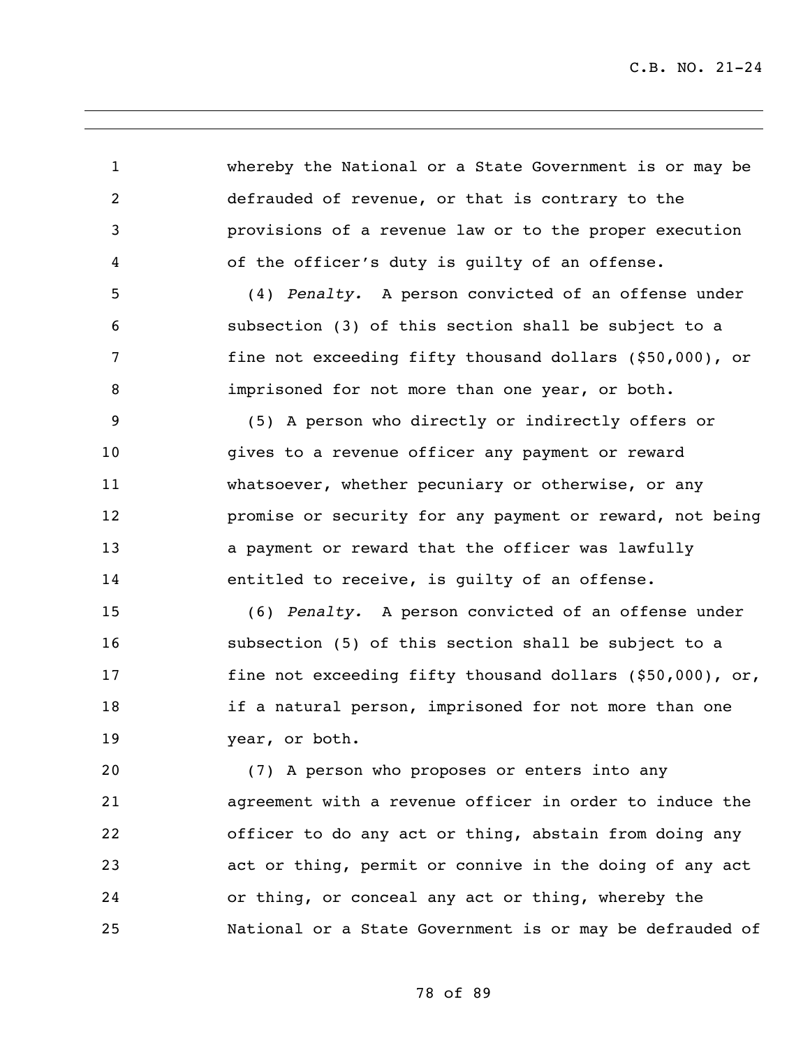whereby the National or a State Government is or may be defrauded of revenue, or that is contrary to the provisions of a revenue law or to the proper execution of the officer's duty is guilty of an offense.

(4) *Penalty.* A person convicted of an offense under subsection (3) of this section shall be subject to a fine not exceeding fifty thousand dollars ($50,000), or imprisoned for not more than one year, or both.

(5) A person who directly or indirectly offers or gives to a revenue officer any payment or reward whatsoever, whether pecuniary or otherwise, or any promise or security for any payment or reward, not being a payment or reward that the officer was lawfully entitled to receive, is guilty of an offense.

(6) *Penalty.* A person convicted of an offense under subsection (5) of this section shall be subject to a fine not exceeding fifty thousand dollars ($50,000), or, if a natural person, imprisoned for not more than one year, or both.

(7) A person who proposes or enters into any agreement with a revenue officer in order to induce the officer to do any act or thing, abstain from doing any act or thing, permit or connive in the doing of any act or thing, or conceal any act or thing, whereby the National or a State Government is or may be defrauded of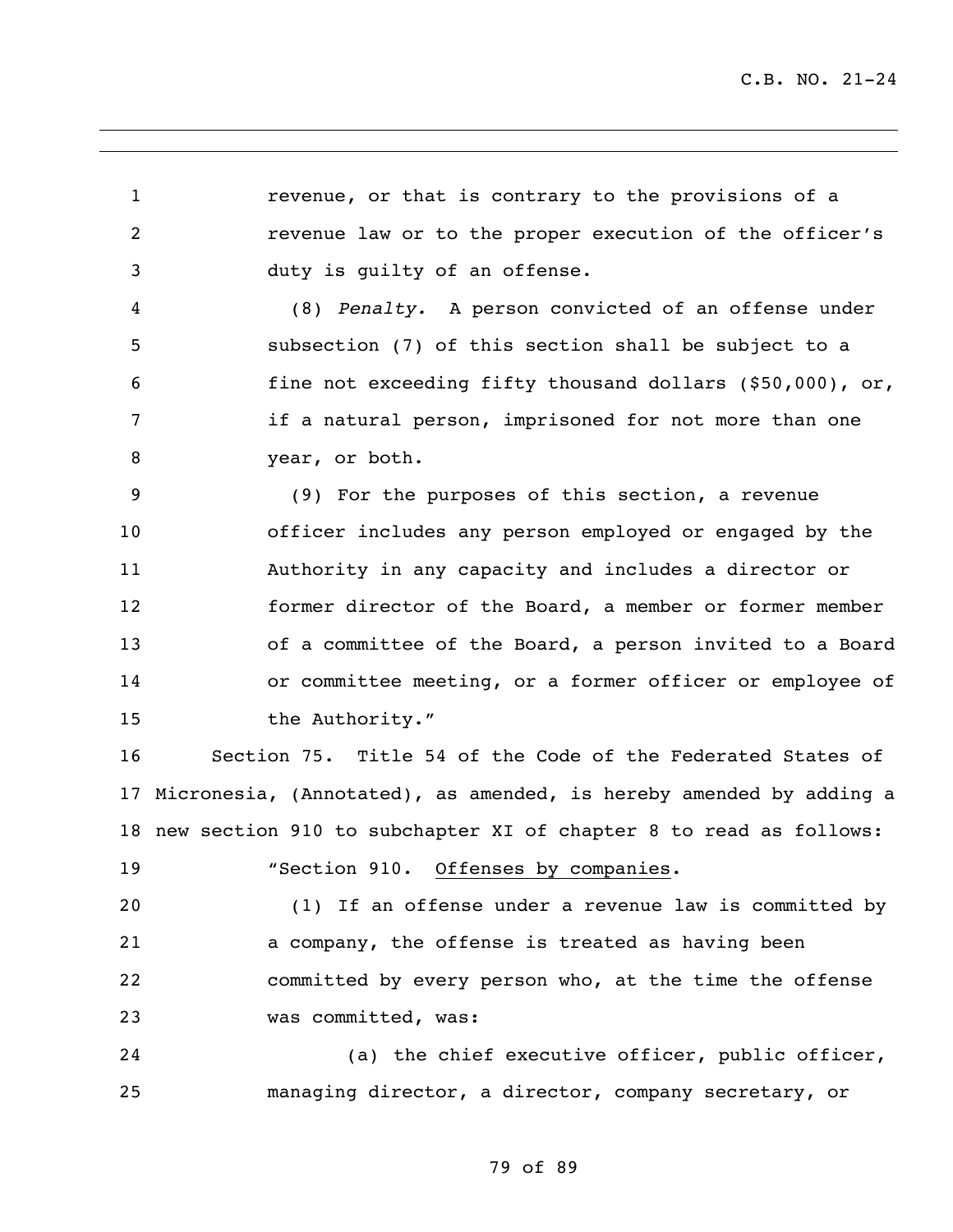revenue, or that is contrary to the provisions of a revenue law or to the proper execution of the officer's duty is guilty of an offense.

(8) *Penalty.* A person convicted of an offense under subsection (7) of this section shall be subject to a fine not exceeding fifty thousand dollars ($50,000), or, if a natural person, imprisoned for not more than one year, or both.

(9) For the purposes of this section, a revenue officer includes any person employed or engaged by the Authority in any capacity and includes a director or former director of the Board, a member or former member of a committee of the Board, a person invited to a Board or committee meeting, or a former officer or employee of the Authority."

Section 75. Title 54 of the Code of the Federated States of Micronesia, (Annotated), as amended, is hereby amended by adding a new section 910 to subchapter XI of chapter 8 to read as follows:

"Section 910. Offenses by companies.

(1) If an offense under a revenue law is committed by a company, the offense is treated as having been committed by every person who, at the time the offense was committed, was:

(a) the chief executive officer, public officer, managing director, a director, company secretary, or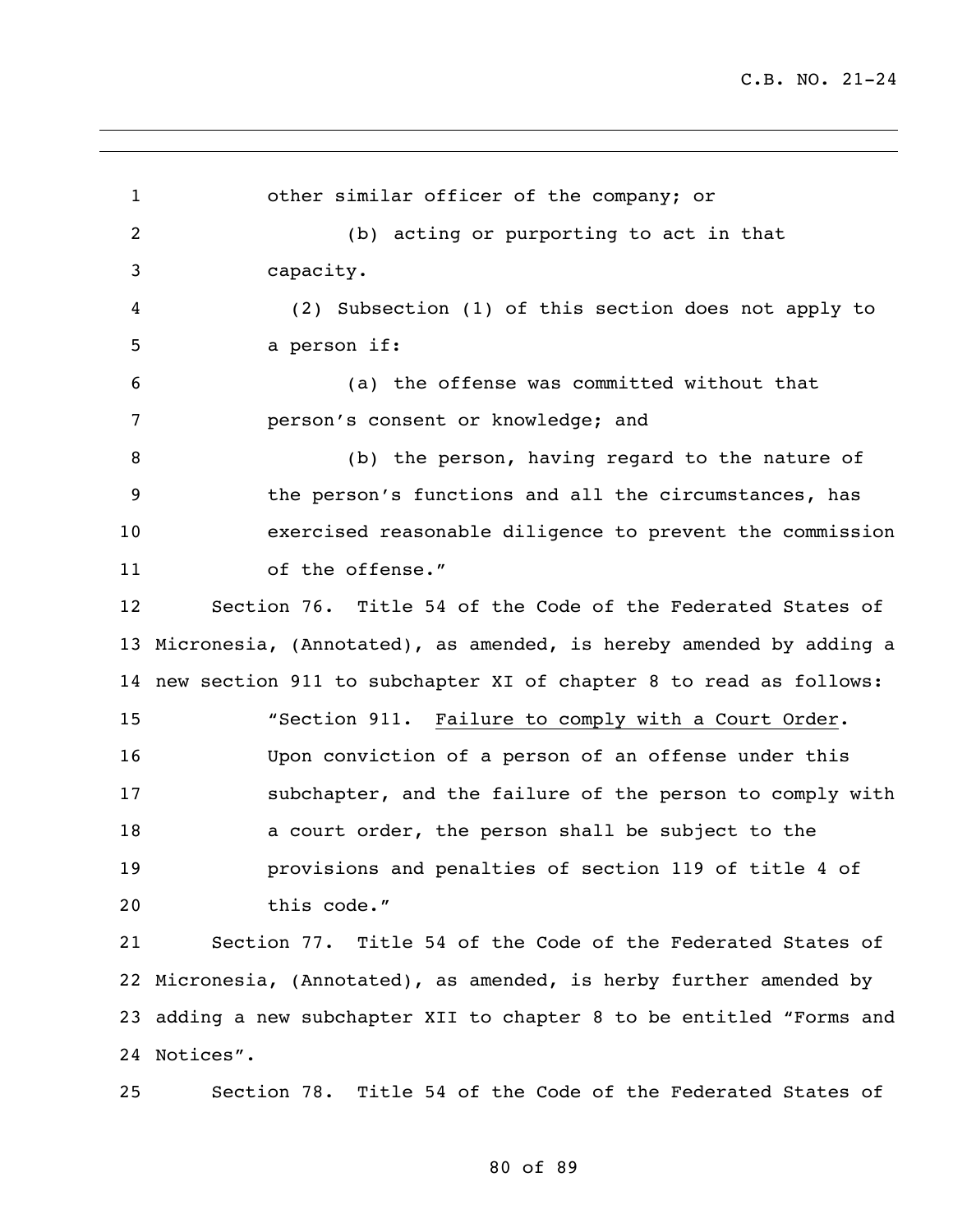other similar officer of the company; or

(b) acting or purporting to act in that capacity.

(2) Subsection (1) of this section does not apply to a person if:

(a) the offense was committed without that person's consent or knowledge; and

(b) the person, having regard to the nature of the person's functions and all the circumstances, has exercised reasonable diligence to prevent the commission of the offense."

Section 76. Title 54 of the Code of the Federated States of Micronesia, (Annotated), as amended, is hereby amended by adding a new section 911 to subchapter XI of chapter 8 to read as follows:

"Section 911. Failure to comply with a Court Order. Upon conviction of a person of an offense under this subchapter, and the failure of the person to comply with a court order, the person shall be subject to the provisions and penalties of section 119 of title 4 of this code."

Section 77. Title 54 of the Code of the Federated States of Micronesia, (Annotated), as amended, is herby further amended by adding a new subchapter XII to chapter 8 to be entitled "Forms and Notices".

Section 78. Title 54 of the Code of the Federated States of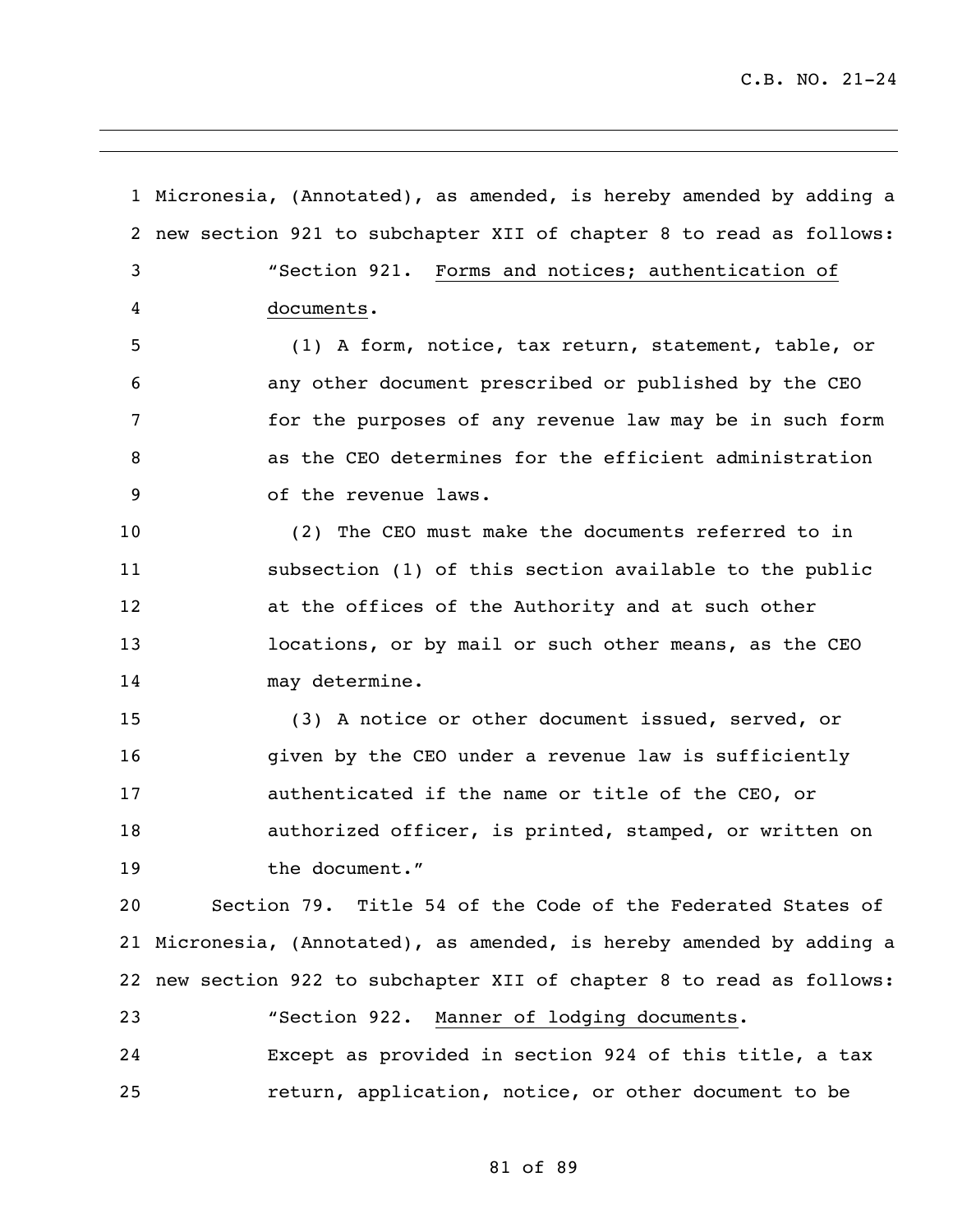Micronesia, (Annotated), as amended, is hereby amended by adding a new section 921 to subchapter XII of chapter 8 to read as follows:

"Section 921. Forms and notices; authentication of documents.

(1) A form, notice, tax return, statement, table, or any other document prescribed or published by the CEO for the purposes of any revenue law may be in such form as the CEO determines for the efficient administration of the revenue laws.

(2) The CEO must make the documents referred to in subsection (1) of this section available to the public at the offices of the Authority and at such other locations, or by mail or such other means, as the CEO may determine.

(3) A notice or other document issued, served, or given by the CEO under a revenue law is sufficiently authenticated if the name or title of the CEO, or authorized officer, is printed, stamped, or written on the document."

Section 79. Title 54 of the Code of the Federated States of Micronesia, (Annotated), as amended, is hereby amended by adding a new section 922 to subchapter XII of chapter 8 to read as follows:

"Section 922. Manner of lodging documents.

Except as provided in section 924 of this title, a tax return, application, notice, or other document to be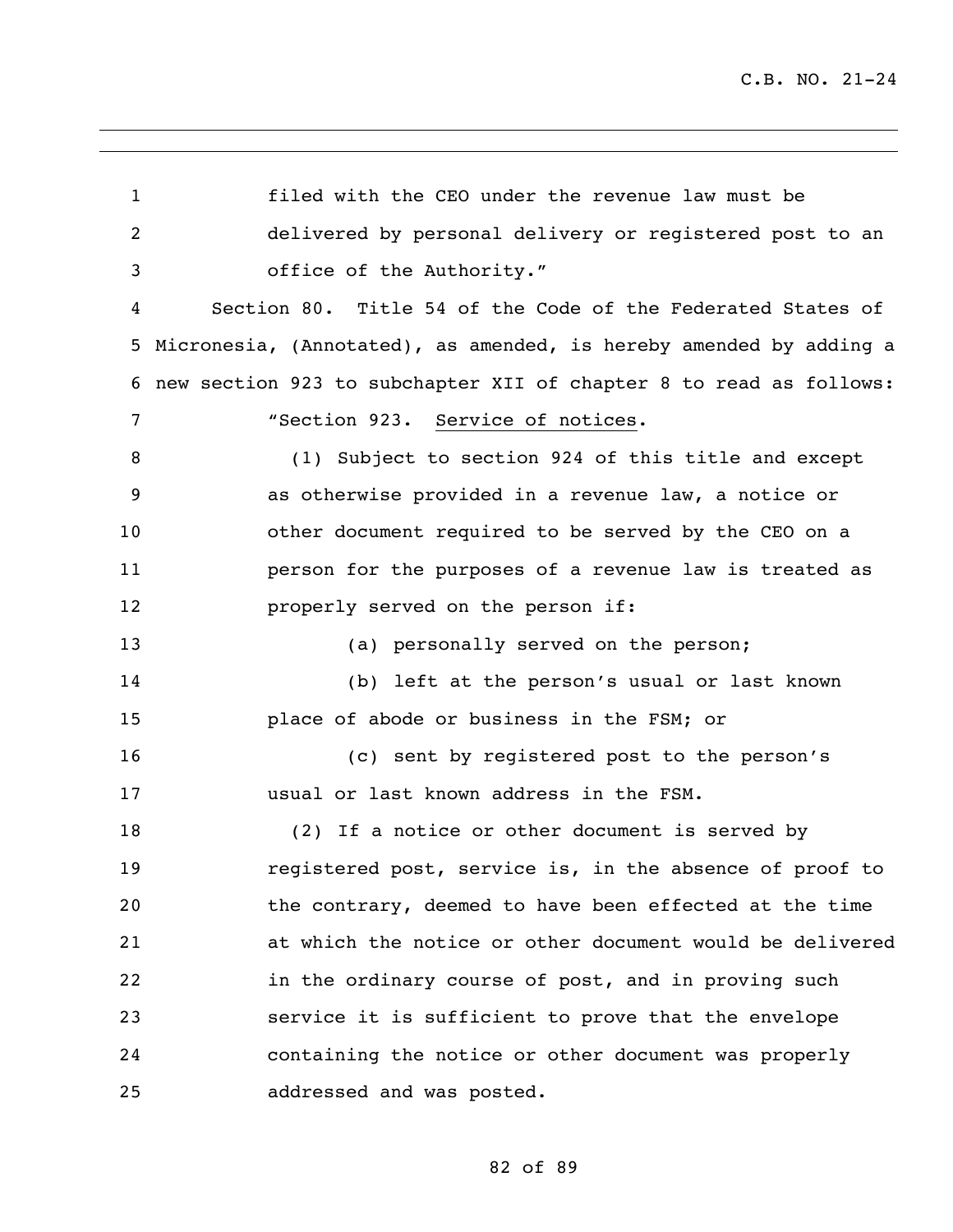filed with the CEO under the revenue law must be delivered by personal delivery or registered post to an office of the Authority."

Section 80. Title 54 of the Code of the Federated States of Micronesia, (Annotated), as amended, is hereby amended by adding a new section 923 to subchapter XII of chapter 8 to read as follows:

"Section 923. Service of notices.

(1) Subject to section 924 of this title and except as otherwise provided in a revenue law, a notice or other document required to be served by the CEO on a person for the purposes of a revenue law is treated as properly served on the person if:

(a) personally served on the person;

(b) left at the person's usual or last known place of abode or business in the FSM; or

(c) sent by registered post to the person's usual or last known address in the FSM.

(2) If a notice or other document is served by registered post, service is, in the absence of proof to the contrary, deemed to have been effected at the time at which the notice or other document would be delivered in the ordinary course of post, and in proving such service it is sufficient to prove that the envelope containing the notice or other document was properly addressed and was posted.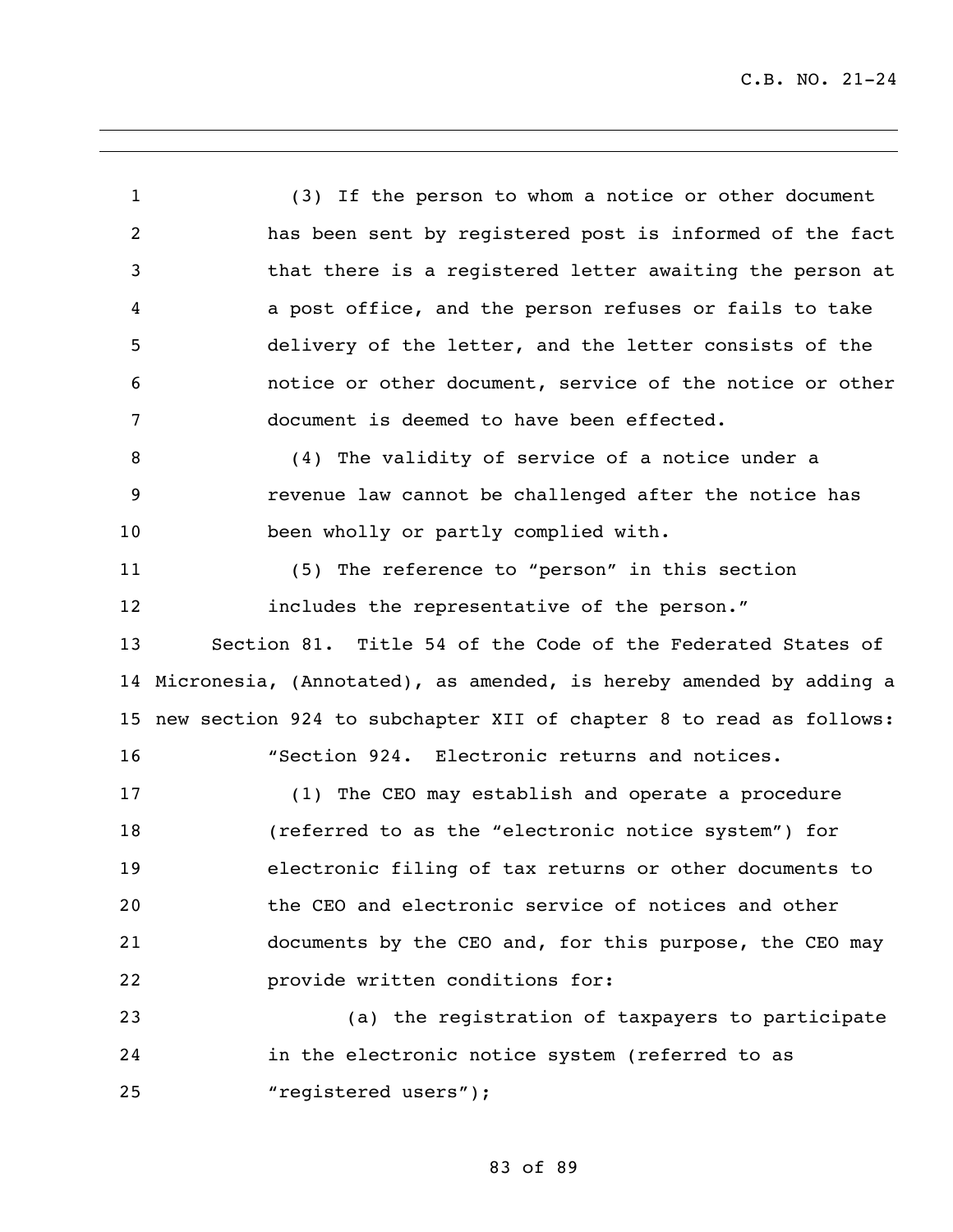(3) If the person to whom a notice or other document has been sent by registered post is informed of the fact that there is a registered letter awaiting the person at a post office, and the person refuses or fails to take delivery of the letter, and the letter consists of the notice or other document, service of the notice or other document is deemed to have been effected.

(4) The validity of service of a notice under a revenue law cannot be challenged after the notice has been wholly or partly complied with.

(5) The reference to "person" in this section includes the representative of the person."

Section 81. Title 54 of the Code of the Federated States of Micronesia, (Annotated), as amended, is hereby amended by adding a new section 924 to subchapter XII of chapter 8 to read as follows:

"Section 924. Electronic returns and notices.

(1) The CEO may establish and operate a procedure (referred to as the "electronic notice system") for electronic filing of tax returns or other documents to the CEO and electronic service of notices and other documents by the CEO and, for this purpose, the CEO may provide written conditions for:

(a) the registration of taxpayers to participate in the electronic notice system (referred to as "registered users");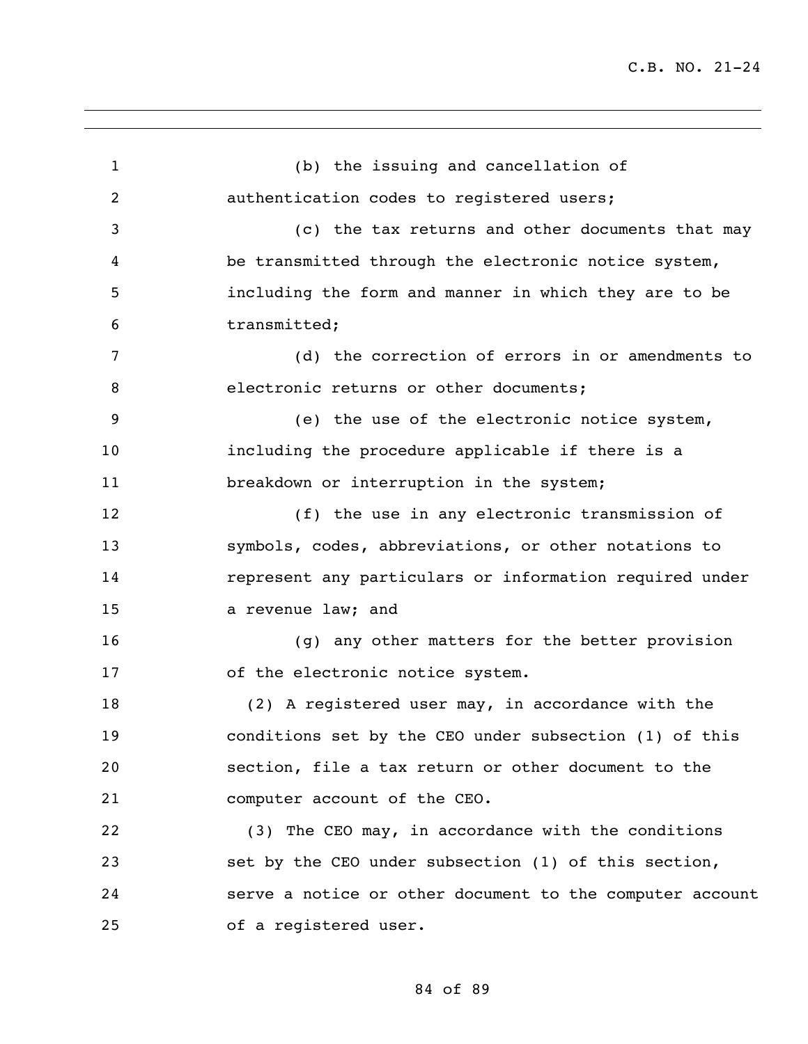(b) the issuing and cancellation of authentication codes to registered users;

(c) the tax returns and other documents that may be transmitted through the electronic notice system, including the form and manner in which they are to be transmitted;

(d) the correction of errors in or amendments to electronic returns or other documents;

(e) the use of the electronic notice system, including the procedure applicable if there is a breakdown or interruption in the system;

(f) the use in any electronic transmission of symbols, codes, abbreviations, or other notations to represent any particulars or information required under a revenue law; and

(g) any other matters for the better provision of the electronic notice system.

(2) A registered user may, in accordance with the conditions set by the CEO under subsection (1) of this section, file a tax return or other document to the computer account of the CEO.

(3) The CEO may, in accordance with the conditions set by the CEO under subsection (1) of this section, serve a notice or other document to the computer account of a registered user.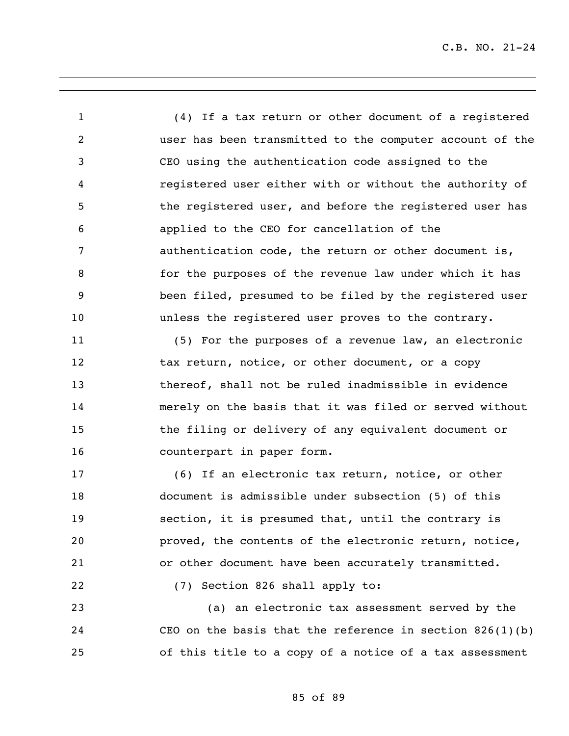(4) If a tax return or other document of a registered user has been transmitted to the computer account of the CEO using the authentication code assigned to the registered user either with or without the authority of the registered user, and before the registered user has applied to the CEO for cancellation of the authentication code, the return or other document is, for the purposes of the revenue law under which it has been filed, presumed to be filed by the registered user unless the registered user proves to the contrary.

(5) For the purposes of a revenue law, an electronic tax return, notice, or other document, or a copy thereof, shall not be ruled inadmissible in evidence merely on the basis that it was filed or served without the filing or delivery of any equivalent document or counterpart in paper form.

(6) If an electronic tax return, notice, or other document is admissible under subsection (5) of this section, it is presumed that, until the contrary is proved, the contents of the electronic return, notice, or other document have been accurately transmitted.

(7) Section 826 shall apply to:

(a) an electronic tax assessment served by the CEO on the basis that the reference in section 826(1)(b) of this title to a copy of a notice of a tax assessment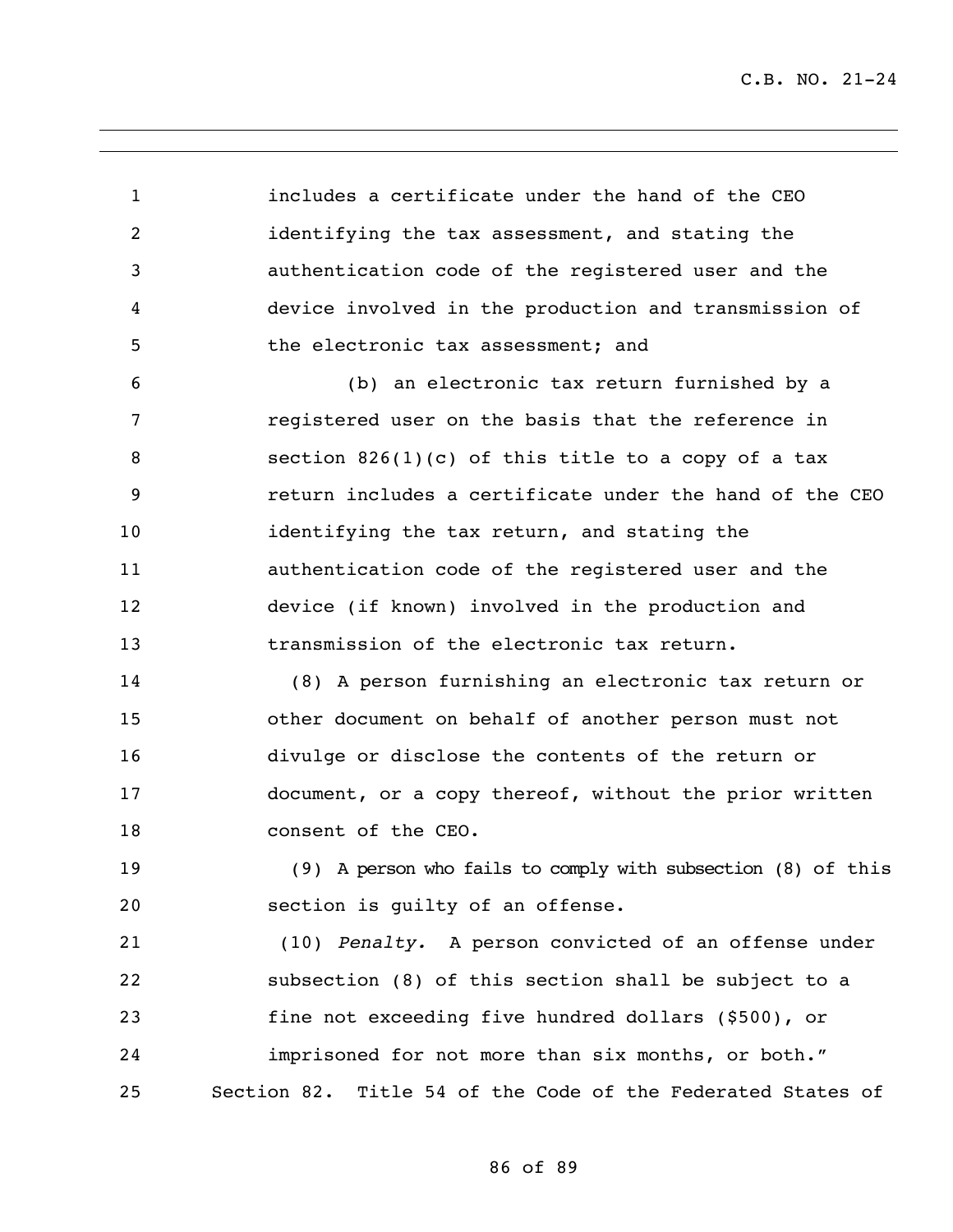includes a certificate under the hand of the CEO identifying the tax assessment, and stating the authentication code of the registered user and the device involved in the production and transmission of the electronic tax assessment; and

(b) an electronic tax return furnished by a registered user on the basis that the reference in section 826(1)(c) of this title to a copy of a tax return includes a certificate under the hand of the CEO identifying the tax return, and stating the authentication code of the registered user and the device (if known) involved in the production and transmission of the electronic tax return.

(8) A person furnishing an electronic tax return or other document on behalf of another person must not divulge or disclose the contents of the return or document, or a copy thereof, without the prior written consent of the CEO.

(9) A person who fails to comply with subsection (8) of this section is guilty of an offense.

(10) *Penalty.* A person convicted of an offense under subsection (8) of this section shall be subject to a fine not exceeding five hundred dollars ($500), or imprisoned for not more than six months, or both."

Section 82. Title 54 of the Code of the Federated States of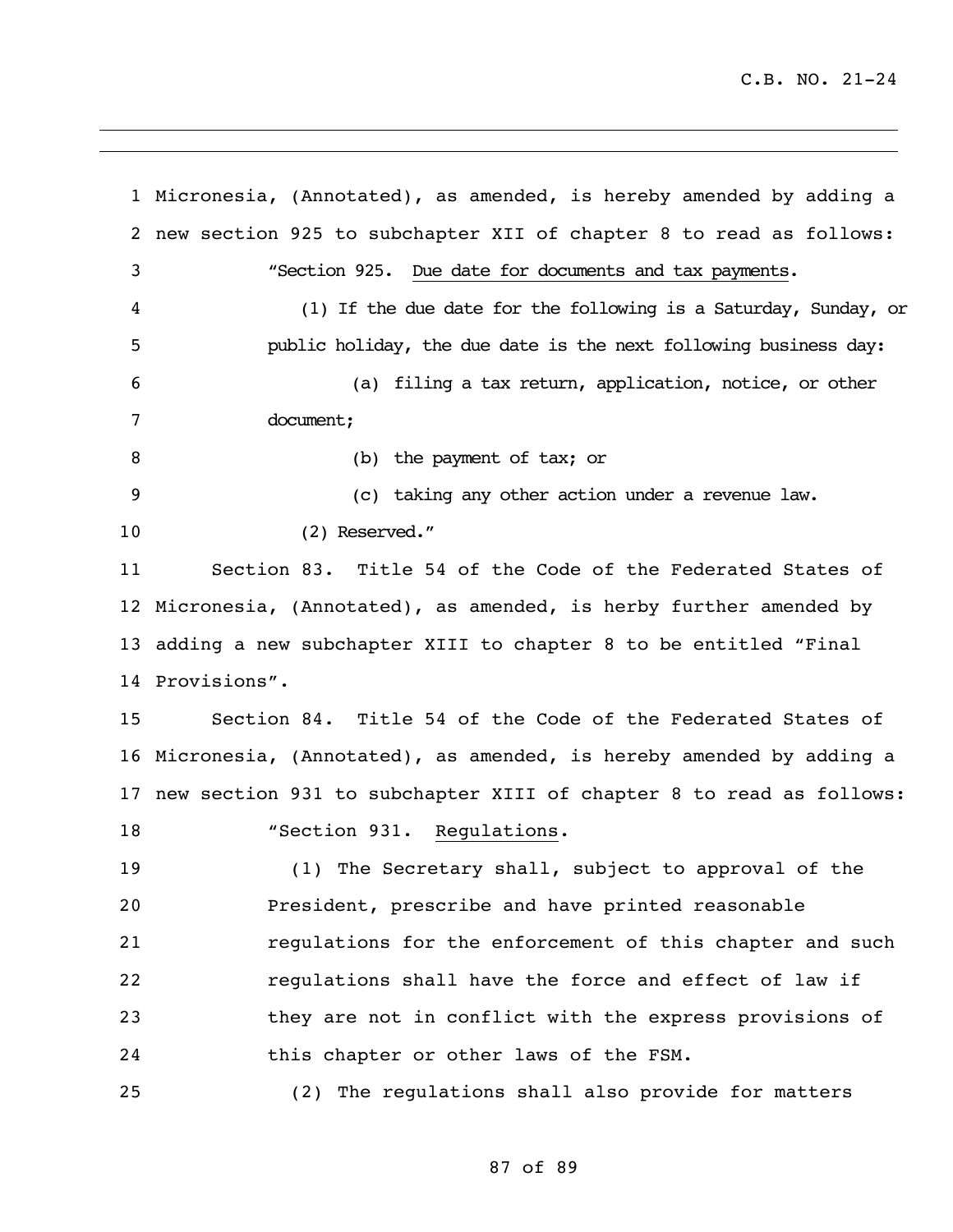Micronesia, (Annotated), as amended, is hereby amended by adding a new section 925 to subchapter XII of chapter 8 to read as follows:

"Section 925. Due date for documents and tax payments.

(1) If the due date for the following is a Saturday, Sunday, or public holiday, the due date is the next following business day:

(a) filing a tax return, application, notice, or other document;

(b) the payment of tax; or

(c) taking any other action under a revenue law.

(2) Reserved."

Section 83. Title 54 of the Code of the Federated States of Micronesia, (Annotated), as amended, is herby further amended by adding a new subchapter XIII to chapter 8 to be entitled "Final Provisions".

Section 84. Title 54 of the Code of the Federated States of Micronesia, (Annotated), as amended, is hereby amended by adding a new section 931 to subchapter XIII of chapter 8 to read as follows:

"Section 931. Regulations.

(1) The Secretary shall, subject to approval of the President, prescribe and have printed reasonable regulations for the enforcement of this chapter and such regulations shall have the force and effect of law if they are not in conflict with the express provisions of this chapter or other laws of the FSM.

(2) The regulations shall also provide for matters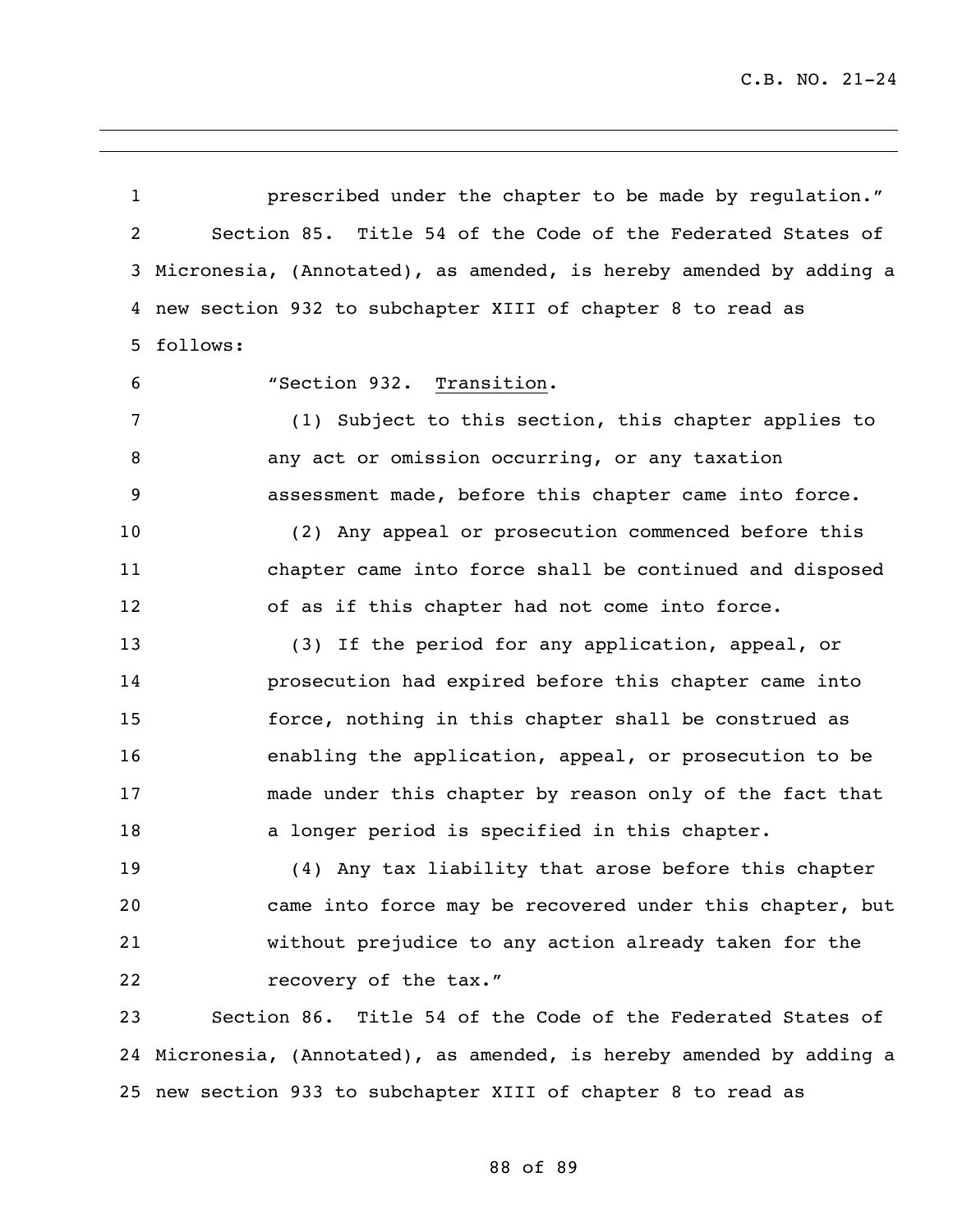prescribed under the chapter to be made by regulation."

Section 85. Title 54 of the Code of the Federated States of Micronesia, (Annotated), as amended, is hereby amended by adding a new section 932 to subchapter XIII of chapter 8 to read as follows:

"Section 932. Transition.

(1) Subject to this section, this chapter applies to any act or omission occurring, or any taxation assessment made, before this chapter came into force.

(2) Any appeal or prosecution commenced before this chapter came into force shall be continued and disposed of as if this chapter had not come into force.

(3) If the period for any application, appeal, or prosecution had expired before this chapter came into force, nothing in this chapter shall be construed as enabling the application, appeal, or prosecution to be made under this chapter by reason only of the fact that a longer period is specified in this chapter.

(4) Any tax liability that arose before this chapter came into force may be recovered under this chapter, but without prejudice to any action already taken for the recovery of the tax."

Section 86. Title 54 of the Code of the Federated States of Micronesia, (Annotated), as amended, is hereby amended by adding a new section 933 to subchapter XIII of chapter 8 to read as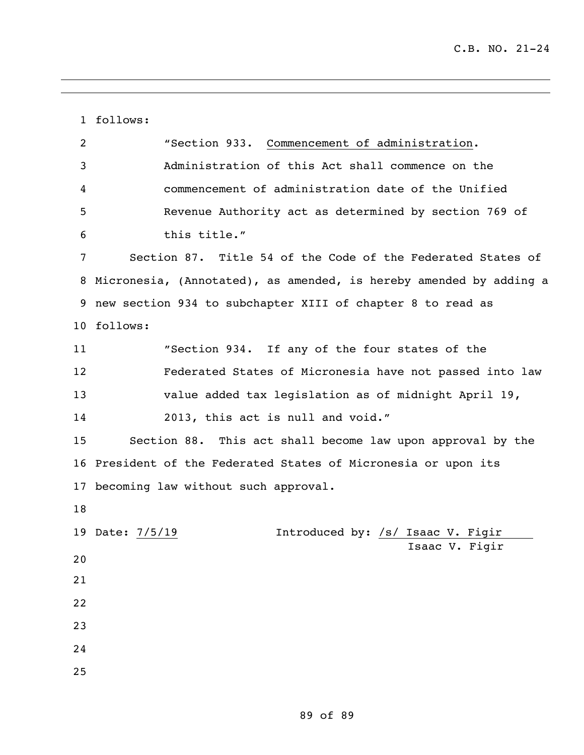follows:

"Section 933. Commencement of administration. Administration of this Act shall commence on the commencement of administration date of the Unified Revenue Authority act as determined by section 769 of this title."

Section 87. Title 54 of the Code of the Federated States of Micronesia, (Annotated), as amended, is hereby amended by adding a new section 934 to subchapter XIII of chapter 8 to read as follows:

"Section 934. If any of the four states of the Federated States of Micronesia have not passed into law value added tax legislation as of midnight April 19, 2013, this act is null and void."

Section 88. This act shall become law upon approval by the President of the Federated States of Micronesia or upon its becoming law without such approval.

Date: 7/5/19

Introduced by: /s/ Isaac V. Figir
Isaac V. Figir